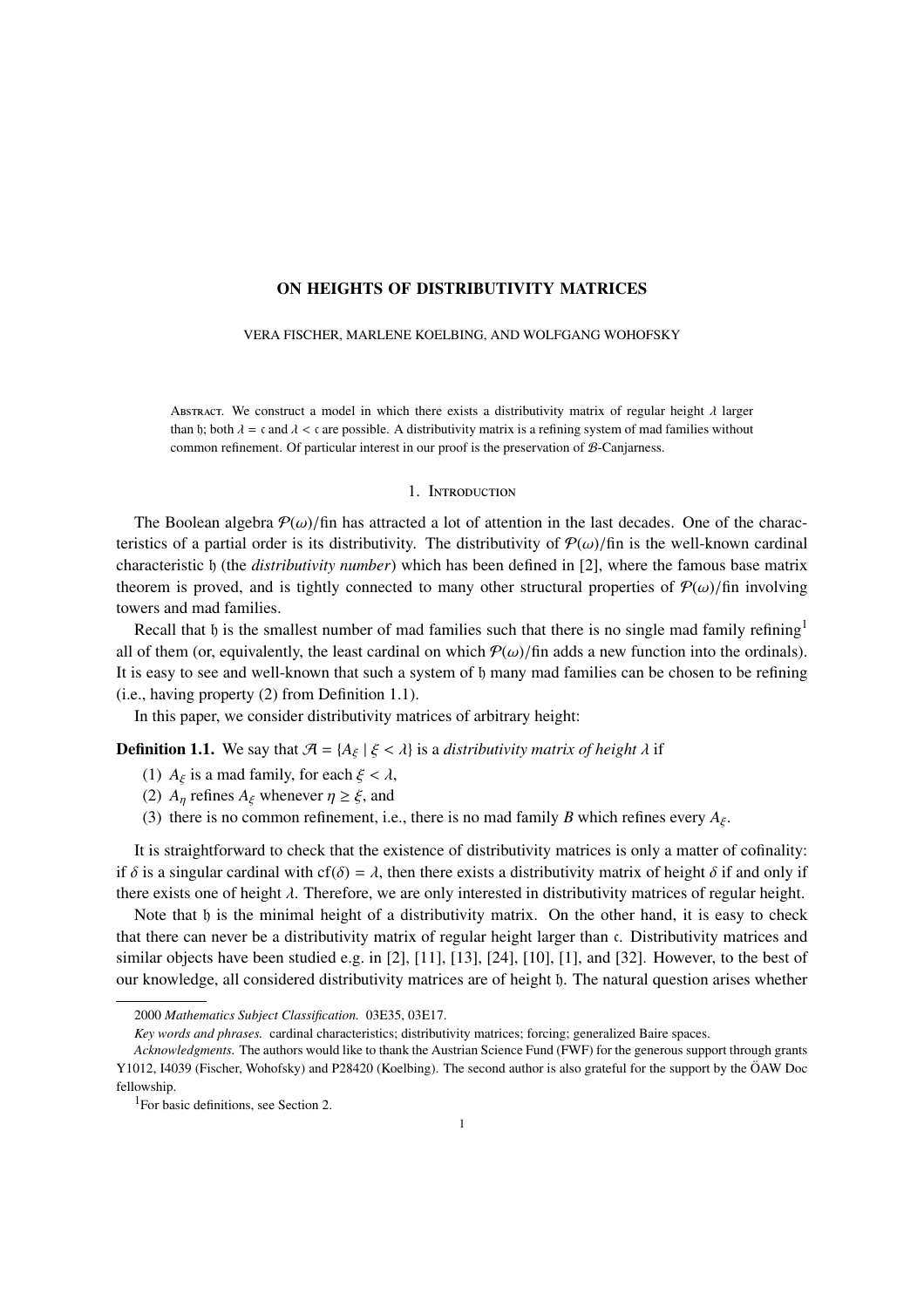# ON HEIGHTS OF DISTRIBUTIVITY MATRICES

VERA FISCHER, MARLENE KOELBING, AND WOLFGANG WOHOFSKY

Abstract. We construct a model in which there exists a distributivity matrix of regular height $\lambda$ larger than $\mathfrak{h}$; both $\lambda = \mathfrak{c}$ and $\lambda < \mathfrak{c}$ are possible. A distributivity matrix is a refining system of mad families without common refinement. Of particular interest in our proof is the preservation of $\mathcal{B}$-Canjarness.

## 1. Introduction

The Boolean algebra $\mathcal{P}(\omega)/\text{fin}$ has attracted a lot of attention in the last decades. One of the characteristics of a partial order is its distributivity. The distributivity of $\mathcal{P}(\omega)/\text{fin}$ is the well-known cardinal characteristic $\mathfrak{h}$ (the *distributivity number*) which has been defined in [2], where the famous base matrix theorem is proved, and is tightly connected to many other structural properties of $\mathcal{P}(\omega)/\text{fin}$ involving towers and mad families.

Recall that $\mathfrak{h}$ is the smallest number of mad families such that there is no single mad family refining[1] all of them (or, equivalently, the least cardinal on which $\mathcal{P}(\omega)/\text{fin}$ adds a new function into the ordinals). It is easy to see and well-known that such a system of $\mathfrak{h}$ many mad families can be chosen to be refining (i.e., having property (2) from Definition 1.1).

In this paper, we consider distributivity matrices of arbitrary height:

**Definition 1.1.** We say that $\mathcal{A} = \{A_\xi \mid \xi < \lambda\}$ is a *distributivity matrix of height $\lambda$* if

1. $A_\xi$ is a mad family, for each $\xi < \lambda$,
2. $A_\eta$ refines $A_\xi$ whenever $\eta \geq \xi$, and
3. there is no common refinement, i.e., there is no mad family $B$ which refines every $A_\xi$.

It is straightforward to check that the existence of distributivity matrices is only a matter of cofinality: if $\delta$ is a singular cardinal with $\text{cf}(\delta) = \lambda$, then there exists a distributivity matrix of height $\delta$ if and only if there exists one of height $\lambda$. Therefore, we are only interested in distributivity matrices of regular height.

Note that $\mathfrak{h}$ is the minimal height of a distributivity matrix. On the other hand, it is easy to check that there can never be a distributivity matrix of regular height larger than $\mathfrak{c}$. Distributivity matrices and similar objects have been studied e.g. in [2], [11], [13], [24], [10], [1], and [32]. However, to the best of our knowledge, all considered distributivity matrices are of height $\mathfrak{h}$. The natural question arises whether

---

2000 *Mathematics Subject Classification.* 03E35, 03E17.

*Key words and phrases.* cardinal characteristics; distributivity matrices; forcing; generalized Baire spaces.

*Acknowledgments.* The authors would like to thank the Austrian Science Fund (FWF) for the generous support through grants Y1012, I4039 (Fischer, Wohofsky) and P28420 (Koelbing). The second author is also grateful for the support by the ÖAW Doc fellowship.

[1] For basic definitions, see Section 2.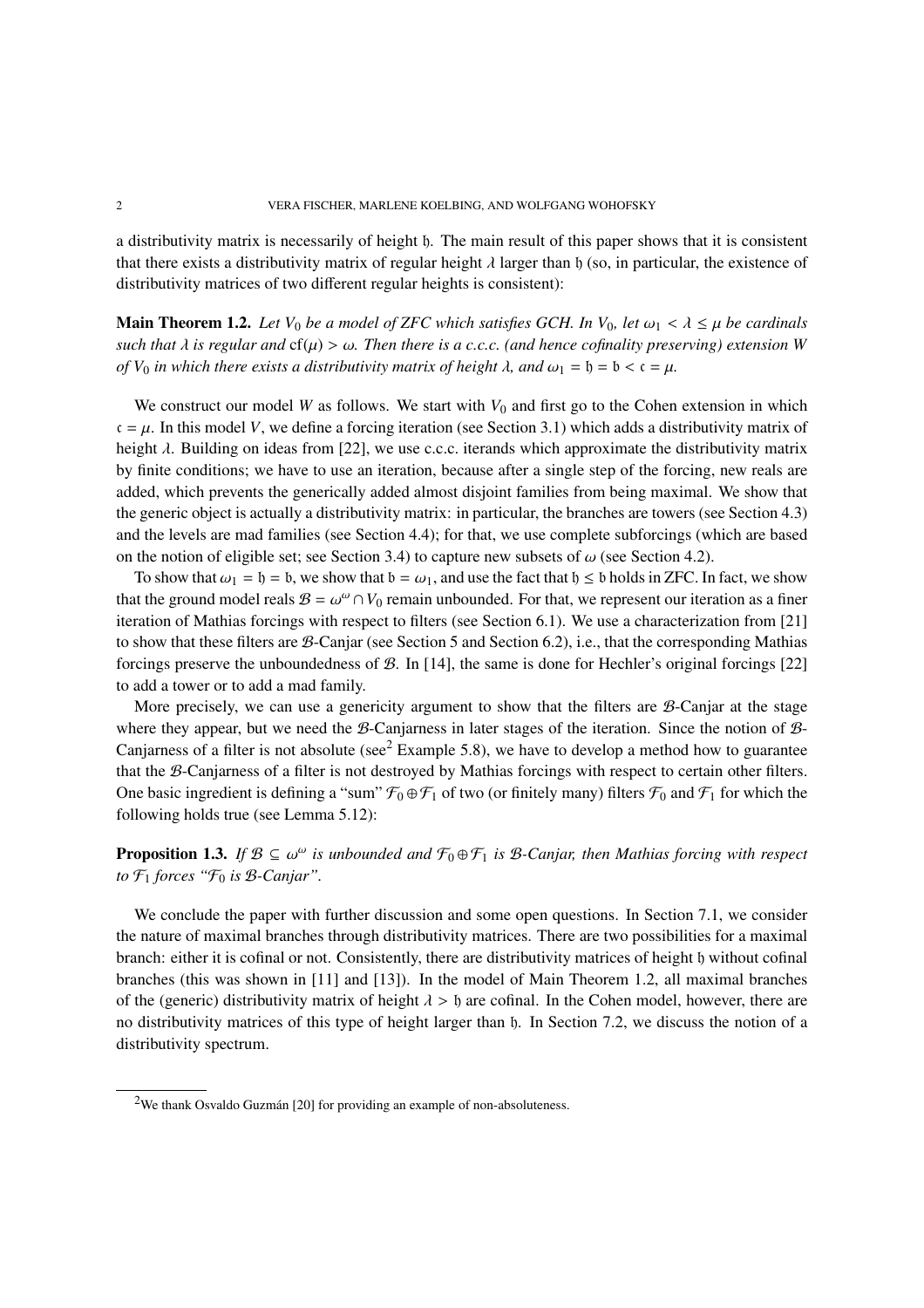a distributivity matrix is necessarily of height $\mathfrak{h}$. The main result of this paper shows that it is consistent that there exists a distributivity matrix of regular height $\lambda$ larger than $\mathfrak{h}$ (so, in particular, the existence of distributivity matrices of two different regular heights is consistent):

**Main Theorem 1.2.** *Let $V_0$ be a model of ZFC which satisfies GCH. In $V_0$, let $\omega_1 < \lambda \leq \mu$ be cardinals such that $\lambda$ is regular and $\mathrm{cf}(\mu) > \omega$. Then there is a c.c.c. (and hence cofinality preserving) extension $W$ of $V_0$ in which there exists a distributivity matrix of height $\lambda$, and $\omega_1 = \mathfrak{h} = \mathfrak{b} < \mathfrak{c} = \mu$.*

We construct our model $W$ as follows. We start with $V_0$ and first go to the Cohen extension in which $\mathfrak{c} = \mu$. In this model $V$, we define a forcing iteration (see Section 3.1) which adds a distributivity matrix of height $\lambda$. Building on ideas from [22], we use c.c.c. iterands which approximate the distributivity matrix by finite conditions; we have to use an iteration, because after a single step of the forcing, new reals are added, which prevents the generically added almost disjoint families from being maximal. We show that the generic object is actually a distributivity matrix: in particular, the branches are towers (see Section 4.3) and the levels are mad families (see Section 4.4); for that, we use complete subforcings (which are based on the notion of eligible set; see Section 3.4) to capture new subsets of $\omega$ (see Section 4.2).

To show that $\omega_1 = \mathfrak{h} = \mathfrak{b}$, we show that $\mathfrak{b} = \omega_1$, and use the fact that $\mathfrak{h} \leq \mathfrak{b}$ holds in ZFC. In fact, we show that the ground model reals $\mathcal{B} = \omega^\omega \cap V_0$ remain unbounded. For that, we represent our iteration as a finer iteration of Mathias forcings with respect to filters (see Section 6.1). We use a characterization from [21] to show that these filters are $\mathcal{B}$-Canjar (see Section 5 and Section 6.2), i.e., that the corresponding Mathias forcings preserve the unboundedness of $\mathcal{B}$. In [14], the same is done for Hechler's original forcings [22] to add a tower or to add a mad family.

More precisely, we can use a genericity argument to show that the filters are $\mathcal{B}$-Canjar at the stage where they appear, but we need the $\mathcal{B}$-Canjarness in later stages of the iteration. Since the notion of $\mathcal{B}$-Canjarness of a filter is not absolute (see[2] Example 5.8), we have to develop a method how to guarantee that the $\mathcal{B}$-Canjarness of a filter is not destroyed by Mathias forcings with respect to certain other filters. One basic ingredient is defining a "sum" $\mathcal{F}_0 \oplus \mathcal{F}_1$ of two (or finitely many) filters $\mathcal{F}_0$ and $\mathcal{F}_1$ for which the following holds true (see Lemma 5.12):

**Proposition 1.3.** *If $\mathcal{B} \subseteq \omega^\omega$ is unbounded and $\mathcal{F}_0 \oplus \mathcal{F}_1$ is $\mathcal{B}$-Canjar, then Mathias forcing with respect to $\mathcal{F}_1$ forces "$\mathcal{F}_0$ is $\mathcal{B}$-Canjar".*

We conclude the paper with further discussion and some open questions. In Section 7.1, we consider the nature of maximal branches through distributivity matrices. There are two possibilities for a maximal branch: either it is cofinal or not. Consistently, there are distributivity matrices of height $\mathfrak{h}$ without cofinal branches (this was shown in [11] and [13]). In the model of Main Theorem 1.2, all maximal branches of the (generic) distributivity matrix of height $\lambda > \mathfrak{h}$ are cofinal. In the Cohen model, however, there are no distributivity matrices of this type of height larger than $\mathfrak{h}$. In Section 7.2, we discuss the notion of a distributivity spectrum.

[2] We thank Osvaldo Guzmán [20] for providing an example of non-absoluteness.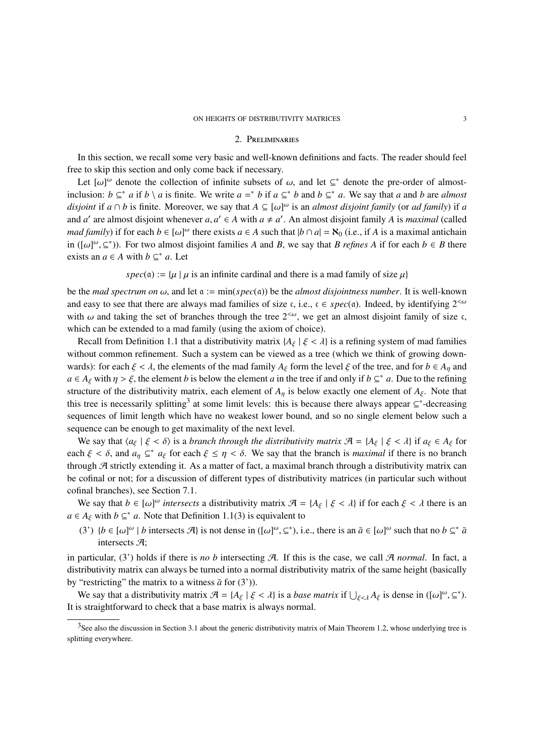## 2. Preliminaries

In this section, we recall some very basic and well-known definitions and facts. The reader should feel free to skip this section and only come back if necessary.

Let $[\omega]^\omega$ denote the collection of infinite subsets of $\omega$, and let $\subseteq^*$ denote the pre-order of almost-inclusion: $b \subseteq^* a$ if $b \setminus a$ is finite. We write $a =^* b$ if $a \subseteq^* b$ and $b \subseteq^* a$. We say that $a$ and $b$ are *almost disjoint* if $a \cap b$ is finite. Moreover, we say that $A \subseteq [\omega]^\omega$ is an *almost disjoint family* (or *ad family*) if $a$ and $a'$ are almost disjoint whenever $a, a' \in A$ with $a \neq a'$. An almost disjoint family $A$ is *maximal* (called *mad family*) if for each $b \in [\omega]^\omega$ there exists $a \in A$ such that $|b \cap a| = \aleph_0$ (i.e., if $A$ is a maximal antichain in $([\omega]^\omega, \subseteq^*)$). For two almost disjoint families $A$ and $B$, we say that $B$ *refines* $A$ if for each $b \in B$ there exists an $a \in A$ with $b \subseteq^* a$. Let

$$spec(\mathfrak{a}) := \{\mu \mid \mu \text{ is an infinite cardinal and there is a mad family of size } \mu\}$$

be the *mad spectrum on* $\omega$, and let $\mathfrak{a} := \min(spec(\mathfrak{a}))$ be the *almost disjointness number*. It is well-known and easy to see that there are always mad families of size $\mathfrak{c}$, i.e., $\mathfrak{c} \in spec(\mathfrak{a})$. Indeed, by identifying $2^{<\omega}$ with $\omega$ and taking the set of branches through the tree $2^{<\omega}$, we get an almost disjoint family of size $\mathfrak{c}$, which can be extended to a mad family (using the axiom of choice).

Recall from Definition 1.1 that a distributivity matrix $\{A_\xi \mid \xi < \lambda\}$ is a refining system of mad families without common refinement. Such a system can be viewed as a tree (which we think of growing downwards): for each $\xi < \lambda$, the elements of the mad family $A_\xi$ form the level $\xi$ of the tree, and for $b \in A_\eta$ and $a \in A_\xi$ with $\eta > \xi$, the element $b$ is below the element $a$ in the tree if and only if $b \subseteq^* a$. Due to the refining structure of the distributivity matrix, each element of $A_\eta$ is below exactly one element of $A_\xi$. Note that this tree is necessarily splitting[3] at some limit levels: this is because there always appear $\subseteq^*$-decreasing sequences of limit length which have no weakest lower bound, and so no single element below such a sequence can be enough to get maximality of the next level.

We say that $\langle a_\xi \mid \xi < \delta \rangle$ is a *branch through the distributivity matrix* $\mathcal{A} = \{A_\xi \mid \xi < \lambda\}$ if $a_\xi \in A_\xi$ for each $\xi < \delta$, and $a_\eta \subseteq^* a_\xi$ for each $\xi \leq \eta < \delta$. We say that the branch is *maximal* if there is no branch through $\mathcal{A}$ strictly extending it. As a matter of fact, a maximal branch through a distributivity matrix can be cofinal or not; for a discussion of different types of distributivity matrices (in particular such without cofinal branches), see Section 7.1.

We say that $b \in [\omega]^\omega$ *intersects* a distributivity matrix $\mathcal{A} = \{A_\xi \mid \xi < \lambda\}$ if for each $\xi < \lambda$ there is an $a \in A_\xi$ with $b \subseteq^* a$. Note that Definition 1.1(3) is equivalent to

(3') $\{b \in [\omega]^\omega \mid b \text{ intersects } \mathcal{A}\}$ is not dense in $([\omega]^\omega, \subseteq^*)$, i.e., there is an $\bar{a} \in [\omega]^\omega$ such that no $b \subseteq^* \bar{a}$ intersects $\mathcal{A}$;

in particular, (3') holds if there is *no b* intersecting $\mathcal{A}$. If this is the case, we call $\mathcal{A}$ *normal*. In fact, a distributivity matrix can always be turned into a normal distributivity matrix of the same height (basically by "restricting" the matrix to a witness $\bar{a}$ for (3')).

We say that a distributivity matrix $\mathcal{A} = \{A_\xi \mid \xi < \lambda\}$ is a *base matrix* if $\bigcup_{\xi<\lambda} A_\xi$ is dense in $([\omega]^\omega, \subseteq^*)$. It is straightforward to check that a base matrix is always normal.

[3] See also the discussion in Section 3.1 about the generic distributivity matrix of Main Theorem 1.2, whose underlying tree is splitting everywhere.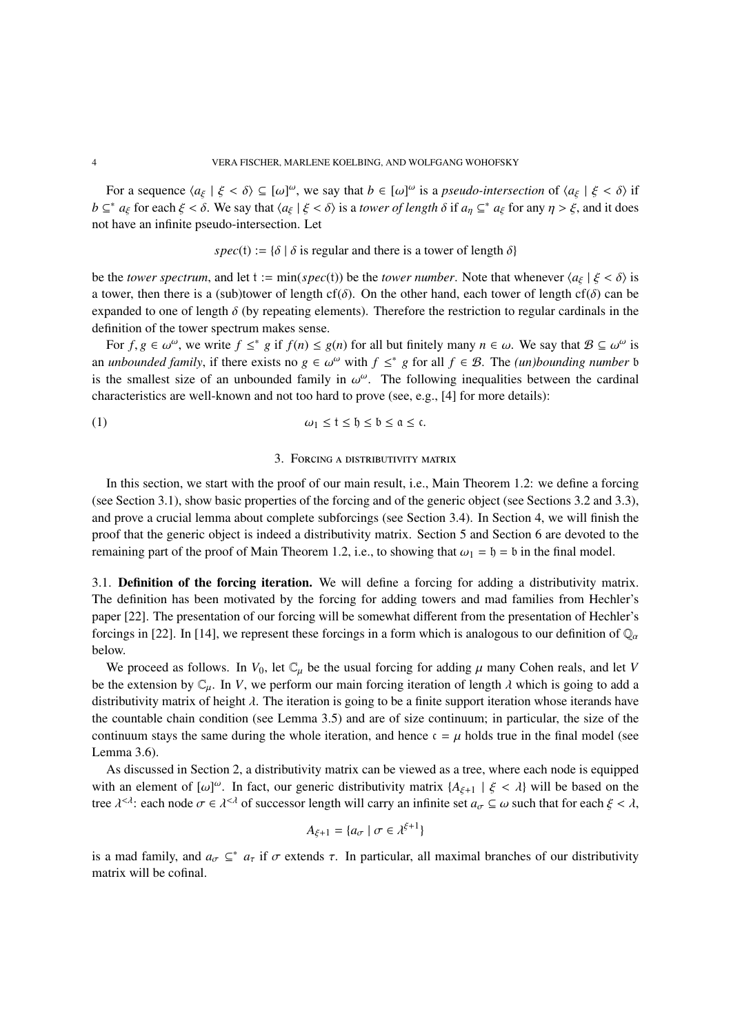For a sequence $\langle a_\xi \mid \xi < \delta \rangle \subseteq [\omega]^\omega$, we say that $b \in [\omega]^\omega$ is a *pseudo-intersection* of $\langle a_\xi \mid \xi < \delta \rangle$ if $b \subseteq^* a_\xi$ for each $\xi < \delta$. We say that $\langle a_\xi \mid \xi < \delta \rangle$ is a *tower of length* $\delta$ if $a_\eta \subseteq^* a_\xi$ for any $\eta > \xi$, and it does not have an infinite pseudo-intersection. Let

$$spec(\mathfrak{t}) := \{\delta \mid \delta \text{ is regular and there is a tower of length } \delta\}$$

be the *tower spectrum*, and let $\mathfrak{t} := \min(spec(\mathfrak{t}))$ be the *tower number*. Note that whenever $\langle a_\xi \mid \xi < \delta \rangle$ is a tower, then there is a (sub)tower of length $\mathrm{cf}(\delta)$. On the other hand, each tower of length $\mathrm{cf}(\delta)$ can be expanded to one of length $\delta$ (by repeating elements). Therefore the restriction to regular cardinals in the definition of the tower spectrum makes sense.

For $f, g \in \omega^\omega$, we write $f \leq^* g$ if $f(n) \leq g(n)$ for all but finitely many $n \in \omega$. We say that $\mathcal{B} \subseteq \omega^\omega$ is an *unbounded family*, if there exists no $g \in \omega^\omega$ with $f \leq^* g$ for all $f \in \mathcal{B}$. The *(un)bounding number* $\mathfrak{b}$ is the smallest size of an unbounded family in $\omega^\omega$. The following inequalities between the cardinal characteristics are well-known and not too hard to prove (see, e.g., [4] for more details):

$$\omega_1 \leq \mathfrak{t} \leq \mathfrak{h} \leq \mathfrak{b} \leq \mathfrak{a} \leq \mathfrak{c}. \tag{1}$$

## 3. Forcing a distributivity matrix

In this section, we start with the proof of our main result, i.e., Main Theorem 1.2: we define a forcing (see Section 3.1), show basic properties of the forcing and of the generic object (see Sections 3.2 and 3.3), and prove a crucial lemma about complete subforcings (see Section 3.4). In Section 4, we will finish the proof that the generic object is indeed a distributivity matrix. Section 5 and Section 6 are devoted to the remaining part of the proof of Main Theorem 1.2, i.e., to showing that $\omega_1 = \mathfrak{h} = \mathfrak{b}$ in the final model.

### 3.1. Definition of the forcing iteration.

We will define a forcing for adding a distributivity matrix. The definition has been motivated by the forcing for adding towers and mad families from Hechler's paper [22]. The presentation of our forcing will be somewhat different from the presentation of Hechler's forcings in [22]. In [14], we represent these forcings in a form which is analogous to our definition of $\mathbb{Q}_\alpha$ below.

We proceed as follows. In $V_0$, let $\mathbb{C}_\mu$ be the usual forcing for adding $\mu$ many Cohen reals, and let $V$ be the extension by $\mathbb{C}_\mu$. In $V$, we perform our main forcing iteration of length $\lambda$ which is going to add a distributivity matrix of height $\lambda$. The iteration is going to be a finite support iteration whose iterands have the countable chain condition (see Lemma 3.5) and are of size continuum; in particular, the size of the continuum stays the same during the whole iteration, and hence $\mathfrak{c} = \mu$ holds true in the final model (see Lemma 3.6).

As discussed in Section 2, a distributivity matrix can be viewed as a tree, where each node is equipped with an element of $[\omega]^\omega$. In fact, our generic distributivity matrix $\{A_{\xi+1} \mid \xi < \lambda\}$ will be based on the tree $\lambda^{<\lambda}$: each node $\sigma \in \lambda^{<\lambda}$ of successor length will carry an infinite set $a_\sigma \subseteq \omega$ such that for each $\xi < \lambda$,

$$A_{\xi+1} = \{a_\sigma \mid \sigma \in \lambda^{\xi+1}\}$$

is a mad family, and $a_\sigma \subseteq^* a_\tau$ if $\sigma$ extends $\tau$. In particular, all maximal branches of our distributivity matrix will be cofinal.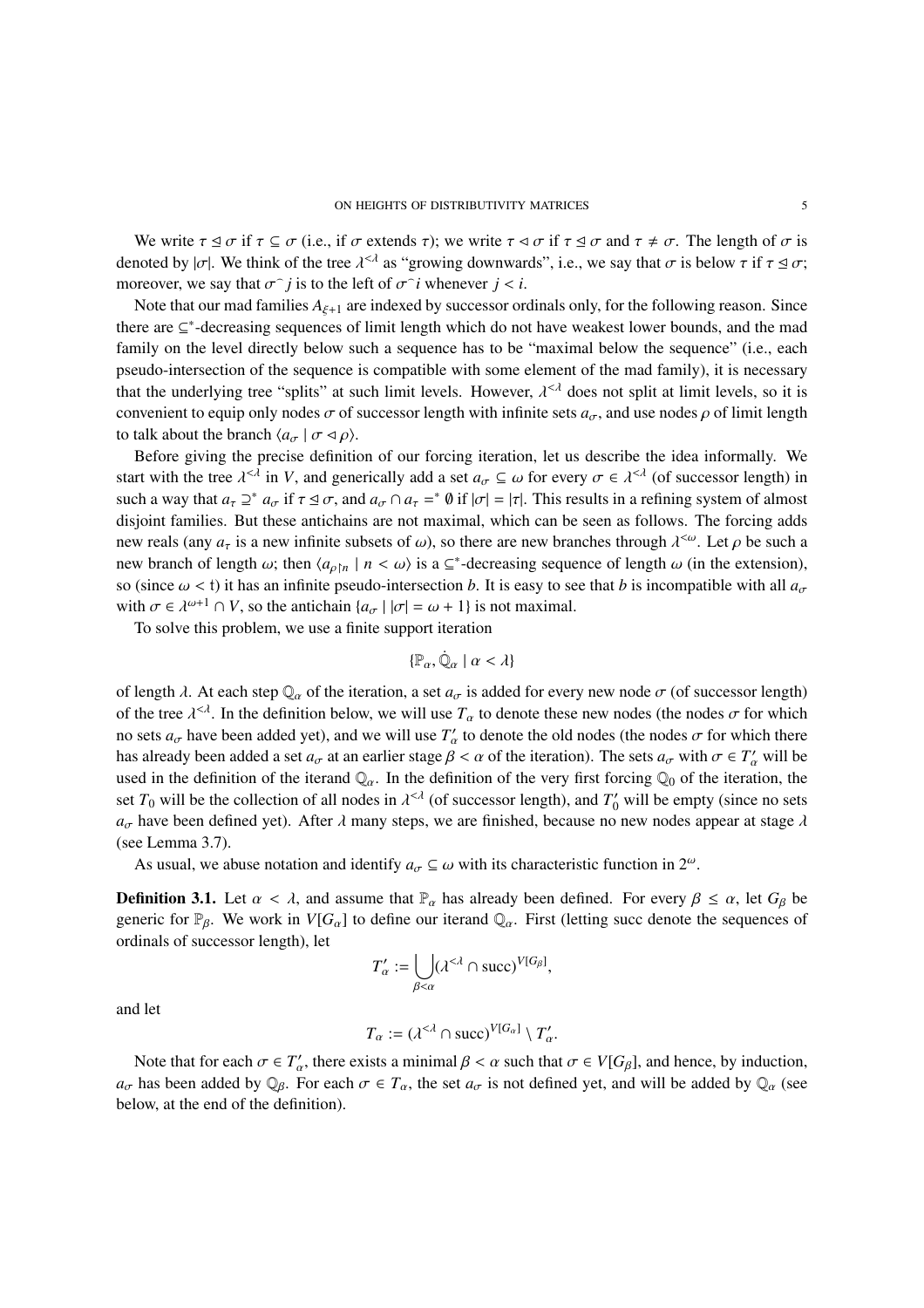We write $\tau \trianglelefteq \sigma$ if $\tau \subseteq \sigma$ (i.e., if $\sigma$ extends $\tau$); we write $\tau \triangleleft \sigma$ if $\tau \trianglelefteq \sigma$ and $\tau \neq \sigma$. The length of $\sigma$ is denoted by $|\sigma|$. We think of the tree $\lambda^{<\lambda}$ as "growing downwards", i.e., we say that $\sigma$ is below $\tau$ if $\tau \trianglelefteq \sigma$; moreover, we say that $\sigma^\frown j$ is to the left of $\sigma^\frown i$ whenever $j < i$.

Note that our mad families $A_{\xi+1}$ are indexed by successor ordinals only, for the following reason. Since there are $\subseteq^*$-decreasing sequences of limit length which do not have weakest lower bounds, and the mad family on the level directly below such a sequence has to be "maximal below the sequence" (i.e., each pseudo-intersection of the sequence is compatible with some element of the mad family), it is necessary that the underlying tree "splits" at such limit levels. However, $\lambda^{<\lambda}$ does not split at limit levels, so it is convenient to equip only nodes $\sigma$ of successor length with infinite sets $a_\sigma$, and use nodes $\rho$ of limit length to talk about the branch $\langle a_\sigma \mid \sigma \triangleleft \rho \rangle$.

Before giving the precise definition of our forcing iteration, let us describe the idea informally. We start with the tree $\lambda^{<\lambda}$ in $V$, and generically add a set $a_\sigma \subseteq \omega$ for every $\sigma \in \lambda^{<\lambda}$ (of successor length) in such a way that $a_\tau \supseteq^* a_\sigma$ if $\tau \trianglelefteq \sigma$, and $a_\sigma \cap a_\tau =^* \emptyset$ if $|\sigma| = |\tau|$. This results in a refining system of almost disjoint families. But these antichains are not maximal, which can be seen as follows. The forcing adds new reals (any $a_\tau$ is a new infinite subsets of $\omega$), so there are new branches through $\lambda^{<\omega}$. Let $\rho$ be such a new branch of length $\omega$; then $\langle a_{\rho \restriction n} \mid n < \omega \rangle$ is a $\subseteq^*$-decreasing sequence of length $\omega$ (in the extension), so (since $\omega < \mathfrak{t}$) it has an infinite pseudo-intersection $b$. It is easy to see that $b$ is incompatible with all $a_\sigma$ with $\sigma \in \lambda^{\omega+1} \cap V$, so the antichain $\{a_\sigma \mid |\sigma| = \omega + 1\}$ is not maximal.

To solve this problem, we use a finite support iteration

$$\{\mathbb{P}_\alpha, \dot{\mathbb{Q}}_\alpha \mid \alpha < \lambda\}$$

of length $\lambda$. At each step $\mathbb{Q}_\alpha$ of the iteration, a set $a_\sigma$ is added for every new node $\sigma$ (of successor length) of the tree $\lambda^{<\lambda}$. In the definition below, we will use $T_\alpha$ to denote these new nodes (the nodes $\sigma$ for which no sets $a_\sigma$ have been added yet), and we will use $T'_\alpha$ to denote the old nodes (the nodes $\sigma$ for which there has already been added a set $a_\sigma$ at an earlier stage $\beta < \alpha$ of the iteration). The sets $a_\sigma$ with $\sigma \in T'_\alpha$ will be used in the definition of the iterand $\mathbb{Q}_\alpha$. In the definition of the very first forcing $\mathbb{Q}_0$ of the iteration, the set $T_0$ will be the collection of all nodes in $\lambda^{<\lambda}$ (of successor length), and $T'_0$ will be empty (since no sets $a_\sigma$ have been defined yet). After $\lambda$ many steps, we are finished, because no new nodes appear at stage $\lambda$ (see Lemma 3.7).

As usual, we abuse notation and identify $a_\sigma \subseteq \omega$ with its characteristic function in $2^\omega$.

**Definition 3.1.** Let $\alpha < \lambda$, and assume that $\mathbb{P}_\alpha$ has already been defined. For every $\beta \leq \alpha$, let $G_\beta$ be generic for $\mathbb{P}_\beta$. We work in $V[G_\alpha]$ to define our iterand $\mathbb{Q}_\alpha$. First (letting succ denote the sequences of ordinals of successor length), let

$$T'_\alpha := \bigcup_{\beta<\alpha} (\lambda^{<\lambda} \cap \mathrm{succ})^{V[G_\beta]},$$

and let

$$T_\alpha := (\lambda^{<\lambda} \cap \mathrm{succ})^{V[G_\alpha]} \setminus T'_\alpha.$$

Note that for each $\sigma \in T'_\alpha$, there exists a minimal $\beta < \alpha$ such that $\sigma \in V[G_\beta]$, and hence, by induction, $a_\sigma$ has been added by $\mathbb{Q}_\beta$. For each $\sigma \in T_\alpha$, the set $a_\sigma$ is not defined yet, and will be added by $\mathbb{Q}_\alpha$ (see below, at the end of the definition).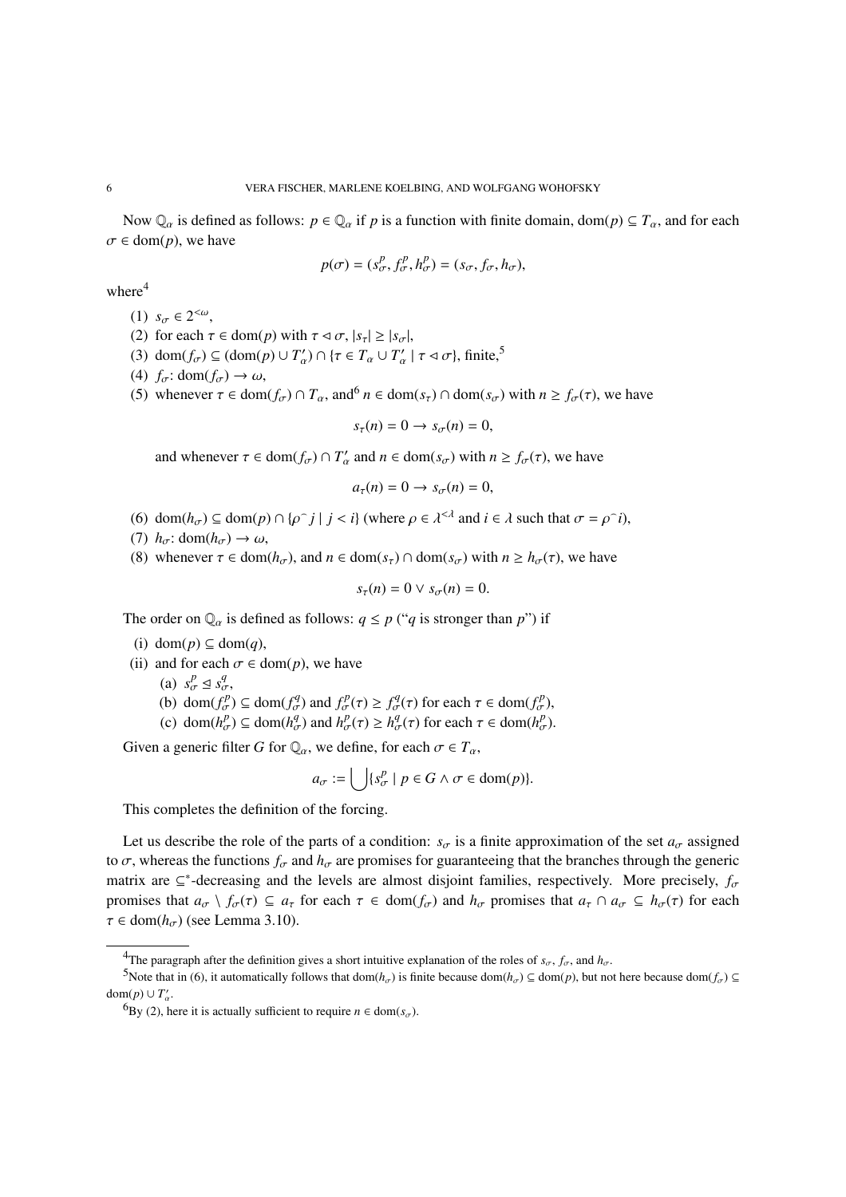Now $\mathbb{Q}_\alpha$ is defined as follows: $p \in \mathbb{Q}_\alpha$ if $p$ is a function with finite domain, $\mathrm{dom}(p) \subseteq T_\alpha$, and for each $\sigma \in \mathrm{dom}(p)$, we have

$$p(\sigma) = (s^p_\sigma, f^p_\sigma, h^p_\sigma) = (s_\sigma, f_\sigma, h_\sigma),$$

where[4]

(1) $s_\sigma \in 2^{<\omega}$,
(2) for each $\tau \in \mathrm{dom}(p)$ with $\tau \lhd \sigma$, $|s_\tau| \geq |s_\sigma|$,
(3) $\mathrm{dom}(f_\sigma) \subseteq (\mathrm{dom}(p) \cup T'_\alpha) \cap \{\tau \in T_\alpha \cup T'_\alpha \mid \tau \lhd \sigma\}$, finite,[5]
(4) $f_\sigma \colon \mathrm{dom}(f_\sigma) \to \omega$,
(5) whenever $\tau \in \mathrm{dom}(f_\sigma) \cap T_\alpha$, and[6] $n \in \mathrm{dom}(s_\tau) \cap \mathrm{dom}(s_\sigma)$ with $n \geq f_\sigma(\tau)$, we have

$$s_\tau(n) = 0 \to s_\sigma(n) = 0,$$

and whenever $\tau \in \mathrm{dom}(f_\sigma) \cap T'_\alpha$ and $n \in \mathrm{dom}(s_\sigma)$ with $n \geq f_\sigma(\tau)$, we have

$$a_\tau(n) = 0 \to s_\sigma(n) = 0,$$

(6) $\mathrm{dom}(h_\sigma) \subseteq \mathrm{dom}(p) \cap \{\rho^\frown j \mid j < i\}$ (where $\rho \in \lambda^{<\lambda}$ and $i \in \lambda$ such that $\sigma = \rho^\frown i$),
(7) $h_\sigma \colon \mathrm{dom}(h_\sigma) \to \omega$,
(8) whenever $\tau \in \mathrm{dom}(h_\sigma)$, and $n \in \mathrm{dom}(s_\tau) \cap \mathrm{dom}(s_\sigma)$ with $n \geq h_\sigma(\tau)$, we have

$$s_\tau(n) = 0 \lor s_\sigma(n) = 0.$$

The order on $\mathbb{Q}_\alpha$ is defined as follows: $q \leq p$ ("$q$ is stronger than $p$") if

(i) $\mathrm{dom}(p) \subseteq \mathrm{dom}(q)$,
(ii) and for each $\sigma \in \mathrm{dom}(p)$, we have
 (a) $s^p_\sigma \trianglelefteq s^q_\sigma$,
 (b) $\mathrm{dom}(f^p_\sigma) \subseteq \mathrm{dom}(f^q_\sigma)$ and $f^p_\sigma(\tau) \geq f^q_\sigma(\tau)$ for each $\tau \in \mathrm{dom}(f^p_\sigma)$,
 (c) $\mathrm{dom}(h^p_\sigma) \subseteq \mathrm{dom}(h^q_\sigma)$ and $h^p_\sigma(\tau) \geq h^q_\sigma(\tau)$ for each $\tau \in \mathrm{dom}(h^p_\sigma)$.

Given a generic filter $G$ for $\mathbb{Q}_\alpha$, we define, for each $\sigma \in T_\alpha$,

$$a_\sigma := \bigcup \{s^p_\sigma \mid p \in G \land \sigma \in \mathrm{dom}(p)\}.$$

This completes the definition of the forcing.

Let us describe the role of the parts of a condition: $s_\sigma$ is a finite approximation of the set $a_\sigma$ assigned to $\sigma$, whereas the functions $f_\sigma$ and $h_\sigma$ are promises for guaranteeing that the branches through the generic matrix are $\subseteq^*$-decreasing and the levels are almost disjoint families, respectively. More precisely, $f_\sigma$ promises that $a_\sigma \setminus f_\sigma(\tau) \subseteq a_\tau$ for each $\tau \in \mathrm{dom}(f_\sigma)$ and $h_\sigma$ promises that $a_\tau \cap a_\sigma \subseteq h_\sigma(\tau)$ for each $\tau \in \mathrm{dom}(h_\sigma)$ (see Lemma 3.10).

---

[4] The paragraph after the definition gives a short intuitive explanation of the roles of $s_\sigma$, $f_\sigma$, and $h_\sigma$.

[5] Note that in (6), it automatically follows that $\mathrm{dom}(h_\sigma)$ is finite because $\mathrm{dom}(h_\sigma) \subseteq \mathrm{dom}(p)$, but not here because $\mathrm{dom}(f_\sigma) \subseteq \mathrm{dom}(p) \cup T'_\alpha$.

[6] By (2), here it is actually sufficient to require $n \in \mathrm{dom}(s_\sigma)$.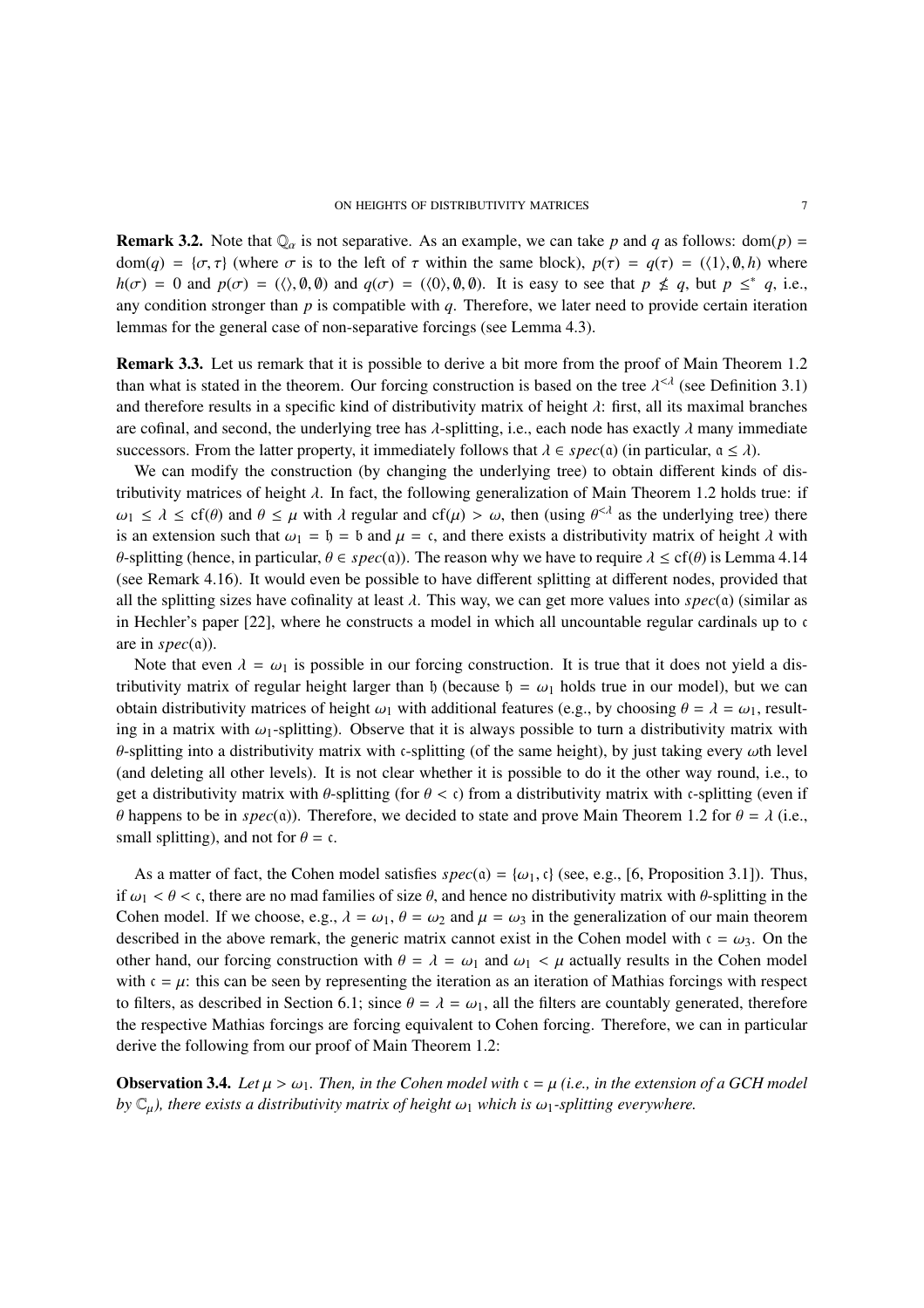**Remark 3.2.** Note that $\mathbb{Q}_\alpha$ is not separative. As an example, we can take $p$ and $q$ as follows: $\mathrm{dom}(p) = \mathrm{dom}(q) = \{\sigma, \tau\}$ (where $\sigma$ is to the left of $\tau$ within the same block), $p(\tau) = q(\tau) = (\langle 1 \rangle, \emptyset, h)$ where $h(\sigma) = 0$ and $p(\sigma) = (\langle\rangle, \emptyset, \emptyset)$ and $q(\sigma) = (\langle 0 \rangle, \emptyset, \emptyset)$. It is easy to see that $p \nleq q$, but $p \leq^* q$, i.e., any condition stronger than $p$ is compatible with $q$. Therefore, we later need to provide certain iteration lemmas for the general case of non-separative forcings (see Lemma 4.3).

**Remark 3.3.** Let us remark that it is possible to derive a bit more from the proof of Main Theorem 1.2 than what is stated in the theorem. Our forcing construction is based on the tree $\lambda^{<\lambda}$ (see Definition 3.1) and therefore results in a specific kind of distributivity matrix of height $\lambda$: first, all its maximal branches are cofinal, and second, the underlying tree has $\lambda$-splitting, i.e., each node has exactly $\lambda$ many immediate successors. From the latter property, it immediately follows that $\lambda \in spec(\mathfrak{a})$ (in particular, $\mathfrak{a} \leq \lambda$).

We can modify the construction (by changing the underlying tree) to obtain different kinds of distributivity matrices of height $\lambda$. In fact, the following generalization of Main Theorem 1.2 holds true: if $\omega_1 \leq \lambda \leq \mathrm{cf}(\theta)$ and $\theta \leq \mu$ with $\lambda$ regular and $\mathrm{cf}(\mu) > \omega$, then (using $\theta^{<\lambda}$ as the underlying tree) there is an extension such that $\omega_1 = \mathfrak{h} = \mathfrak{b}$ and $\mu = \mathfrak{c}$, and there exists a distributivity matrix of height $\lambda$ with $\theta$-splitting (hence, in particular, $\theta \in spec(\mathfrak{a})$). The reason why we have to require $\lambda \leq \mathrm{cf}(\theta)$ is Lemma 4.14 (see Remark 4.16). It would even be possible to have different splitting at different nodes, provided that all the splitting sizes have cofinality at least $\lambda$. This way, we can get more values into $spec(\mathfrak{a})$ (similar as in Hechler's paper [22], where he constructs a model in which all uncountable regular cardinals up to $\mathfrak{c}$ are in $spec(\mathfrak{a})$).

Note that even $\lambda = \omega_1$ is possible in our forcing construction. It is true that it does not yield a distributivity matrix of regular height larger than $\mathfrak{h}$ (because $\mathfrak{h} = \omega_1$ holds true in our model), but we can obtain distributivity matrices of height $\omega_1$ with additional features (e.g., by choosing $\theta = \lambda = \omega_1$, resulting in a matrix with $\omega_1$-splitting). Observe that it is always possible to turn a distributivity matrix with $\theta$-splitting into a distributivity matrix with $\mathfrak{c}$-splitting (of the same height), by just taking every $\omega$th level (and deleting all other levels). It is not clear whether it is possible to do it the other way round, i.e., to get a distributivity matrix with $\theta$-splitting (for $\theta < \mathfrak{c}$) from a distributivity matrix with $\mathfrak{c}$-splitting (even if $\theta$ happens to be in $spec(\mathfrak{a})$). Therefore, we decided to state and prove Main Theorem 1.2 for $\theta = \lambda$ (i.e., small splitting), and not for $\theta = \mathfrak{c}$.

As a matter of fact, the Cohen model satisfies $spec(\mathfrak{a}) = \{\omega_1, \mathfrak{c}\}$ (see, e.g., [6, Proposition 3.1]). Thus, if $\omega_1 < \theta < \mathfrak{c}$, there are no mad families of size $\theta$, and hence no distributivity matrix with $\theta$-splitting in the Cohen model. If we choose, e.g., $\lambda = \omega_1$, $\theta = \omega_2$ and $\mu = \omega_3$ in the generalization of our main theorem described in the above remark, the generic matrix cannot exist in the Cohen model with $\mathfrak{c} = \omega_3$. On the other hand, our forcing construction with $\theta = \lambda = \omega_1$ and $\omega_1 < \mu$ actually results in the Cohen model with $\mathfrak{c} = \mu$: this can be seen by representing the iteration as an iteration of Mathias forcings with respect to filters, as described in Section 6.1; since $\theta = \lambda = \omega_1$, all the filters are countably generated, therefore the respective Mathias forcings are forcing equivalent to Cohen forcing. Therefore, we can in particular derive the following from our proof of Main Theorem 1.2:

**Observation 3.4.** *Let $\mu > \omega_1$. Then, in the Cohen model with $\mathfrak{c} = \mu$ (i.e., in the extension of a GCH model by $\mathbb{C}_\mu$), there exists a distributivity matrix of height $\omega_1$ which is $\omega_1$-splitting everywhere.*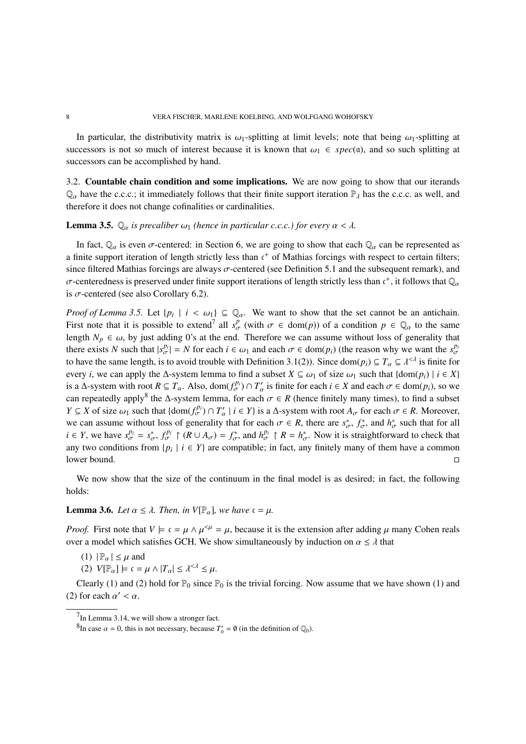In particular, the distributivity matrix is $\omega_1$-splitting at limit levels; note that being $\omega_1$-splitting at successors is not so much of interest because it is known that $\omega_1 \in spec(\mathfrak{a})$, and so such splitting at successors can be accomplished by hand.

### 3.2. Countable chain condition and some implications.

We are now going to show that our iterands $\mathbb{Q}_\alpha$ have the c.c.c.; it immediately follows that their finite support iteration $\mathbb{P}_\lambda$ has the c.c.c. as well, and therefore it does not change cofinalities or cardinalities.

**Lemma 3.5.** *$\mathbb{Q}_\alpha$ is precaliber $\omega_1$ (hence in particular c.c.c.) for every $\alpha < \lambda$.*

In fact, $\mathbb{Q}_\alpha$ is even $\sigma$-centered: in Section 6, we are going to show that each $\mathbb{Q}_\alpha$ can be represented as a finite support iteration of length strictly less than $\mathfrak{c}^+$ of Mathias forcings with respect to certain filters; since filtered Mathias forcings are always $\sigma$-centered (see Definition 5.1 and the subsequent remark), and $\sigma$-centeredness is preserved under finite support iterations of length strictly less than $\mathfrak{c}^+$, it follows that $\mathbb{Q}_\alpha$ is $\sigma$-centered (see also Corollary 6.2).

*Proof of Lemma 3.5.* Let $\{p_i \mid i < \omega_1\} \subseteq \mathbb{Q}_\alpha$. We want to show that the set cannot be an antichain. First note that it is possible to extend[7] all $s^p_\sigma$ (with $\sigma \in \mathrm{dom}(p)$) of a condition $p \in \mathbb{Q}_\alpha$ to the same length $N_p \in \omega$, by just adding 0's at the end. Therefore we can assume without loss of generality that there exists $N$ such that $|s^{p_i}_\sigma| = N$ for each $i \in \omega_1$ and each $\sigma \in \mathrm{dom}(p_i)$ (the reason why we want the $s^{p_i}_\sigma$ to have the same length, is to avoid trouble with Definition 3.1(2)). Since $\mathrm{dom}(p_i) \subseteq T_\alpha \subseteq \lambda^{<\lambda}$ is finite for every $i$, we can apply the $\Delta$-system lemma to find a subset $X \subseteq \omega_1$ of size $\omega_1$ such that $\{\mathrm{dom}(p_i) \mid i \in X\}$ is a $\Delta$-system with root $R \subseteq T_\alpha$. Also, $\mathrm{dom}(f^{p_i}_\sigma) \cap T'_\alpha$ is finite for each $i \in X$ and each $\sigma \in \mathrm{dom}(p_i)$, so we can repeatedly apply[8] the $\Delta$-system lemma, for each $\sigma \in R$ (hence finitely many times), to find a subset $Y \subseteq X$ of size $\omega_1$ such that $\{\mathrm{dom}(f^{p_i}_\sigma) \cap T'_\alpha \mid i \in Y\}$ is a $\Delta$-system with root $A_\sigma$ for each $\sigma \in R$. Moreover, we can assume without loss of generality that for each $\sigma \in R$, there are $s^*_\sigma$, $f^*_\sigma$, and $h^*_\sigma$ such that for all $i \in Y$, we have $s^{p_i}_\sigma = s^*_\sigma$, $f^{p_i}_\sigma \upharpoonright (R \cup A_\sigma) = f^*_\sigma$, and $h^{p_i}_\sigma \upharpoonright R = h^*_\sigma$. Now it is straightforward to check that any two conditions from $\{p_i \mid i \in Y\}$ are compatible; in fact, any finitely many of them have a common lower bound. $\square$

We now show that the size of the continuum in the final model is as desired; in fact, the following holds:

**Lemma 3.6.** *Let $\alpha \leq \lambda$. Then, in $V[\mathbb{P}_\alpha]$, we have $\mathfrak{c} = \mu$.*

*Proof.* First note that $V \models \mathfrak{c} = \mu \wedge \mu^{<\mu} = \mu$, because it is the extension after adding $\mu$ many Cohen reals over a model which satisfies GCH. We show simultaneously by induction on $\alpha \leq \lambda$ that

(1) $|\mathbb{P}_\alpha| \leq \mu$ and
(2) $V[\mathbb{P}_\alpha] \models \mathfrak{c} = \mu \wedge |T_\alpha| \leq \lambda^{<\lambda} \leq \mu$.

Clearly (1) and (2) hold for $\mathbb{P}_0$ since $\mathbb{P}_0$ is the trivial forcing. Now assume that we have shown (1) and (2) for each $\alpha' < \alpha$.

[7] In Lemma 3.14, we will show a stronger fact.

[8] In case $\alpha = 0$, this is not necessary, because $T'_0 = \emptyset$ (in the definition of $\mathbb{Q}_0$).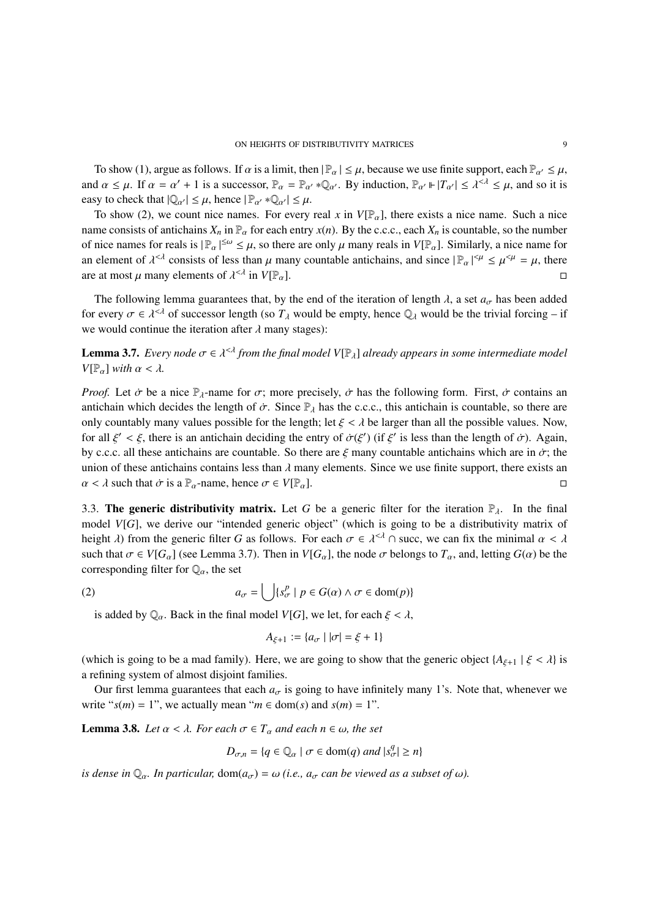To show (1), argue as follows. If $\alpha$ is a limit, then $|\mathbb{P}_\alpha| \leq \mu$, because we use finite support, each $\mathbb{P}_{\alpha'} \leq \mu$, and $\alpha \leq \mu$. If $\alpha = \alpha' + 1$ is a successor, $\mathbb{P}_\alpha = \mathbb{P}_{\alpha'} * \mathbb{Q}_{\alpha'}$. By induction, $\mathbb{P}_{\alpha'} \Vdash |T_{\alpha'}| \leq \lambda^{<\lambda} \leq \mu$, and so it is easy to check that $|\mathbb{Q}_{\alpha'}| \leq \mu$, hence $|\mathbb{P}_{\alpha'} * \mathbb{Q}_{\alpha'}| \leq \mu$.

To show (2), we count nice names. For every real $x$ in $V[\mathbb{P}_\alpha]$, there exists a nice name. Such a nice name consists of antichains $X_n$ in $\mathbb{P}_\alpha$ for each entry $x(n)$. By the c.c.c., each $X_n$ is countable, so the number of nice names for reals is $|\mathbb{P}_\alpha|^{\leq\omega} \leq \mu$, so there are only $\mu$ many reals in $V[\mathbb{P}_\alpha]$. Similarly, a nice name for an element of $\lambda^{<\lambda}$ consists of less than $\mu$ many countable antichains, and since $|\mathbb{P}_\alpha|^{<\mu} \leq \mu^{<\mu} = \mu$, there are at most $\mu$ many elements of $\lambda^{<\lambda}$ in $V[\mathbb{P}_\alpha]$. □

The following lemma guarantees that, by the end of the iteration of length $\lambda$, a set $a_\sigma$ has been added for every $\sigma \in \lambda^{<\lambda}$ of successor length (so $T_\lambda$ would be empty, hence $\mathbb{Q}_\lambda$ would be the trivial forcing – if we would continue the iteration after $\lambda$ many stages):

**Lemma 3.7.** *Every node $\sigma \in \lambda^{<\lambda}$ from the final model $V[\mathbb{P}_\lambda]$ already appears in some intermediate model $V[\mathbb{P}_\alpha]$ with $\alpha < \lambda$.*

*Proof.* Let $\dot\sigma$ be a nice $\mathbb{P}_\lambda$-name for $\sigma$; more precisely, $\dot\sigma$ has the following form. First, $\dot\sigma$ contains an antichain which decides the length of $\dot\sigma$. Since $\mathbb{P}_\lambda$ has the c.c.c., this antichain is countable, so there are only countably many values possible for the length; let $\xi < \lambda$ be larger than all the possible values. Now, for all $\xi' < \xi$, there is an antichain deciding the entry of $\dot\sigma(\xi')$ (if $\xi'$ is less than the length of $\dot\sigma$). Again, by c.c.c. all these antichains are countable. So there are $\xi$ many countable antichains which are in $\dot\sigma$; the union of these antichains contains less than $\lambda$ many elements. Since we use finite support, there exists an $\alpha < \lambda$ such that $\dot\sigma$ is a $\mathbb{P}_\alpha$-name, hence $\sigma \in V[\mathbb{P}_\alpha]$. □

3.3. **The generic distributivity matrix.** Let $G$ be a generic filter for the iteration $\mathbb{P}_\lambda$. In the final model $V[G]$, we derive our "intended generic object" (which is going to be a distributivity matrix of height $\lambda$) from the generic filter $G$ as follows. For each $\sigma \in \lambda^{<\lambda} \cap \text{succ}$, we can fix the minimal $\alpha < \lambda$ such that $\sigma \in V[G_\alpha]$ (see Lemma 3.7). Then in $V[G_\alpha]$, the node $\sigma$ belongs to $T_\alpha$, and, letting $G(\alpha)$ be the corresponding filter for $\mathbb{Q}_\alpha$, the set

$$a_\sigma = \bigcup \{s^p_\sigma \mid p \in G(\alpha) \wedge \sigma \in \text{dom}(p)\} \tag{2}$$

is added by $\mathbb{Q}_\alpha$. Back in the final model $V[G]$, we let, for each $\xi < \lambda$,

$$A_{\xi+1} := \{a_\sigma \mid |\sigma| = \xi + 1\}$$

(which is going to be a mad family). Here, we are going to show that the generic object $\{A_{\xi+1} \mid \xi < \lambda\}$ is a refining system of almost disjoint families.

Our first lemma guarantees that each $a_\sigma$ is going to have infinitely many 1's. Note that, whenever we write "$s(m) = 1$", we actually mean "$m \in \text{dom}(s)$ and $s(m) = 1$".

**Lemma 3.8.** *Let $\alpha < \lambda$. For each $\sigma \in T_\alpha$ and each $n \in \omega$, the set*

$$D_{\sigma,n} = \{q \in \mathbb{Q}_\alpha \mid \sigma \in \text{dom}(q) \text{ and } |s^q_\sigma| \geq n\}$$

*is dense in $\mathbb{Q}_\alpha$. In particular, $\text{dom}(a_\sigma) = \omega$ (i.e., $a_\sigma$ can be viewed as a subset of $\omega$).*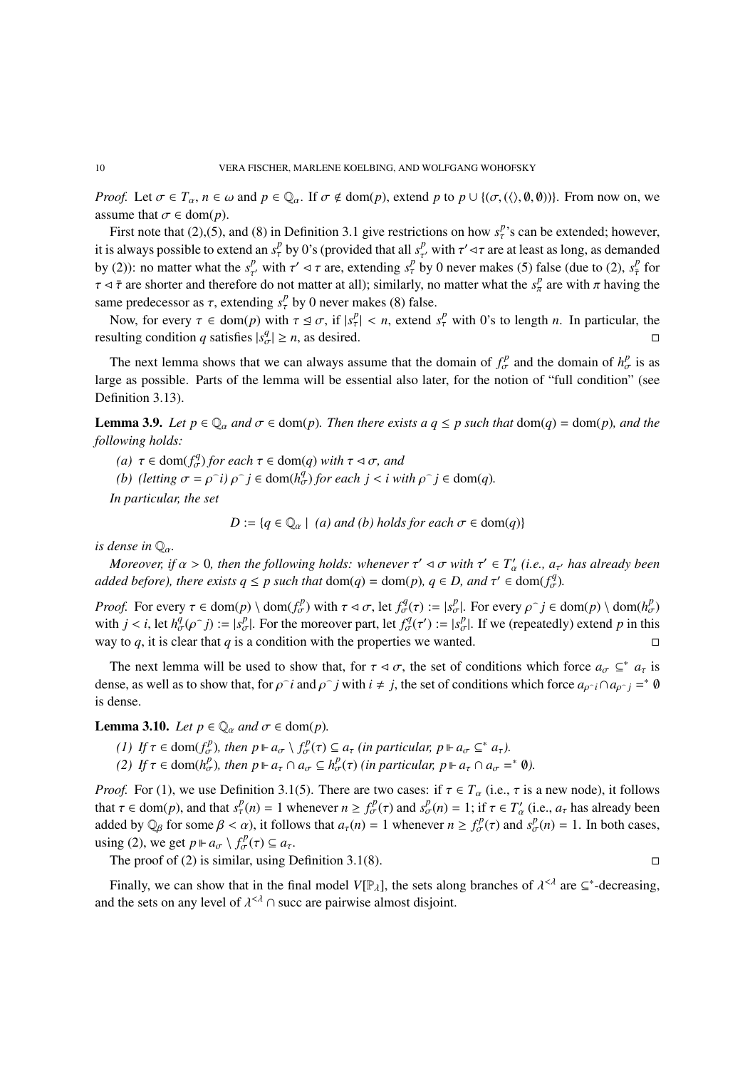*Proof.* Let $\sigma \in T_\alpha$, $n \in \omega$ and $p \in \mathbb{Q}_\alpha$. If $\sigma \notin \operatorname{dom}(p)$, extend $p$ to $p \cup \{(\sigma, (\langle\rangle, \emptyset, \emptyset))\}$. From now on, we assume that $\sigma \in \operatorname{dom}(p)$.

First note that (2),(5), and (8) in Definition 3.1 give restrictions on how $s^p_\tau$'s can be extended; however, it is always possible to extend an $s^p_\tau$ by 0's (provided that all $s^p_{\tau'}$ with $\tau' \lhd \tau$ are at least as long, as demanded by (2)): no matter what the $s^p_{\tau'}$ with $\tau' \lhd \tau$ are, extending $s^p_\tau$ by 0 never makes (5) false (due to (2), $s^p_{\bar\tau}$ for $\tau \lhd \bar\tau$ are shorter and therefore do not matter at all); similarly, no matter what the $s^p_\pi$ are with $\pi$ having the same predecessor as $\tau$, extending $s^p_\tau$ by 0 never makes (8) false.

Now, for every $\tau \in \operatorname{dom}(p)$ with $\tau \unlhd \sigma$, if $|s^p_\tau| < n$, extend $s^p_\tau$ with 0's to length $n$. In particular, the resulting condition $q$ satisfies $|s^q_\sigma| \geq n$, as desired. ◻

The next lemma shows that we can always assume that the domain of $f^p_\sigma$ and the domain of $h^p_\sigma$ is as large as possible. Parts of the lemma will be essential also later, for the notion of "full condition" (see Definition 3.13).

**Lemma 3.9.** *Let $p \in \mathbb{Q}_\alpha$ and $\sigma \in \operatorname{dom}(p)$. Then there exists a $q \leq p$ such that $\operatorname{dom}(q) = \operatorname{dom}(p)$, and the following holds:*

*(a) $\tau \in \operatorname{dom}(f^q_\sigma)$ for each $\tau \in \operatorname{dom}(q)$ with $\tau \lhd \sigma$, and*

*(b) (letting $\sigma = \rho^\frown i$) $\rho^\frown j \in \operatorname{dom}(h^q_\sigma)$ for each $j < i$ with $\rho^\frown j \in \operatorname{dom}(q)$.*

*In particular, the set*

$$D := \{q \in \mathbb{Q}_\alpha \mid \text{(a) and (b) holds for each } \sigma \in \operatorname{dom}(q)\}$$

*is dense in $\mathbb{Q}_\alpha$.*

*Moreover, if $\alpha > 0$, then the following holds: whenever $\tau' \lhd \sigma$ with $\tau' \in T'_\alpha$ (i.e., $a_{\tau'}$ has already been added before), there exists $q \leq p$ such that $\operatorname{dom}(q) = \operatorname{dom}(p)$, $q \in D$, and $\tau' \in \operatorname{dom}(f^q_\sigma)$.*

*Proof.* For every $\tau \in \operatorname{dom}(p) \setminus \operatorname{dom}(f^p_\sigma)$ with $\tau \lhd \sigma$, let $f^q_\sigma(\tau) := |s^p_\sigma|$. For every $\rho^\frown j \in \operatorname{dom}(p) \setminus \operatorname{dom}(h^p_\sigma)$ with $j < i$, let $h^q_\sigma(\rho^\frown j) := |s^p_\sigma|$. For the moreover part, let $f^q_\sigma(\tau') := |s^p_\sigma|$. If we (repeatedly) extend $p$ in this way to $q$, it is clear that $q$ is a condition with the properties we wanted. ◻

The next lemma will be used to show that, for $\tau \lhd \sigma$, the set of conditions which force $a_\sigma \subseteq^* a_\tau$ is dense, as well as to show that, for $\rho^\frown i$ and $\rho^\frown j$ with $i \neq j$, the set of conditions which force $a_{\rho^\frown i} \cap a_{\rho^\frown j} =^* \emptyset$ is dense.

**Lemma 3.10.** *Let $p \in \mathbb{Q}_\alpha$ and $\sigma \in \operatorname{dom}(p)$.*

*(1) If $\tau \in \operatorname{dom}(f^p_\sigma)$, then $p \Vdash a_\sigma \setminus f^p_\sigma(\tau) \subseteq a_\tau$ (in particular, $p \Vdash a_\sigma \subseteq^* a_\tau$).*

*(2) If $\tau \in \operatorname{dom}(h^p_\sigma)$, then $p \Vdash a_\tau \cap a_\sigma \subseteq h^p_\sigma(\tau)$ (in particular, $p \Vdash a_\tau \cap a_\sigma =^* \emptyset$).*

*Proof.* For (1), we use Definition 3.1(5). There are two cases: if $\tau \in T_\alpha$ (i.e., $\tau$ is a new node), it follows that $\tau \in \operatorname{dom}(p)$, and that $s^p_\tau(n) = 1$ whenever $n \geq f^p_\sigma(\tau)$ and $s^p_\sigma(n) = 1$; if $\tau \in T'_\alpha$ (i.e., $a_\tau$ has already been added by $\mathbb{Q}_\beta$ for some $\beta < \alpha$), it follows that $a_\tau(n) = 1$ whenever $n \geq f^p_\sigma(\tau)$ and $s^p_\sigma(n) = 1$. In both cases, using (2), we get $p \Vdash a_\sigma \setminus f^p_\sigma(\tau) \subseteq a_\tau$.

The proof of (2) is similar, using Definition 3.1(8). ◻

Finally, we can show that in the final model $V[\mathbb{P}_\lambda]$, the sets along branches of $\lambda^{<\lambda}$ are $\subseteq^*$-decreasing, and the sets on any level of $\lambda^{<\lambda} \cap \text{succ}$ are pairwise almost disjoint.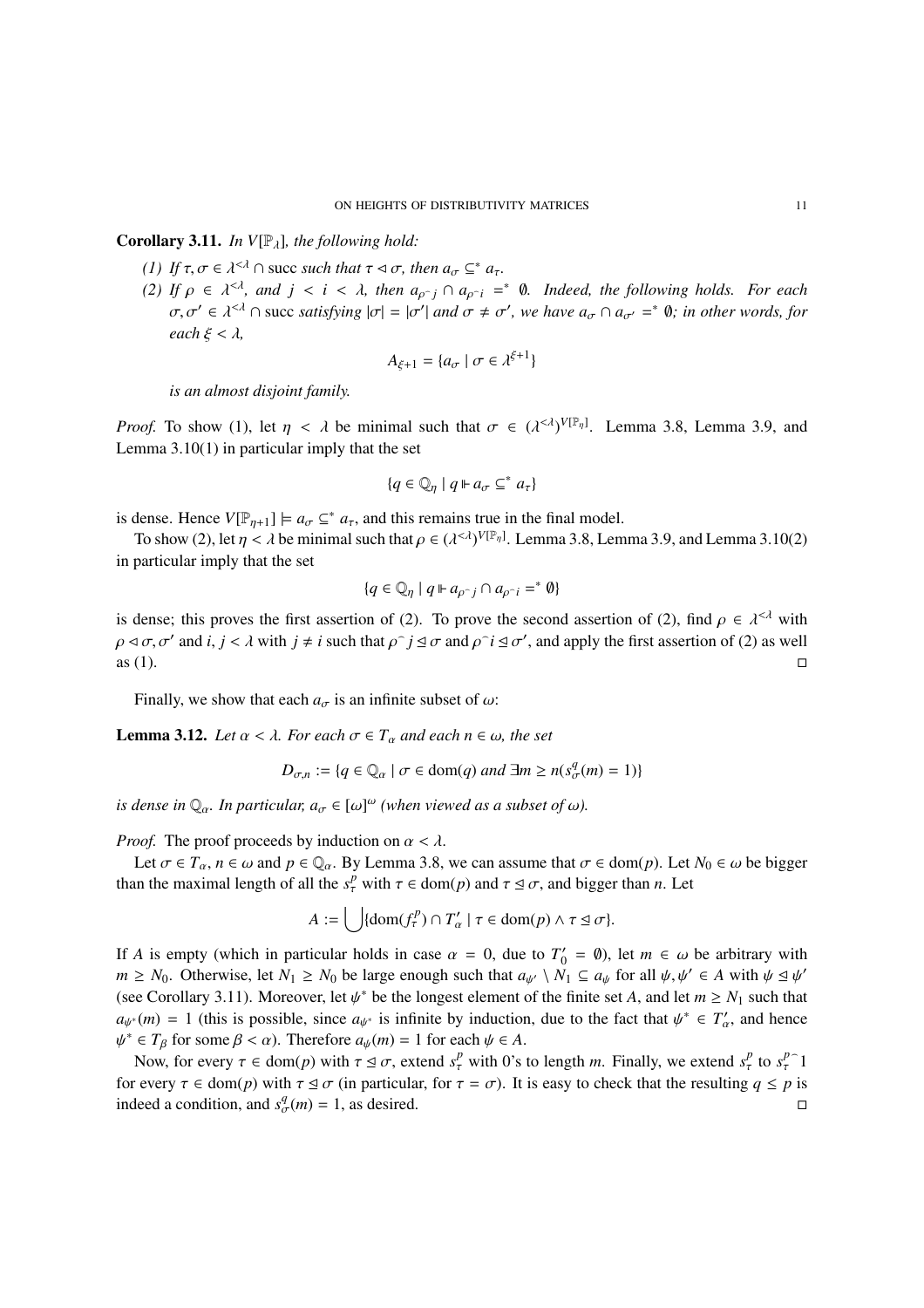**Corollary 3.11.** *In $V[\mathbb{P}_\lambda]$, the following hold:*

*(1) If $\tau, \sigma \in \lambda^{<\lambda} \cap \operatorname{succ}$ such that $\tau \lhd \sigma$, then $a_\sigma \subseteq^* a_\tau$.*

*(2) If $\rho \in \lambda^{<\lambda}$, and $j < i < \lambda$, then $a_{\rho^\frown j} \cap a_{\rho^\frown i} =^* \emptyset$. Indeed, the following holds. For each $\sigma, \sigma' \in \lambda^{<\lambda} \cap \operatorname{succ}$ satisfying $|\sigma| = |\sigma'|$ and $\sigma \neq \sigma'$, we have $a_\sigma \cap a_{\sigma'} =^* \emptyset$; in other words, for each $\xi < \lambda$,*

$$A_{\xi+1} = \{a_\sigma \mid \sigma \in \lambda^{\xi+1}\}$$

*is an almost disjoint family.*

*Proof.* To show (1), let $\eta < \lambda$ be minimal such that $\sigma \in (\lambda^{<\lambda})^{V[\mathbb{P}_\eta]}$. Lemma 3.8, Lemma 3.9, and Lemma 3.10(1) in particular imply that the set

$$\{q \in \mathbb{Q}_\eta \mid q \Vdash a_\sigma \subseteq^* a_\tau\}$$

is dense. Hence $V[\mathbb{P}_{\eta+1}] \models a_\sigma \subseteq^* a_\tau$, and this remains true in the final model.

To show (2), let $\eta < \lambda$ be minimal such that $\rho \in (\lambda^{<\lambda})^{V[\mathbb{P}_\eta]}$. Lemma 3.8, Lemma 3.9, and Lemma 3.10(2) in particular imply that the set

$$\{q \in \mathbb{Q}_\eta \mid q \Vdash a_{\rho^\frown j} \cap a_{\rho^\frown i} =^* \emptyset\}$$

is dense; this proves the first assertion of (2). To prove the second assertion of (2), find $\rho \in \lambda^{<\lambda}$ with $\rho \lhd \sigma, \sigma'$ and $i, j < \lambda$ with $j \neq i$ such that $\rho^\frown j \unlhd \sigma$ and $\rho^\frown i \unlhd \sigma'$, and apply the first assertion of (2) as well as (1). $\square$

Finally, we show that each $a_\sigma$ is an infinite subset of $\omega$:

**Lemma 3.12.** *Let $\alpha < \lambda$. For each $\sigma \in T_\alpha$ and each $n \in \omega$, the set*

$$D_{\sigma,n} := \{q \in \mathbb{Q}_\alpha \mid \sigma \in \operatorname{dom}(q) \text{ and } \exists m \geq n (s^q_\sigma(m) = 1)\}$$

*is dense in $\mathbb{Q}_\alpha$. In particular, $a_\sigma \in [\omega]^\omega$ (when viewed as a subset of $\omega$).*

*Proof.* The proof proceeds by induction on $\alpha < \lambda$.

Let $\sigma \in T_\alpha$, $n \in \omega$ and $p \in \mathbb{Q}_\alpha$. By Lemma 3.8, we can assume that $\sigma \in \operatorname{dom}(p)$. Let $N_0 \in \omega$ be bigger than the maximal length of all the $s^p_\tau$ with $\tau \in \operatorname{dom}(p)$ and $\tau \unlhd \sigma$, and bigger than $n$. Let

$$A := \bigcup \{\operatorname{dom}(f^p_\tau) \cap T'_\alpha \mid \tau \in \operatorname{dom}(p) \wedge \tau \unlhd \sigma\}.$$

If $A$ is empty (which in particular holds in case $\alpha = 0$, due to $T'_0 = \emptyset$), let $m \in \omega$ be arbitrary with $m \geq N_0$. Otherwise, let $N_1 \geq N_0$ be large enough such that $a_{\psi'} \setminus N_1 \subseteq a_\psi$ for all $\psi, \psi' \in A$ with $\psi \unlhd \psi'$ (see Corollary 3.11). Moreover, let $\psi^*$ be the longest element of the finite set $A$, and let $m \geq N_1$ such that $a_{\psi^*}(m) = 1$ (this is possible, since $a_{\psi^*}$ is infinite by induction, due to the fact that $\psi^* \in T'_\alpha$, and hence $\psi^* \in T_\beta$ for some $\beta < \alpha$). Therefore $a_\psi(m) = 1$ for each $\psi \in A$.

Now, for every $\tau \in \operatorname{dom}(p)$ with $\tau \unlhd \sigma$, extend $s^p_\tau$ with 0's to length $m$. Finally, we extend $s^p_\tau$ to $s^{p\frown}_\tau 1$ for every $\tau \in \operatorname{dom}(p)$ with $\tau \unlhd \sigma$ (in particular, for $\tau = \sigma$). It is easy to check that the resulting $q \leq p$ is indeed a condition, and $s^q_\sigma(m) = 1$, as desired. $\square$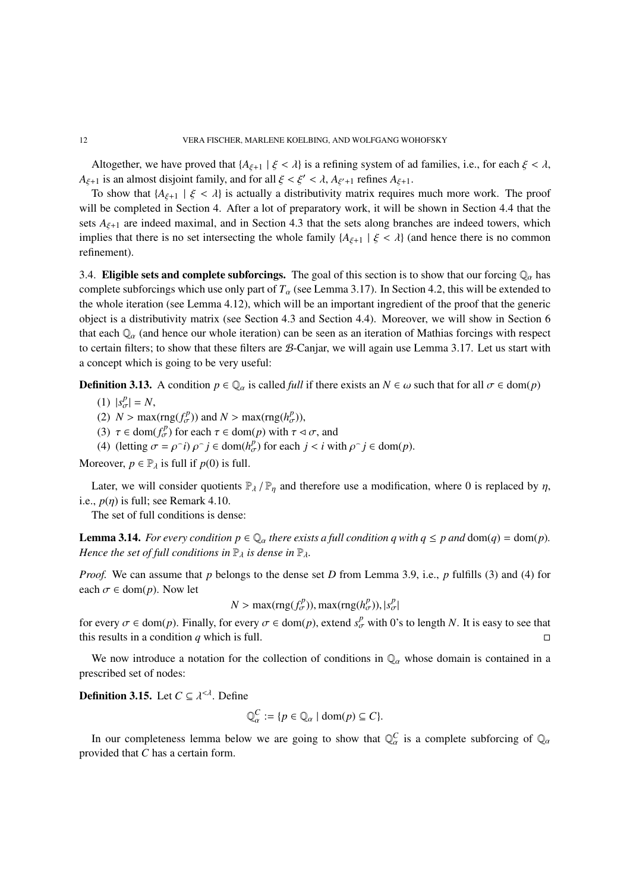Altogether, we have proved that $\{A_{\xi+1} \mid \xi < \lambda\}$ is a refining system of ad families, i.e., for each $\xi < \lambda$, $A_{\xi+1}$ is an almost disjoint family, and for all $\xi < \xi' < \lambda$, $A_{\xi'+1}$ refines $A_{\xi+1}$.

To show that $\{A_{\xi+1} \mid \xi < \lambda\}$ is actually a distributivity matrix requires much more work. The proof will be completed in Section 4. After a lot of preparatory work, it will be shown in Section 4.4 that the sets $A_{\xi+1}$ are indeed maximal, and in Section 4.3 that the sets along branches are indeed towers, which implies that there is no set intersecting the whole family $\{A_{\xi+1} \mid \xi < \lambda\}$ (and hence there is no common refinement).

3.4. **Eligible sets and complete subforcings.** The goal of this section is to show that our forcing $\mathbb{Q}_\alpha$ has complete subforcings which use only part of $T_\alpha$ (see Lemma 3.17). In Section 4.2, this will be extended to the whole iteration (see Lemma 4.12), which will be an important ingredient of the proof that the generic object is a distributivity matrix (see Section 4.3 and Section 4.4). Moreover, we will show in Section 6 that each $\mathbb{Q}_\alpha$ (and hence our whole iteration) can be seen as an iteration of Mathias forcings with respect to certain filters; to show that these filters are $\mathcal{B}$-Canjar, we will again use Lemma 3.17. Let us start with a concept which is going to be very useful:

**Definition 3.13.** A condition $p \in \mathbb{Q}_\alpha$ is called *full* if there exists an $N \in \omega$ such that for all $\sigma \in \mathrm{dom}(p)$

(1) $|s^p_\sigma| = N$,
(2) $N > \max(\mathrm{rng}(f^p_\sigma))$ and $N > \max(\mathrm{rng}(h^p_\sigma))$,
(3) $\tau \in \mathrm{dom}(f^p_\sigma)$ for each $\tau \in \mathrm{dom}(p)$ with $\tau \lhd \sigma$, and
(4) (letting $\sigma = \rho^\frown i$) $\rho^\frown j \in \mathrm{dom}(h^p_\sigma)$ for each $j < i$ with $\rho^\frown j \in \mathrm{dom}(p)$.

Moreover, $p \in \mathbb{P}_\lambda$ is full if $p(0)$ is full.

Later, we will consider quotients $\mathbb{P}_\lambda / \mathbb{P}_\eta$ and therefore use a modification, where 0 is replaced by $\eta$, i.e., $p(\eta)$ is full; see Remark 4.10.

The set of full conditions is dense:

**Lemma 3.14.** *For every condition $p \in \mathbb{Q}_\alpha$ there exists a full condition $q$ with $q \leq p$ and $\mathrm{dom}(q) = \mathrm{dom}(p)$. Hence the set of full conditions in $\mathbb{P}_\lambda$ is dense in $\mathbb{P}_\lambda$.*

*Proof.* We can assume that $p$ belongs to the dense set $D$ from Lemma 3.9, i.e., $p$ fulfills (3) and (4) for each $\sigma \in \mathrm{dom}(p)$. Now let

$$N > \max(\mathrm{rng}(f^p_\sigma)), \max(\mathrm{rng}(h^p_\sigma)), |s^p_\sigma|$$

for every $\sigma \in \mathrm{dom}(p)$. Finally, for every $\sigma \in \mathrm{dom}(p)$, extend $s^p_\sigma$ with 0's to length $N$. It is easy to see that this results in a condition $q$ which is full. $\square$

We now introduce a notation for the collection of conditions in $\mathbb{Q}_\alpha$ whose domain is contained in a prescribed set of nodes:

**Definition 3.15.** Let $C \subseteq \lambda^{<\lambda}$. Define

$$\mathbb{Q}^C_\alpha := \{p \in \mathbb{Q}_\alpha \mid \mathrm{dom}(p) \subseteq C\}.$$

In our completeness lemma below we are going to show that $\mathbb{Q}^C_\alpha$ is a complete subforcing of $\mathbb{Q}_\alpha$ provided that $C$ has a certain form.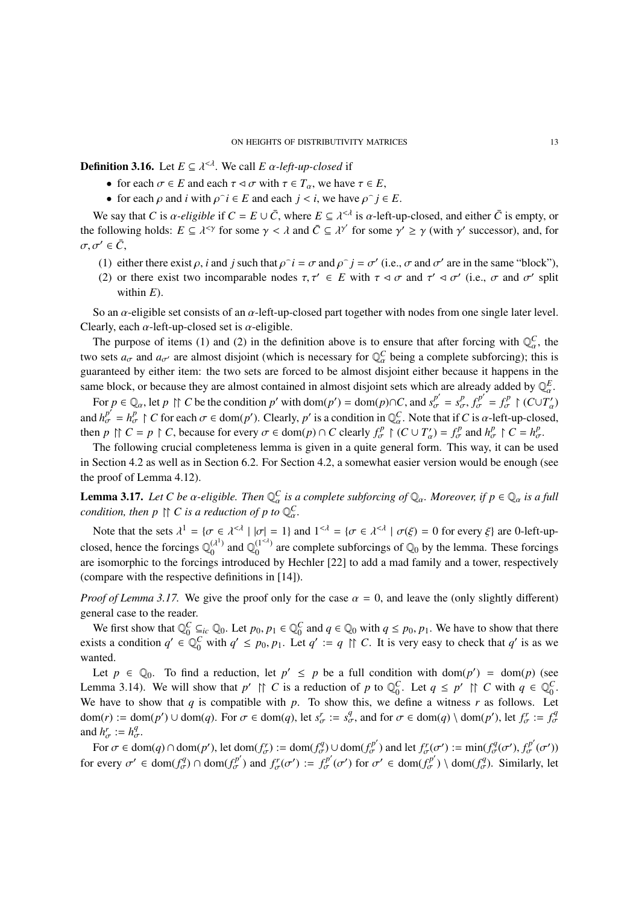**Definition 3.16.** Let $E \subseteq \lambda^{<\lambda}$. We call $E$ *$\alpha$-left-up-closed* if

- for each $\sigma \in E$ and each $\tau \lhd \sigma$ with $\tau \in T_\alpha$, we have $\tau \in E$,
- for each $\rho$ and $i$ with $\rho^\frown i \in E$ and each $j < i$, we have $\rho^\frown j \in E$.

We say that $C$ is *$\alpha$-eligible* if $C = E \cup \bar{C}$, where $E \subseteq \lambda^{<\lambda}$ is $\alpha$-left-up-closed, and either $\bar{C}$ is empty, or the following holds: $E \subseteq \lambda^{<\gamma}$ for some $\gamma < \lambda$ and $\bar{C} \subseteq \lambda^{\gamma'}$ for some $\gamma' \geq \gamma$ (with $\gamma'$ successor), and, for $\sigma, \sigma' \in \bar{C}$,

1. either there exist $\rho$, $i$ and $j$ such that $\rho^\frown i = \sigma$ and $\rho^\frown j = \sigma'$ (i.e., $\sigma$ and $\sigma'$ are in the same "block"),
2. or there exist two incomparable nodes $\tau, \tau' \in E$ with $\tau \lhd \sigma$ and $\tau' \lhd \sigma'$ (i.e., $\sigma$ and $\sigma'$ split within $E$).

So an $\alpha$-eligible set consists of an $\alpha$-left-up-closed part together with nodes from one single later level. Clearly, each $\alpha$-left-up-closed set is $\alpha$-eligible.

The purpose of items (1) and (2) in the definition above is to ensure that after forcing with $\mathbb{Q}_\alpha^C$, the two sets $a_\sigma$ and $a_{\sigma'}$ are almost disjoint (which is necessary for $\mathbb{Q}_\alpha^C$ being a complete subforcing); this is guaranteed by either item: the two sets are forced to be almost disjoint either because it happens in the same block, or because they are almost contained in almost disjoint sets which are already added by $\mathbb{Q}_\alpha^E$.

For $p \in \mathbb{Q}_\alpha$, let $p \upharpoonright\upharpoonright C$ be the condition $p'$ with $\mathrm{dom}(p') = \mathrm{dom}(p) \cap C$, and $s_\sigma^{p'} = s_\sigma^p$, $f_\sigma^{p'} = f_\sigma^p \upharpoonright (C \cup T'_\alpha)$ and $h_\sigma^{p'} = h_\sigma^p \upharpoonright C$ for each $\sigma \in \mathrm{dom}(p')$. Clearly, $p'$ is a condition in $\mathbb{Q}_\alpha^C$. Note that if $C$ is $\alpha$-left-up-closed, then $p \upharpoonright\upharpoonright C = p \upharpoonright C$, because for every $\sigma \in \mathrm{dom}(p) \cap C$ clearly $f_\sigma^p \upharpoonright (C \cup T'_\alpha) = f_\sigma^p$ and $h_\sigma^p \upharpoonright C = h_\sigma^p$.

The following crucial completeness lemma is given in a quite general form. This way, it can be used in Section 4.2 as well as in Section 6.2. For Section 4.2, a somewhat easier version would be enough (see the proof of Lemma 4.12).

**Lemma 3.17.** *Let $C$ be $\alpha$-eligible. Then $\mathbb{Q}_\alpha^C$ is a complete subforcing of $\mathbb{Q}_\alpha$. Moreover, if $p \in \mathbb{Q}_\alpha$ is a full condition, then $p \upharpoonright\upharpoonright C$ is a reduction of $p$ to $\mathbb{Q}_\alpha^C$.*

Note that the sets $\lambda^1 = \{\sigma \in \lambda^{<\lambda} \mid |\sigma| = 1\}$ and $1^{<\lambda} = \{\sigma \in \lambda^{<\lambda} \mid \sigma(\xi) = 0 \text{ for every } \xi\}$ are 0-left-up-closed, hence the forcings $\mathbb{Q}_0^{(\lambda^1)}$ and $\mathbb{Q}_0^{(1^{<\lambda})}$ are complete subforcings of $\mathbb{Q}_0$ by the lemma. These forcings are isomorphic to the forcings introduced by Hechler [22] to add a mad family and a tower, respectively (compare with the respective definitions in [14]).

*Proof of Lemma 3.17.* We give the proof only for the case $\alpha = 0$, and leave the (only slightly different) general case to the reader.

We first show that $\mathbb{Q}_0^C \subseteq_{ic} \mathbb{Q}_0$. Let $p_0, p_1 \in \mathbb{Q}_0^C$ and $q \in \mathbb{Q}_0$ with $q \leq p_0, p_1$. We have to show that there exists a condition $q' \in \mathbb{Q}_0^C$ with $q' \leq p_0, p_1$. Let $q' := q \upharpoonright\upharpoonright C$. It is very easy to check that $q'$ is as we wanted.

Let $p \in \mathbb{Q}_0$. To find a reduction, let $p' \leq p$ be a full condition with $\mathrm{dom}(p') = \mathrm{dom}(p)$ (see Lemma 3.14). We will show that $p' \upharpoonright\upharpoonright C$ is a reduction of $p$ to $\mathbb{Q}_0^C$. Let $q \leq p' \upharpoonright\upharpoonright C$ with $q \in \mathbb{Q}_0^C$. We have to show that $q$ is compatible with $p$. To show this, we define a witness $r$ as follows. Let $\mathrm{dom}(r) := \mathrm{dom}(p') \cup \mathrm{dom}(q)$. For $\sigma \in \mathrm{dom}(q)$, let $s_\sigma^r := s_\sigma^q$, and for $\sigma \in \mathrm{dom}(q) \setminus \mathrm{dom}(p')$, let $f_\sigma^r := f_\sigma^q$ and $h_\sigma^r := h_\sigma^q$.

For $\sigma \in \mathrm{dom}(q) \cap \mathrm{dom}(p')$, let $\mathrm{dom}(f_\sigma^r) := \mathrm{dom}(f_\sigma^q) \cup \mathrm{dom}(f_\sigma^{p'})$ and let $f_\sigma^r(\sigma') := \min(f_\sigma^q(\sigma'), f_\sigma^{p'}(\sigma'))$ for every $\sigma' \in \mathrm{dom}(f_\sigma^q) \cap \mathrm{dom}(f_\sigma^{p'})$ and $f_\sigma^r(\sigma') := f_\sigma^{p'}(\sigma')$ for $\sigma' \in \mathrm{dom}(f_\sigma^{p'}) \setminus \mathrm{dom}(f_\sigma^q)$. Similarly, let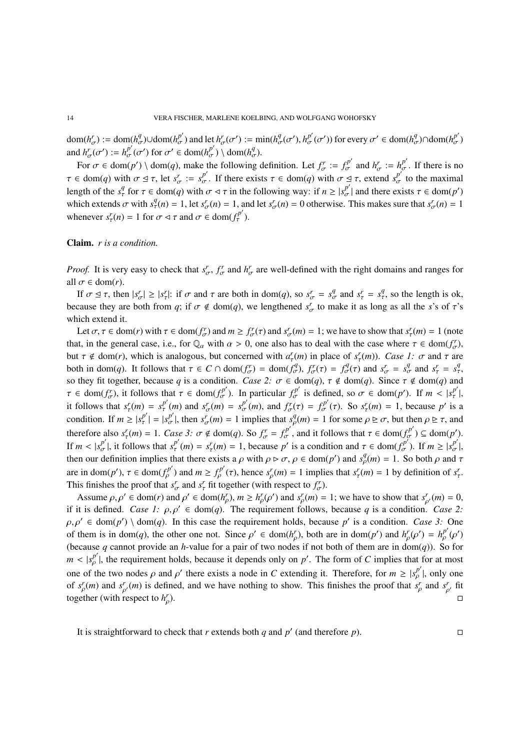$\mathrm{dom}(h^r_\sigma) := \mathrm{dom}(h^q_\sigma) \cup \mathrm{dom}(h^{p'}_\sigma)$ and let $h^r_\sigma(\sigma') := \min(h^q_\sigma(\sigma'), h^{p'}_\sigma(\sigma'))$ for every $\sigma' \in \mathrm{dom}(h^q_\sigma) \cap \mathrm{dom}(h^{p'}_\sigma)$ and $h^r_\sigma(\sigma') := h^{p'}_\sigma(\sigma')$ for $\sigma' \in \mathrm{dom}(h^{p'}_\sigma) \setminus \mathrm{dom}(h^q_\sigma)$.

For $\sigma \in \mathrm{dom}(p') \setminus \mathrm{dom}(q)$, make the following definition. Let $f^r_\sigma := f^{p'}_\sigma$ and $h^r_\sigma := h^{p'}_\sigma$. If there is no $\tau \in \mathrm{dom}(q)$ with $\sigma \trianglelefteq \tau$, let $s^r_\sigma := s^{p'}_\sigma$. If there exists $\tau \in \mathrm{dom}(q)$ with $\sigma \trianglelefteq \tau$, extend $s^{p'}_\sigma$ to the maximal length of the $s^q_\tau$ for $\tau \in \mathrm{dom}(q)$ with $\sigma \triangleleft \tau$ in the following way: if $n \geq |s^{p'}_\sigma|$ and there exists $\tau \in \mathrm{dom}(p')$ which extends $\sigma$ with $s^q_\tau(n) = 1$, let $s^r_\sigma(n) = 1$, and let $s^r_\sigma(n) = 0$ otherwise. This makes sure that $s^r_\sigma(n) = 1$ whenever $s^r_\tau(n) = 1$ for $\sigma \triangleleft \tau$ and $\sigma \in \mathrm{dom}(f^{p'}_\tau)$.

**Claim.** *r is a condition.*

*Proof.* It is very easy to check that $s^r_\sigma$, $f^r_\sigma$ and $h^r_\sigma$ are well-defined with the right domains and ranges for all $\sigma \in \mathrm{dom}(r)$.

If $\sigma \trianglelefteq \tau$, then $|s^r_\sigma| \geq |s^r_\tau|$: if $\sigma$ and $\tau$ are both in $\mathrm{dom}(q)$, so $s^r_\sigma = s^q_\sigma$ and $s^r_\tau = s^q_\tau$, so the length is ok, because they are both from $q$; if $\sigma \notin \mathrm{dom}(q)$, we lengthened $s^r_\sigma$ to make it as long as all the $s$'s of $\tau$'s which extend it.

Let $\sigma, \tau \in \mathrm{dom}(r)$ with $\tau \in \mathrm{dom}(f^r_\sigma)$ and $m \geq f^r_\sigma(\tau)$ and $s^r_\sigma(m) = 1$; we have to show that $s^r_\tau(m) = 1$ (note that, in the general case, i.e., for $\mathbb{Q}_\alpha$ with $\alpha > 0$, one also has to deal with the case where $\tau \in \mathrm{dom}(f^r_\sigma)$, but $\tau \notin \mathrm{dom}(r)$, which is analogous, but concerned with $a^r_\tau(m)$ in place of $s^r_\tau(m)$). *Case 1:* $\sigma$ and $\tau$ are both in $\mathrm{dom}(q)$. It follows that $\tau \in C \cap \mathrm{dom}(f^r_\sigma) = \mathrm{dom}(f^q_\sigma)$, $f^r_\sigma(\tau) = f^q_\sigma(\tau)$ and $s^r_\sigma = s^q_\sigma$ and $s^r_\tau = s^q_\tau$, so they fit together, because $q$ is a condition. *Case 2:* $\sigma \in \mathrm{dom}(q)$, $\tau \notin \mathrm{dom}(q)$. Since $\tau \notin \mathrm{dom}(q)$ and $\tau \in \mathrm{dom}(f^r_\sigma)$, it follows that $\tau \in \mathrm{dom}(f^{p'}_\sigma)$. In particular $f^{p'}_\sigma$ is defined, so $\sigma \in \mathrm{dom}(p')$. If $m < |s^{p'}_\tau|$, it follows that $s^r_\tau(m) = s^{p'}_\tau(m)$ and $s^r_\sigma(m) = s^{p'}_\sigma(m)$, and $f^r_\sigma(\tau) = f^{p'}_\sigma(\tau)$. So $s^r_\tau(m) = 1$, because $p'$ is a condition. If $m \geq |s^{p'}_\tau| = |s^{p'}_\sigma|$, then $s^r_\sigma(m) = 1$ implies that $s^q_\rho(m) = 1$ for some $\rho \trianglerighteq \sigma$, but then $\rho \trianglerighteq \tau$, and therefore also $s^r_\tau(m) = 1$. *Case 3:* $\sigma \notin \mathrm{dom}(q)$. So $f^r_\sigma = f^{p'}_\sigma$, and it follows that $\tau \in \mathrm{dom}(f^{p'}_\sigma) \subseteq \mathrm{dom}(p')$. If $m < |s^{p'}_\sigma|$, it follows that $s^{p'}_\tau(m) = s^r_\tau(m) = 1$, because $p'$ is a condition and $\tau \in \mathrm{dom}(f^{p'}_\sigma)$. If $m \geq |s^{p'}_\sigma|$, then our definition implies that there exists a $\rho$ with $\rho \triangleright \sigma$, $\rho \in \mathrm{dom}(p')$ and $s^q_\rho(m) = 1$. So both $\rho$ and $\tau$ are in $\mathrm{dom}(p')$, $\tau \in \mathrm{dom}(f^{p'}_\rho)$ and $m \geq f^{p'}_\rho(\tau)$, hence $s^r_\rho(m) = 1$ implies that $s^r_\tau(m) = 1$ by definition of $s^r_\tau$. This finishes the proof that $s^r_\sigma$ and $s^r_\tau$ fit together (with respect to $f^r_\sigma$).

Assume $\rho, \rho' \in \mathrm{dom}(r)$ and $\rho' \in \mathrm{dom}(h^r_\rho)$, $m \geq h^r_\rho(\rho')$ and $s^r_\rho(m) = 1$; we have to show that $s^r_{\rho'}(m) = 0$, if it is defined. *Case 1:* $\rho, \rho' \in \mathrm{dom}(q)$. The requirement follows, because $q$ is a condition. *Case 2:* $\rho, \rho' \in \mathrm{dom}(p') \setminus \mathrm{dom}(q)$. In this case the requirement holds, because $p'$ is a condition. *Case 3:* One of them is in $\mathrm{dom}(q)$, the other one not. Since $\rho' \in \mathrm{dom}(h^r_\rho)$, both are in $\mathrm{dom}(p')$ and $h^r_\rho(\rho') = h^{p'}_\rho(\rho')$ (because $q$ cannot provide an $h$-value for a pair of two nodes if not both of them are in $\mathrm{dom}(q)$). So for $m < |s^{p'}_\rho|$, the requirement holds, because it depends only on $p'$. The form of $C$ implies that for at most one of the two nodes $\rho$ and $\rho'$ there exists a node in $C$ extending it. Therefore, for $m \geq |s^{p'}_\rho|$, only one of $s^r_\rho(m)$ and $s^r_{\rho'}(m)$ is defined, and we have nothing to show. This finishes the proof that $s^r_\rho$ and $s^r_{\rho'}$ fit together (with respect to $h^r_\rho$). $\square$

It is straightforward to check that $r$ extends both $q$ and $p'$ (and therefore $p$). $\square$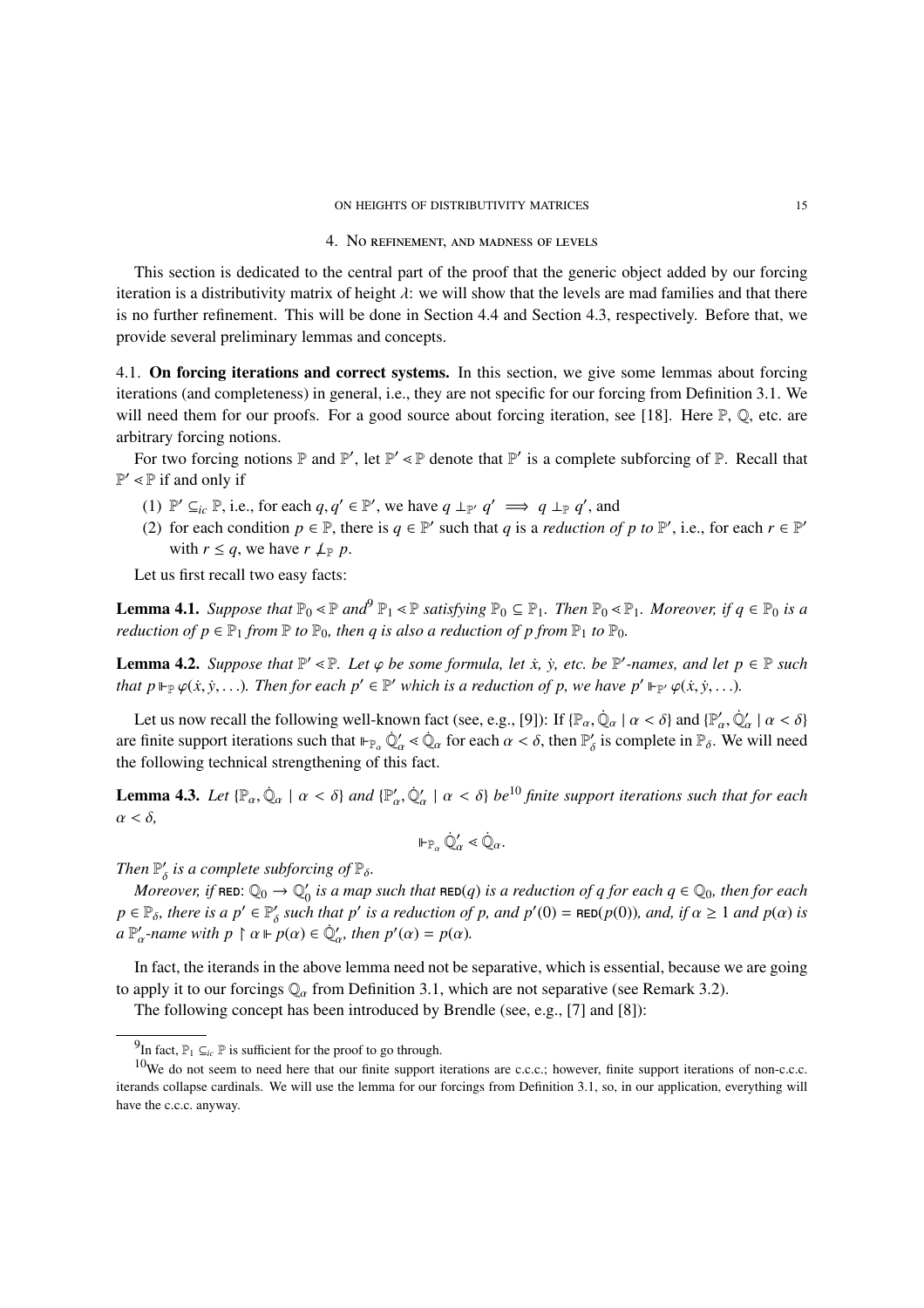## 4. No refinement, and madness of levels

This section is dedicated to the central part of the proof that the generic object added by our forcing iteration is a distributivity matrix of height $\lambda$: we will show that the levels are mad families and that there is no further refinement. This will be done in Section 4.4 and Section 4.3, respectively. Before that, we provide several preliminary lemmas and concepts.

### 4.1. On forcing iterations and correct systems.

In this section, we give some lemmas about forcing iterations (and completeness) in general, i.e., they are not specific for our forcing from Definition 3.1. We will need them for our proofs. For a good source about forcing iteration, see [18]. Here $\mathbb{P}$, $\mathbb{Q}$, etc. are arbitrary forcing notions.

For two forcing notions $\mathbb{P}$ and $\mathbb{P}'$, let $\mathbb{P}' \lessdot \mathbb{P}$ denote that $\mathbb{P}'$ is a complete subforcing of $\mathbb{P}$. Recall that $\mathbb{P}' \lessdot \mathbb{P}$ if and only if

1. $\mathbb{P}' \subseteq_{ic} \mathbb{P}$, i.e., for each $q, q' \in \mathbb{P}'$, we have $q \perp_{\mathbb{P}'} q' \implies q \perp_{\mathbb{P}} q'$, and
2. for each condition $p \in \mathbb{P}$, there is $q \in \mathbb{P}'$ such that $q$ is a *reduction of $p$ to $\mathbb{P}'$*, i.e., for each $r \in \mathbb{P}'$ with $r \leq q$, we have $r \not\perp_{\mathbb{P}} p$.

Let us first recall two easy facts:

**Lemma 4.1.** *Suppose that $\mathbb{P}_0 \lessdot \mathbb{P}$ and*[9] *$\mathbb{P}_1 \lessdot \mathbb{P}$ satisfying $\mathbb{P}_0 \subseteq \mathbb{P}_1$. Then $\mathbb{P}_0 \lessdot \mathbb{P}_1$. Moreover, if $q \in \mathbb{P}_0$ is a reduction of $p \in \mathbb{P}_1$ from $\mathbb{P}$ to $\mathbb{P}_0$, then $q$ is also a reduction of $p$ from $\mathbb{P}_1$ to $\mathbb{P}_0$.*

**Lemma 4.2.** *Suppose that $\mathbb{P}' \lessdot \mathbb{P}$. Let $\varphi$ be some formula, let $\dot{x}$, $\dot{y}$, etc. be $\mathbb{P}'$-names, and let $p \in \mathbb{P}$ such that $p \Vdash_{\mathbb{P}} \varphi(\dot{x}, \dot{y}, \ldots)$. Then for each $p' \in \mathbb{P}'$ which is a reduction of $p$, we have $p' \Vdash_{\mathbb{P}'} \varphi(\dot{x}, \dot{y}, \ldots)$.*

Let us now recall the following well-known fact (see, e.g., [9]): If $\{\mathbb{P}_\alpha, \dot{\mathbb{Q}}_\alpha \mid \alpha < \delta\}$ and $\{\mathbb{P}'_\alpha, \dot{\mathbb{Q}}'_\alpha \mid \alpha < \delta\}$ are finite support iterations such that $\Vdash_{\mathbb{P}_\alpha} \dot{\mathbb{Q}}'_\alpha \lessdot \dot{\mathbb{Q}}_\alpha$ for each $\alpha < \delta$, then $\mathbb{P}'_\delta$ is complete in $\mathbb{P}_\delta$. We will need the following technical strengthening of this fact.

**Lemma 4.3.** *Let $\{\mathbb{P}_\alpha, \dot{\mathbb{Q}}_\alpha \mid \alpha < \delta\}$ and $\{\mathbb{P}'_\alpha, \dot{\mathbb{Q}}'_\alpha \mid \alpha < \delta\}$ be*[10] *finite support iterations such that for each $\alpha < \delta$,*

$$\Vdash_{\mathbb{P}_\alpha} \dot{\mathbb{Q}}'_\alpha \lessdot \dot{\mathbb{Q}}_\alpha.$$

*Then $\mathbb{P}'_\delta$ is a complete subforcing of $\mathbb{P}_\delta$.*

*Moreover, if $\text{RED}\colon \mathbb{Q}_0 \to \mathbb{Q}'_0$ is a map such that $\text{RED}(q)$ is a reduction of $q$ for each $q \in \mathbb{Q}_0$, then for each $p \in \mathbb{P}_\delta$, there is a $p' \in \mathbb{P}'_\delta$ such that $p'$ is a reduction of $p$, and $p'(0) = \text{RED}(p(0))$, and, if $\alpha \geq 1$ and $p(\alpha)$ is a $\mathbb{P}'_\alpha$-name with $p \restriction \alpha \Vdash p(\alpha) \in \dot{\mathbb{Q}}'_\alpha$, then $p'(\alpha) = p(\alpha)$.*

In fact, the iterands in the above lemma need not be separative, which is essential, because we are going to apply it to our forcings $\mathbb{Q}_\alpha$ from Definition 3.1, which are not separative (see Remark 3.2).

The following concept has been introduced by Brendle (see, e.g., [7] and [8]):

---

[9] In fact, $\mathbb{P}_1 \subseteq_{ic} \mathbb{P}$ is sufficient for the proof to go through.

[10] We do not seem to need here that our finite support iterations are c.c.c.; however, finite support iterations of non-c.c.c. iterands collapse cardinals. We will use the lemma for our forcings from Definition 3.1, so, in our application, everything will have the c.c.c. anyway.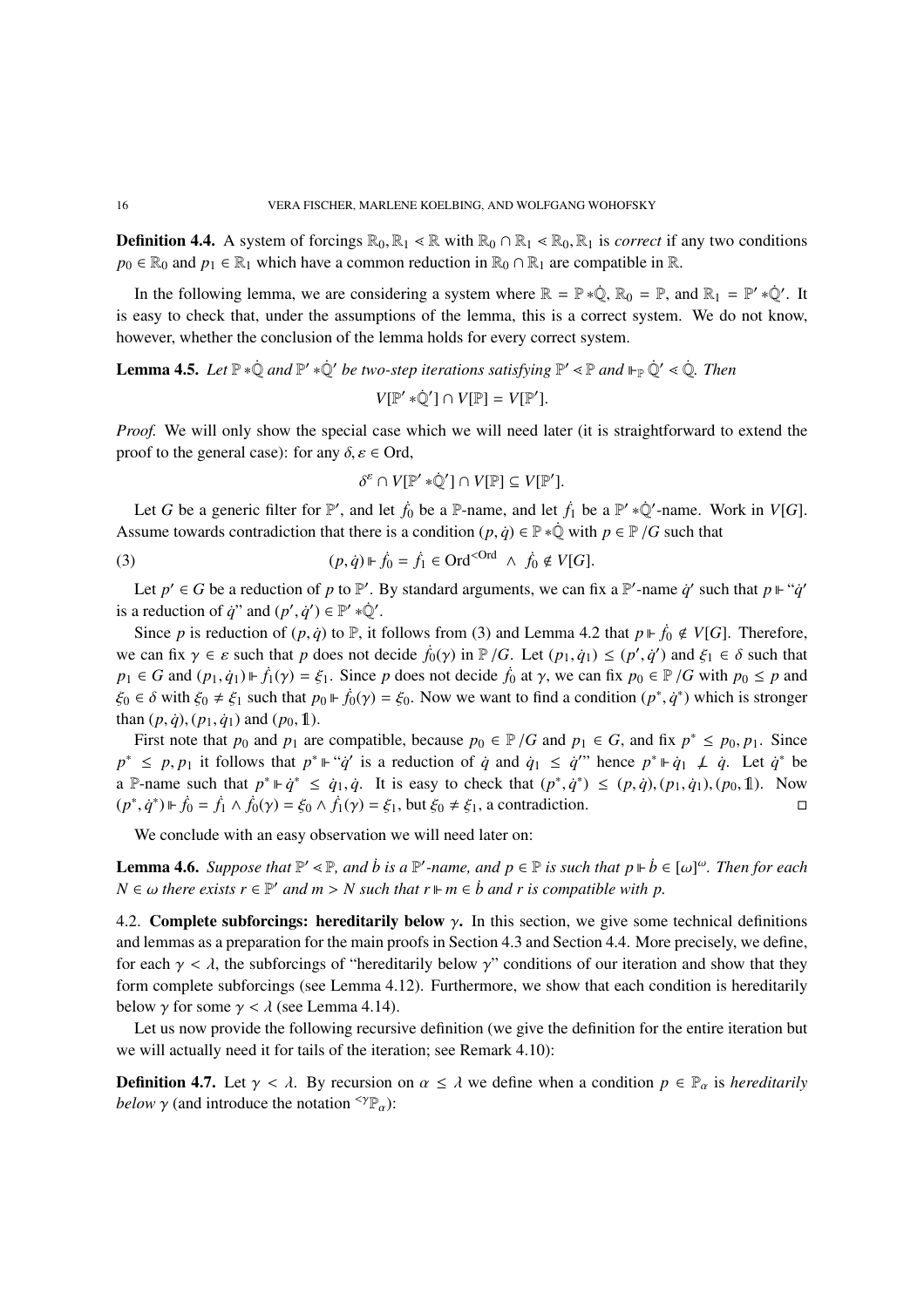**Definition 4.4.** A system of forcings $\mathbb{R}_0, \mathbb{R}_1 \lessdot \mathbb{R}$ with $\mathbb{R}_0 \cap \mathbb{R}_1 \lessdot \mathbb{R}_0, \mathbb{R}_1$ is *correct* if any two conditions $p_0 \in \mathbb{R}_0$ and $p_1 \in \mathbb{R}_1$ which have a common reduction in $\mathbb{R}_0 \cap \mathbb{R}_1$ are compatible in $\mathbb{R}$.

In the following lemma, we are considering a system where $\mathbb{R} = \mathbb{P} * \dot{\mathbb{Q}}$, $\mathbb{R}_0 = \mathbb{P}$, and $\mathbb{R}_1 = \mathbb{P}' * \dot{\mathbb{Q}}'$. It is easy to check that, under the assumptions of the lemma, this is a correct system. We do not know, however, whether the conclusion of the lemma holds for every correct system.

**Lemma 4.5.** *Let $\mathbb{P} * \dot{\mathbb{Q}}$ and $\mathbb{P}' * \dot{\mathbb{Q}}'$ be two-step iterations satisfying $\mathbb{P}' \lessdot \mathbb{P}$ and $\Vdash_{\mathbb{P}} \dot{\mathbb{Q}}' \lessdot \dot{\mathbb{Q}}$. Then*

$$V[\mathbb{P}' * \dot{\mathbb{Q}}'] \cap V[\mathbb{P}] = V[\mathbb{P}'].$$

*Proof.* We will only show the special case which we will need later (it is straightforward to extend the proof to the general case): for any $\delta, \varepsilon \in \mathrm{Ord}$,

$$\delta^{\varepsilon} \cap V[\mathbb{P}' * \dot{\mathbb{Q}}'] \cap V[\mathbb{P}] \subseteq V[\mathbb{P}'].$$

Let $G$ be a generic filter for $\mathbb{P}'$, and let $\dot{f}_0$ be a $\mathbb{P}$-name, and let $\dot{f}_1$ be a $\mathbb{P}' * \dot{\mathbb{Q}}'$-name. Work in $V[G]$. Assume towards contradiction that there is a condition $(p, \dot{q}) \in \mathbb{P} * \dot{\mathbb{Q}}$ with $p \in \mathbb{P}/G$ such that

$$(p, \dot{q}) \Vdash \dot{f}_0 = \dot{f}_1 \in \mathrm{Ord}^{<\mathrm{Ord}} \;\wedge\; \dot{f}_0 \notin V[G]. \tag{3}$$

Let $p' \in G$ be a reduction of $p$ to $\mathbb{P}'$. By standard arguments, we can fix a $\mathbb{P}'$-name $\dot{q}'$ such that $p \Vdash$ "$\dot{q}'$ is a reduction of $\dot{q}$" and $(p', \dot{q}') \in \mathbb{P}' * \dot{\mathbb{Q}}'$.

Since $p$ is reduction of $(p, \dot{q})$ to $\mathbb{P}$, it follows from (3) and Lemma 4.2 that $p \Vdash \dot{f}_0 \notin V[G]$. Therefore, we can fix $\gamma \in \varepsilon$ such that $p$ does not decide $\dot{f}_0(\gamma)$ in $\mathbb{P}/G$. Let $(p_1, \dot{q}_1) \leq (p', \dot{q}')$ and $\xi_1 \in \delta$ such that $p_1 \in G$ and $(p_1, \dot{q}_1) \Vdash \dot{f}_1(\gamma) = \xi_1$. Since $p$ does not decide $\dot{f}_0$ at $\gamma$, we can fix $p_0 \in \mathbb{P}/G$ with $p_0 \leq p$ and $\xi_0 \in \delta$ with $\xi_0 \neq \xi_1$ such that $p_0 \Vdash \dot{f}_0(\gamma) = \xi_0$. Now we want to find a condition $(p^*, \dot{q}^*)$ which is stronger than $(p, \dot{q}), (p_1, \dot{q}_1)$ and $(p_0, \mathbb{1})$.

First note that $p_0$ and $p_1$ are compatible, because $p_0 \in \mathbb{P}/G$ and $p_1 \in G$, and fix $p^* \leq p_0, p_1$. Since $p^* \leq p, p_1$ it follows that $p^* \Vdash$ "$\dot{q}'$ is a reduction of $\dot{q}$ and $\dot{q}_1 \leq \dot{q}'$" hence $p^* \Vdash \dot{q}_1 \not\perp \dot{q}$. Let $\dot{q}^*$ be a $\mathbb{P}$-name such that $p^* \Vdash \dot{q}^* \leq \dot{q}_1, \dot{q}$. It is easy to check that $(p^*, \dot{q}^*) \leq (p, \dot{q}), (p_1, \dot{q}_1), (p_0, \mathbb{1})$. Now $(p^*, \dot{q}^*) \Vdash \dot{f}_0 = \dot{f}_1 \wedge \dot{f}_0(\gamma) = \xi_0 \wedge \dot{f}_1(\gamma) = \xi_1$, but $\xi_0 \neq \xi_1$, a contradiction. $\square$

We conclude with an easy observation we will need later on:

**Lemma 4.6.** *Suppose that $\mathbb{P}' \lessdot \mathbb{P}$, and $\dot{b}$ is a $\mathbb{P}'$-name, and $p \in \mathbb{P}$ is such that $p \Vdash \dot{b} \in [\omega]^{\omega}$. Then for each $N \in \omega$ there exists $r \in \mathbb{P}'$ and $m > N$ such that $r \Vdash m \in \dot{b}$ and $r$ is compatible with $p$.*

## 4.2. Complete subforcings: hereditarily below $\gamma$.

In this section, we give some technical definitions and lemmas as a preparation for the main proofs in Section 4.3 and Section 4.4. More precisely, we define, for each $\gamma < \lambda$, the subforcings of "hereditarily below $\gamma$" conditions of our iteration and show that they form complete subforcings (see Lemma 4.12). Furthermore, we show that each condition is hereditarily below $\gamma$ for some $\gamma < \lambda$ (see Lemma 4.14).

Let us now provide the following recursive definition (we give the definition for the entire iteration but we will actually need it for tails of the iteration; see Remark 4.10):

**Definition 4.7.** Let $\gamma < \lambda$. By recursion on $\alpha \leq \lambda$ we define when a condition $p \in \mathbb{P}_\alpha$ is *hereditarily below $\gamma$* (and introduce the notation ${}^{<\gamma}\mathbb{P}_\alpha$):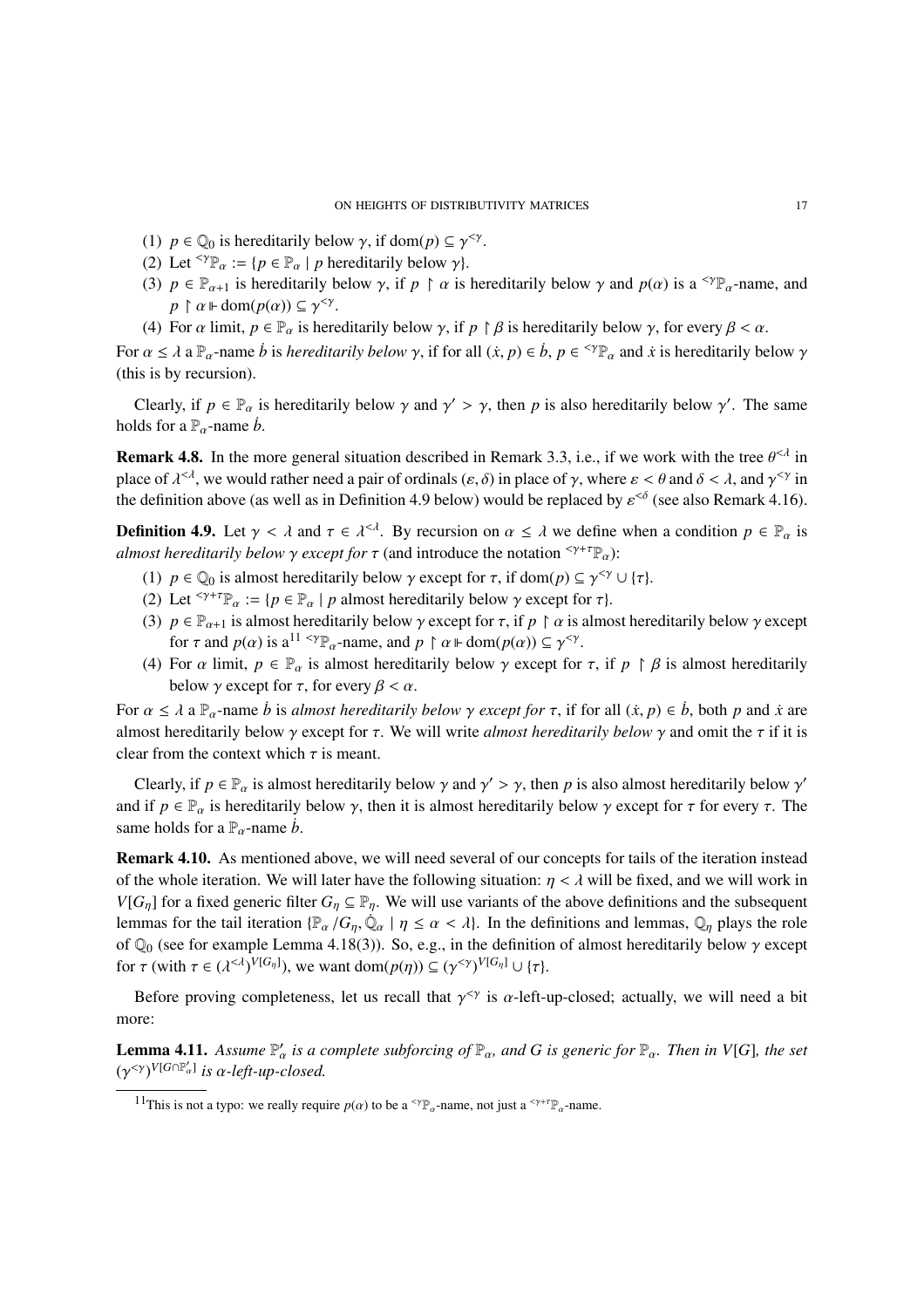(1) $p \in \mathbb{Q}_0$ is hereditarily below $\gamma$, if $\mathrm{dom}(p) \subseteq \gamma^{<\gamma}$.
(2) Let ${}^{<\gamma}\mathbb{P}_\alpha := \{p \in \mathbb{P}_\alpha \mid p \text{ hereditarily below } \gamma\}$.
(3) $p \in \mathbb{P}_{\alpha+1}$ is hereditarily below $\gamma$, if $p \restriction \alpha$ is hereditarily below $\gamma$ and $p(\alpha)$ is a ${}^{<\gamma}\mathbb{P}_\alpha$-name, and $p \restriction \alpha \Vdash \mathrm{dom}(p(\alpha)) \subseteq \gamma^{<\gamma}$.
(4) For $\alpha$ limit, $p \in \mathbb{P}_\alpha$ is hereditarily below $\gamma$, if $p \restriction \beta$ is hereditarily below $\gamma$, for every $\beta < \alpha$.

For $\alpha \leq \lambda$ a $\mathbb{P}_\alpha$-name $\dot{b}$ is *hereditarily below* $\gamma$, if for all $(\dot{x}, p) \in \dot{b}$, $p \in {}^{<\gamma}\mathbb{P}_\alpha$ and $\dot{x}$ is hereditarily below $\gamma$ (this is by recursion).

Clearly, if $p \in \mathbb{P}_\alpha$ is hereditarily below $\gamma$ and $\gamma' > \gamma$, then $p$ is also hereditarily below $\gamma'$. The same holds for a $\mathbb{P}_\alpha$-name $\dot{b}$.

**Remark 4.8.** In the more general situation described in Remark 3.3, i.e., if we work with the tree $\theta^{<\lambda}$ in place of $\lambda^{<\lambda}$, we would rather need a pair of ordinals $(\varepsilon, \delta)$ in place of $\gamma$, where $\varepsilon < \theta$ and $\delta < \lambda$, and $\gamma^{<\gamma}$ in the definition above (as well as in Definition 4.9 below) would be replaced by $\varepsilon^{<\delta}$ (see also Remark 4.16).

**Definition 4.9.** Let $\gamma < \lambda$ and $\tau \in \lambda^{<\lambda}$. By recursion on $\alpha \leq \lambda$ we define when a condition $p \in \mathbb{P}_\alpha$ is *almost hereditarily below* $\gamma$ *except for* $\tau$ (and introduce the notation ${}^{<\gamma+\tau}\mathbb{P}_\alpha$):

(1) $p \in \mathbb{Q}_0$ is almost hereditarily below $\gamma$ except for $\tau$, if $\mathrm{dom}(p) \subseteq \gamma^{<\gamma} \cup \{\tau\}$.
(2) Let ${}^{<\gamma+\tau}\mathbb{P}_\alpha := \{p \in \mathbb{P}_\alpha \mid p \text{ almost hereditarily below } \gamma \text{ except for } \tau\}$.
(3) $p \in \mathbb{P}_{\alpha+1}$ is almost hereditarily below $\gamma$ except for $\tau$, if $p \restriction \alpha$ is almost hereditarily below $\gamma$ except for $\tau$ and $p(\alpha)$ is a[11] ${}^{<\gamma}\mathbb{P}_\alpha$-name, and $p \restriction \alpha \Vdash \mathrm{dom}(p(\alpha)) \subseteq \gamma^{<\gamma}$.
(4) For $\alpha$ limit, $p \in \mathbb{P}_\alpha$ is almost hereditarily below $\gamma$ except for $\tau$, if $p \restriction \beta$ is almost hereditarily below $\gamma$ except for $\tau$, for every $\beta < \alpha$.

For $\alpha \leq \lambda$ a $\mathbb{P}_\alpha$-name $\dot{b}$ is *almost hereditarily below* $\gamma$ *except for* $\tau$, if for all $(\dot{x}, p) \in \dot{b}$, both $p$ and $\dot{x}$ are almost hereditarily below $\gamma$ except for $\tau$. We will write *almost hereditarily below* $\gamma$ and omit the $\tau$ if it is clear from the context which $\tau$ is meant.

Clearly, if $p \in \mathbb{P}_\alpha$ is almost hereditarily below $\gamma$ and $\gamma' > \gamma$, then $p$ is also almost hereditarily below $\gamma'$ and if $p \in \mathbb{P}_\alpha$ is hereditarily below $\gamma$, then it is almost hereditarily below $\gamma$ except for $\tau$ for every $\tau$. The same holds for a $\mathbb{P}_\alpha$-name $\dot{b}$.

**Remark 4.10.** As mentioned above, we will need several of our concepts for tails of the iteration instead of the whole iteration. We will later have the following situation: $\eta < \lambda$ will be fixed, and we will work in $V[G_\eta]$ for a fixed generic filter $G_\eta \subseteq \mathbb{P}_\eta$. We will use variants of the above definitions and the subsequent lemmas for the tail iteration $\{\mathbb{P}_\alpha / G_\eta, \dot{\mathbb{Q}}_\alpha \mid \eta \leq \alpha < \lambda\}$. In the definitions and lemmas, $\mathbb{Q}_\eta$ plays the role of $\mathbb{Q}_0$ (see for example Lemma 4.18(3)). So, e.g., in the definition of almost hereditarily below $\gamma$ except for $\tau$ (with $\tau \in (\lambda^{<\lambda})^{V[G_\eta]}$), we want $\mathrm{dom}(p(\eta)) \subseteq (\gamma^{<\gamma})^{V[G_\eta]} \cup \{\tau\}$.

Before proving completeness, let us recall that $\gamma^{<\gamma}$ is $\alpha$-left-up-closed; actually, we will need a bit more:

**Lemma 4.11.** *Assume $\mathbb{P}'_\alpha$ is a complete subforcing of $\mathbb{P}_\alpha$, and $G$ is generic for $\mathbb{P}_\alpha$. Then in $V[G]$, the set $(\gamma^{<\gamma})^{V[G \cap \mathbb{P}'_\alpha]}$ is $\alpha$-left-up-closed.*

[11] This is not a typo: we really require $p(\alpha)$ to be a ${}^{<\gamma}\mathbb{P}_\alpha$-name, not just a ${}^{<\gamma+\tau}\mathbb{P}_\alpha$-name.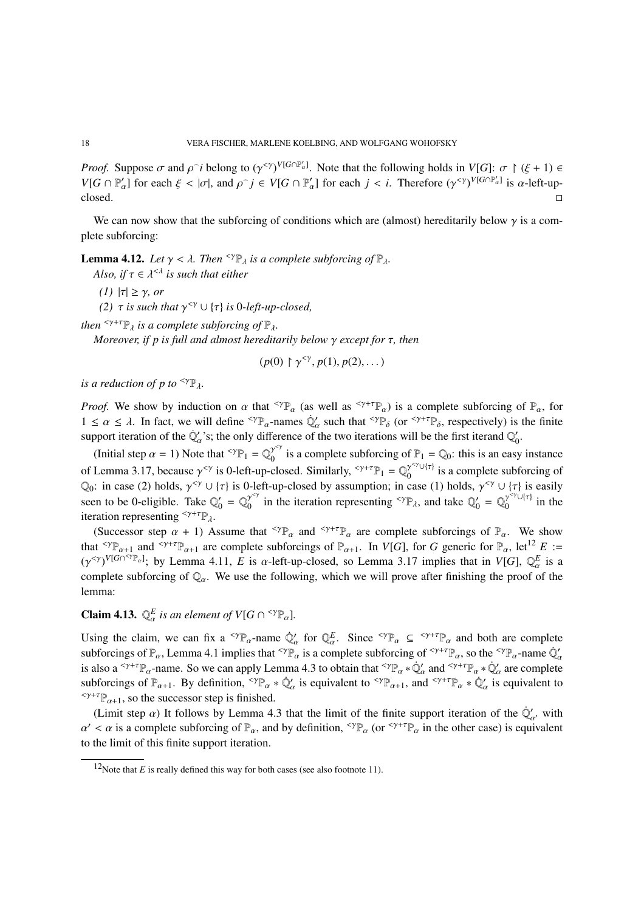*Proof.* Suppose $\sigma$ and $\rho^\frown i$ belong to $(\gamma^{<\gamma})^{V[G\cap\mathbb{P}'_\alpha]}$. Note that the following holds in $V[G]$: $\sigma \restriction (\xi+1) \in V[G \cap \mathbb{P}'_\alpha]$ for each $\xi < |\sigma|$, and $\rho^\frown j \in V[G \cap \mathbb{P}'_\alpha]$ for each $j < i$. Therefore $(\gamma^{<\gamma})^{V[G\cap\mathbb{P}'_\alpha]}$ is $\alpha$-left-up-closed. $\square$

We can now show that the subforcing of conditions which are (almost) hereditarily below $\gamma$ is a complete subforcing:

**Lemma 4.12.** *Let $\gamma < \lambda$. Then ${}^{<\gamma}\mathbb{P}_\lambda$ is a complete subforcing of $\mathbb{P}_\lambda$.*

*Also, if $\tau \in \lambda^{<\lambda}$ is such that either*

*(1) $|\tau| \geq \gamma$, or*

*(2) $\tau$ is such that $\gamma^{<\gamma} \cup \{\tau\}$ is 0-left-up-closed,*

*then ${}^{<\gamma+\tau}\mathbb{P}_\lambda$ is a complete subforcing of $\mathbb{P}_\lambda$.*

*Moreover, if $p$ is full and almost hereditarily below $\gamma$ except for $\tau$, then*

$$(p(0) \restriction \gamma^{<\gamma}, p(1), p(2), \dots)$$

*is a reduction of $p$ to ${}^{<\gamma}\mathbb{P}_\lambda$.*

*Proof.* We show by induction on $\alpha$ that ${}^{<\gamma}\mathbb{P}_\alpha$ (as well as ${}^{<\gamma+\tau}\mathbb{P}_\alpha$) is a complete subforcing of $\mathbb{P}_\alpha$, for $1 \leq \alpha \leq \lambda$. In fact, we will define ${}^{<\gamma}\mathbb{P}_\alpha$-names $\dot{\mathbb{Q}}'_\alpha$ such that ${}^{<\gamma}\mathbb{P}_\delta$ (or ${}^{<\gamma+\tau}\mathbb{P}_\delta$, respectively) is the finite support iteration of the $\dot{\mathbb{Q}}'_\alpha$'s; the only difference of the two iterations will be the first iterand $\mathbb{Q}'_0$.

(Initial step $\alpha = 1$) Note that ${}^{<\gamma}\mathbb{P}_1 = \mathbb{Q}_0^{\gamma^{<\gamma}}$ is a complete subforcing of $\mathbb{P}_1 = \mathbb{Q}_0$: this is an easy instance of Lemma 3.17, because $\gamma^{<\gamma}$ is 0-left-up-closed. Similarly, ${}^{<\gamma+\tau}\mathbb{P}_1 = \mathbb{Q}_0^{\gamma^{<\gamma}\cup\{\tau\}}$ is a complete subforcing of $\mathbb{Q}_0$: in case (2) holds, $\gamma^{<\gamma} \cup \{\tau\}$ is 0-left-up-closed by assumption; in case (1) holds, $\gamma^{<\gamma} \cup \{\tau\}$ is easily seen to be 0-eligible. Take $\mathbb{Q}'_0 = \mathbb{Q}_0^{\gamma^{<\gamma}}$ in the iteration representing ${}^{<\gamma}\mathbb{P}_\lambda$, and take $\mathbb{Q}'_0 = \mathbb{Q}_0^{\gamma^{<\gamma}\cup\{\tau\}}$ in the iteration representing ${}^{<\gamma+\tau}\mathbb{P}_\lambda$.

(Successor step $\alpha + 1$) Assume that ${}^{<\gamma}\mathbb{P}_\alpha$ and ${}^{<\gamma+\tau}\mathbb{P}_\alpha$ are complete subforcings of $\mathbb{P}_\alpha$. We show that ${}^{<\gamma}\mathbb{P}_{\alpha+1}$ and ${}^{<\gamma+\tau}\mathbb{P}_{\alpha+1}$ are complete subforcings of $\mathbb{P}_{\alpha+1}$. In $V[G]$, for $G$ generic for $\mathbb{P}_\alpha$, let[12] $E := (\gamma^{<\gamma})^{V[G\cap{}^{<\gamma}\mathbb{P}_\alpha]}$; by Lemma 4.11, $E$ is $\alpha$-left-up-closed, so Lemma 3.17 implies that in $V[G]$, $\mathbb{Q}_\alpha^E$ is a complete subforcing of $\mathbb{Q}_\alpha$. We use the following, which we will prove after finishing the proof of the lemma:

**Claim 4.13.** *$\mathbb{Q}_\alpha^E$ is an element of $V[G \cap {}^{<\gamma}\mathbb{P}_\alpha]$.*

Using the claim, we can fix a ${}^{<\gamma}\mathbb{P}_\alpha$-name $\dot{\mathbb{Q}}'_\alpha$ for $\mathbb{Q}_\alpha^E$. Since ${}^{<\gamma}\mathbb{P}_\alpha \subseteq {}^{<\gamma+\tau}\mathbb{P}_\alpha$ and both are complete subforcings of $\mathbb{P}_\alpha$, Lemma 4.1 implies that ${}^{<\gamma}\mathbb{P}_\alpha$ is a complete subforcing of ${}^{<\gamma+\tau}\mathbb{P}_\alpha$, so the ${}^{<\gamma}\mathbb{P}_\alpha$-name $\dot{\mathbb{Q}}'_\alpha$ is also a ${}^{<\gamma+\tau}\mathbb{P}_\alpha$-name. So we can apply Lemma 4.3 to obtain that ${}^{<\gamma}\mathbb{P}_\alpha * \dot{\mathbb{Q}}'_\alpha$ and ${}^{<\gamma+\tau}\mathbb{P}_\alpha * \dot{\mathbb{Q}}'_\alpha$ are complete subforcings of $\mathbb{P}_{\alpha+1}$. By definition, ${}^{<\gamma}\mathbb{P}_\alpha * \dot{\mathbb{Q}}'_\alpha$ is equivalent to ${}^{<\gamma}\mathbb{P}_{\alpha+1}$, and ${}^{<\gamma+\tau}\mathbb{P}_\alpha * \dot{\mathbb{Q}}'_\alpha$ is equivalent to ${}^{<\gamma+\tau}\mathbb{P}_{\alpha+1}$, so the successor step is finished.

(Limit step $\alpha$) It follows by Lemma 4.3 that the limit of the finite support iteration of the $\dot{\mathbb{Q}}'_{\alpha'}$ with $\alpha' < \alpha$ is a complete subforcing of $\mathbb{P}_\alpha$, and by definition, ${}^{<\gamma}\mathbb{P}_\alpha$ (or ${}^{<\gamma+\tau}\mathbb{P}_\alpha$ in the other case) is equivalent to the limit of this finite support iteration.

---

[12] Note that $E$ is really defined this way for both cases (see also footnote 11).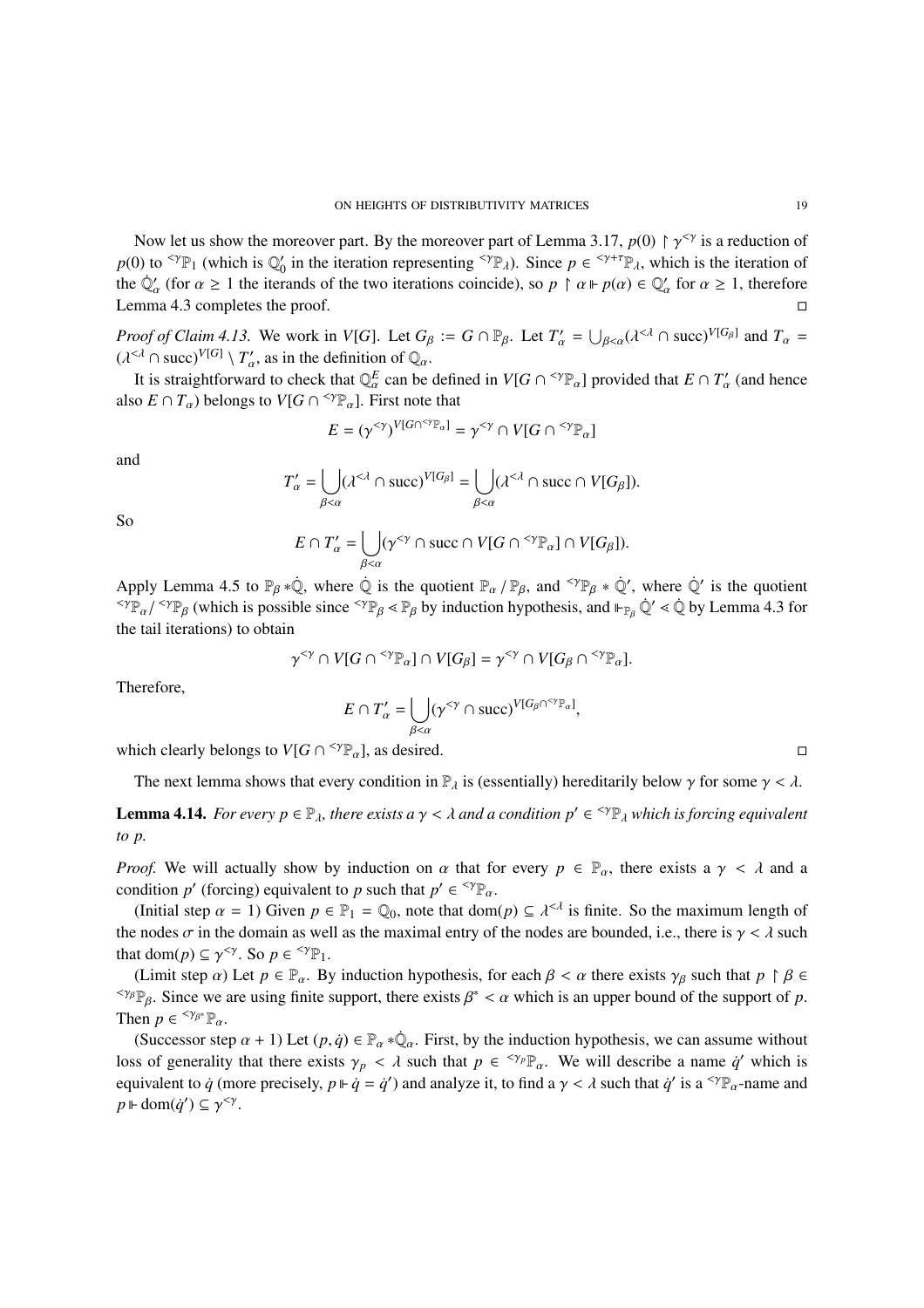Now let us show the moreover part. By the moreover part of Lemma 3.17, $p(0) \restriction \gamma^{<\gamma}$ is a reduction of $p(0)$ to ${}^{<\gamma}\mathbb{P}_1$ (which is $\mathbb{Q}_0'$ in the iteration representing ${}^{<\gamma}\mathbb{P}_\lambda$). Since $p \in {}^{<\gamma+\tau}\mathbb{P}_\lambda$, which is the iteration of the $\dot{\mathbb{Q}}_\alpha'$ (for $\alpha \geq 1$ the iterands of the two iterations coincide), so $p \restriction \alpha \Vdash p(\alpha) \in \mathbb{Q}_\alpha'$ for $\alpha \geq 1$, therefore Lemma 4.3 completes the proof. □

*Proof of Claim 4.13.* We work in $V[G]$. Let $G_\beta := G \cap \mathbb{P}_\beta$. Let $T_\alpha' = \bigcup_{\beta<\alpha}(\lambda^{<\lambda} \cap \text{succ})^{V[G_\beta]}$ and $T_\alpha = (\lambda^{<\lambda} \cap \text{succ})^{V[G]} \setminus T_\alpha'$, as in the definition of $\mathbb{Q}_\alpha$.

It is straightforward to check that $\mathbb{Q}_\alpha^E$ can be defined in $V[G \cap {}^{<\gamma}\mathbb{P}_\alpha]$ provided that $E \cap T_\alpha'$ (and hence also $E \cap T_\alpha$) belongs to $V[G \cap {}^{<\gamma}\mathbb{P}_\alpha]$. First note that

$$E = (\gamma^{<\gamma})^{V[G \cap {}^{<\gamma}\mathbb{P}_\alpha]} = \gamma^{<\gamma} \cap V[G \cap {}^{<\gamma}\mathbb{P}_\alpha]$$

and

$$T_\alpha' = \bigcup_{\beta<\alpha}(\lambda^{<\lambda} \cap \text{succ})^{V[G_\beta]} = \bigcup_{\beta<\alpha}(\lambda^{<\lambda} \cap \text{succ} \cap V[G_\beta]).$$

So

$$E \cap T_\alpha' = \bigcup_{\beta<\alpha}(\gamma^{<\gamma} \cap \text{succ} \cap V[G \cap {}^{<\gamma}\mathbb{P}_\alpha] \cap V[G_\beta]).$$

Apply Lemma 4.5 to $\mathbb{P}_\beta * \dot{\mathbb{Q}}$, where $\dot{\mathbb{Q}}$ is the quotient $\mathbb{P}_\alpha / \mathbb{P}_\beta$, and ${}^{<\gamma}\mathbb{P}_\beta * \dot{\mathbb{Q}}'$, where $\dot{\mathbb{Q}}'$ is the quotient ${}^{<\gamma}\mathbb{P}_\alpha / {}^{<\gamma}\mathbb{P}_\beta$ (which is possible since ${}^{<\gamma}\mathbb{P}_\beta \lessdot \mathbb{P}_\beta$ by induction hypothesis, and $\Vdash_{\mathbb{P}_\beta} \dot{\mathbb{Q}}' \lessdot \dot{\mathbb{Q}}$ by Lemma 4.3 for the tail iterations) to obtain

$$\gamma^{<\gamma} \cap V[G \cap {}^{<\gamma}\mathbb{P}_\alpha] \cap V[G_\beta] = \gamma^{<\gamma} \cap V[G_\beta \cap {}^{<\gamma}\mathbb{P}_\alpha].$$

Therefore,

$$E \cap T_\alpha' = \bigcup_{\beta<\alpha}(\gamma^{<\gamma} \cap \text{succ})^{V[G_\beta \cap {}^{<\gamma}\mathbb{P}_\alpha]},$$

which clearly belongs to $V[G \cap {}^{<\gamma}\mathbb{P}_\alpha]$, as desired. □

The next lemma shows that every condition in $\mathbb{P}_\lambda$ is (essentially) hereditarily below $\gamma$ for some $\gamma < \lambda$.

**Lemma 4.14.** *For every $p \in \mathbb{P}_\lambda$, there exists a $\gamma < \lambda$ and a condition $p' \in {}^{<\gamma}\mathbb{P}_\lambda$ which is forcing equivalent to $p$.*

*Proof.* We will actually show by induction on $\alpha$ that for every $p \in \mathbb{P}_\alpha$, there exists a $\gamma < \lambda$ and a condition $p'$ (forcing) equivalent to $p$ such that $p' \in {}^{<\gamma}\mathbb{P}_\alpha$.

(Initial step $\alpha = 1$) Given $p \in \mathbb{P}_1 = \mathbb{Q}_0$, note that $\text{dom}(p) \subseteq \lambda^{<\lambda}$ is finite. So the maximum length of the nodes $\sigma$ in the domain as well as the maximal entry of the nodes are bounded, i.e., there is $\gamma < \lambda$ such that $\text{dom}(p) \subseteq \gamma^{<\gamma}$. So $p \in {}^{<\gamma}\mathbb{P}_1$.

(Limit step $\alpha$) Let $p \in \mathbb{P}_\alpha$. By induction hypothesis, for each $\beta < \alpha$ there exists $\gamma_\beta$ such that $p \restriction \beta \in {}^{<\gamma_\beta}\mathbb{P}_\beta$. Since we are using finite support, there exists $\beta^* < \alpha$ which is an upper bound of the support of $p$. Then $p \in {}^{<\gamma_{\beta^*}}\mathbb{P}_\alpha$.

(Successor step $\alpha + 1$) Let $(p, \dot{q}) \in \mathbb{P}_\alpha * \dot{\mathbb{Q}}_\alpha$. First, by the induction hypothesis, we can assume without loss of generality that there exists $\gamma_p < \lambda$ such that $p \in {}^{<\gamma_p}\mathbb{P}_\alpha$. We will describe a name $\dot{q}'$ which is equivalent to $\dot{q}$ (more precisely, $p \Vdash \dot{q} = \dot{q}'$) and analyze it, to find a $\gamma < \lambda$ such that $\dot{q}'$ is a ${}^{<\gamma}\mathbb{P}_\alpha$-name and $p \Vdash \text{dom}(\dot{q}') \subseteq \gamma^{<\gamma}$.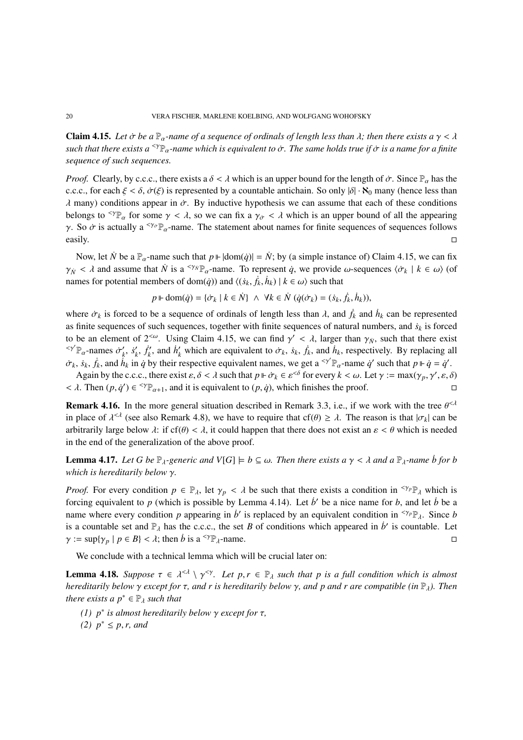**Claim 4.15.** *Let $\dot\sigma$ be a $\mathbb{P}_\alpha$-name of a sequence of ordinals of length less than $\lambda$; then there exists a $\gamma < \lambda$ such that there exists a ${}^{<\gamma}\mathbb{P}_\alpha$-name which is equivalent to $\dot\sigma$. The same holds true if $\dot\sigma$ is a name for a finite sequence of such sequences.*

*Proof.* Clearly, by c.c.c., there exists a $\delta < \lambda$ which is an upper bound for the length of $\dot\sigma$. Since $\mathbb{P}_\alpha$ has the c.c.c., for each $\xi < \delta$, $\dot\sigma(\xi)$ is represented by a countable antichain. So only $|\delta| \cdot \aleph_0$ many (hence less than $\lambda$ many) conditions appear in $\dot\sigma$. By inductive hypothesis we can assume that each of these conditions belongs to ${}^{<\gamma}\mathbb{P}_\alpha$ for some $\gamma < \lambda$, so we can fix a $\gamma_\sigma < \lambda$ which is an upper bound of all the appearing $\gamma$. So $\dot\sigma$ is actually a ${}^{<\gamma_\sigma}\mathbb{P}_\alpha$-name. The statement about names for finite sequences of sequences follows easily. $\square$

Now, let $\dot N$ be a $\mathbb{P}_\alpha$-name such that $p \Vdash |\mathrm{dom}(\dot q)| = \dot N$; by (a simple instance of) Claim 4.15, we can fix $\gamma_{\dot N} < \lambda$ and assume that $\dot N$ is a ${}^{<\gamma_{\dot N}}\mathbb{P}_\alpha$-name. To represent $\dot q$, we provide $\omega$-sequences $\langle \dot\sigma_k \mid k \in \omega\rangle$ (of names for potential members of $\mathrm{dom}(\dot q)$) and $\langle (\dot s_k, \dot f_k, \dot h_k) \mid k \in \omega\rangle$ such that

$$p \Vdash \mathrm{dom}(\dot q) = \{\dot\sigma_k \mid k \in \dot N\} \ \wedge \ \forall k \in \dot N \ (\dot q(\dot\sigma_k) = (\dot s_k, \dot f_k, \dot h_k)),$$

where $\dot\sigma_k$ is forced to be a sequence of ordinals of length less than $\lambda$, and $\dot f_k$ and $\dot h_k$ can be represented as finite sequences of such sequences, together with finite sequences of natural numbers, and $\dot s_k$ is forced to be an element of $2^{<\omega}$. Using Claim 4.15, we can find $\gamma' < \lambda$, larger than $\gamma_{\dot N}$, such that there exist ${}^{<\gamma'}\mathbb{P}_\alpha$-names $\dot\sigma'_k$, $\dot s'_k$, $\dot f'_k$, and $\dot h'_k$ which are equivalent to $\dot\sigma_k$, $\dot s_k$, $\dot f_k$, and $\dot h_k$, respectively. By replacing all $\dot\sigma_k$, $\dot s_k$, $\dot f_k$, and $\dot h_k$ in $\dot q$ by their respective equivalent names, we get a ${}^{<\gamma'}\mathbb{P}_\alpha$-name $\dot q'$ such that $p \Vdash \dot q = \dot q'$.

Again by the c.c.c., there exist $\varepsilon, \delta < \lambda$ such that $p \Vdash \dot\sigma_k \in \varepsilon^{<\delta}$ for every $k < \omega$. Let $\gamma := \max(\gamma_p, \gamma', \varepsilon, \delta) < \lambda$. Then $(p, \dot q') \in {}^{<\gamma}\mathbb{P}_{\alpha+1}$, and it is equivalent to $(p, \dot q)$, which finishes the proof. $\square$

**Remark 4.16.** In the more general situation described in Remark 3.3, i.e., if we work with the tree $\theta^{<\lambda}$ in place of $\lambda^{<\lambda}$ (see also Remark 4.8), we have to require that $\mathrm{cf}(\theta) \geq \lambda$. The reason is that $|\sigma_k|$ can be arbitrarily large below $\lambda$: if $\mathrm{cf}(\theta) < \lambda$, it could happen that there does not exist an $\varepsilon < \theta$ which is needed in the end of the generalization of the above proof.

**Lemma 4.17.** *Let $G$ be $\mathbb{P}_\lambda$-generic and $V[G] \models b \subseteq \omega$. Then there exists a $\gamma < \lambda$ and a $\mathbb{P}_\lambda$-name $\dot b$ for $b$ which is hereditarily below $\gamma$.*

*Proof.* For every condition $p \in \mathbb{P}_\lambda$, let $\gamma_p < \lambda$ be such that there exists a condition in ${}^{<\gamma_p}\mathbb{P}_\lambda$ which is forcing equivalent to $p$ (which is possible by Lemma 4.14). Let $\dot b'$ be a nice name for $b$, and let $\dot b$ be a name where every condition $p$ appearing in $\dot b'$ is replaced by an equivalent condition in ${}^{<\gamma_p}\mathbb{P}_\lambda$. Since $b$ is a countable set and $\mathbb{P}_\lambda$ has the c.c.c., the set $B$ of conditions which appeared in $\dot b'$ is countable. Let $\gamma := \sup\{\gamma_p \mid p \in B\} < \lambda$; then $\dot b$ is a ${}^{<\gamma}\mathbb{P}_\lambda$-name. $\square$

We conclude with a technical lemma which will be crucial later on:

**Lemma 4.18.** *Suppose $\tau \in \lambda^{<\lambda} \setminus \gamma^{<\gamma}$. Let $p, r \in \mathbb{P}_\lambda$ such that $p$ is a full condition which is almost hereditarily below $\gamma$ except for $\tau$, and $r$ is hereditarily below $\gamma$, and $p$ and $r$ are compatible (in $\mathbb{P}_\lambda$). Then there exists a $p^* \in \mathbb{P}_\lambda$ such that*

*(1) $p^*$ is almost hereditarily below $\gamma$ except for $\tau$,*
*(2) $p^* \leq p, r$, and*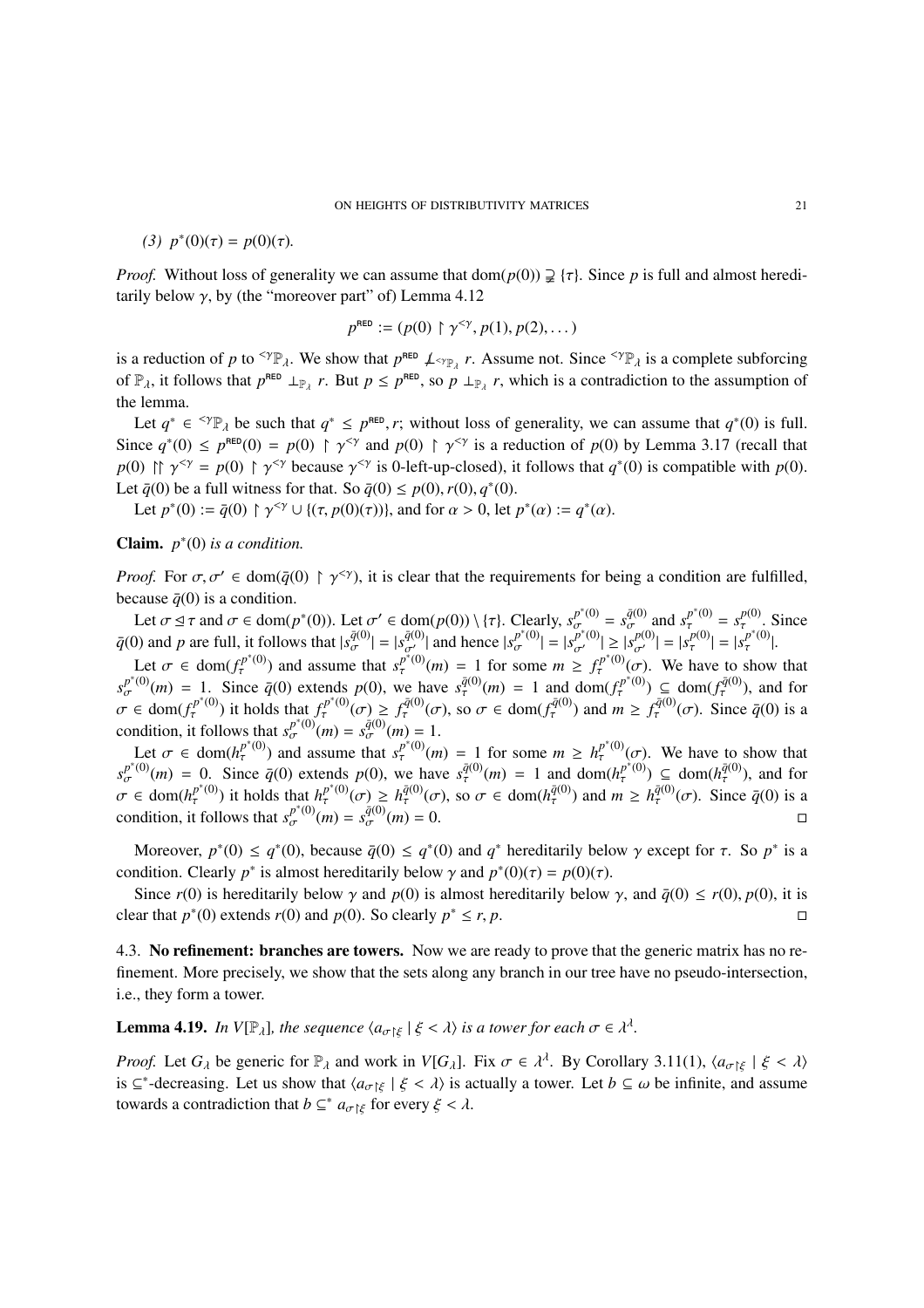*(3)* $p^*(0)(\tau) = p(0)(\tau)$.

*Proof.* Without loss of generality we can assume that $\mathrm{dom}(p(0)) \supsetneq \{\tau\}$. Since $p$ is full and almost hereditarily below $\gamma$, by (the "moreover part" of) Lemma 4.12

$$p^{\mathsf{RED}} := (p(0) \restriction \gamma^{<\gamma}, p(1), p(2), \dots)$$

is a reduction of $p$ to ${}^{<\gamma}\mathbb{P}_\lambda$. We show that $p^{\mathsf{RED}} \not\perp_{{}^{<\gamma}\mathbb{P}_\lambda} r$. Assume not. Since ${}^{<\gamma}\mathbb{P}_\lambda$ is a complete subforcing of $\mathbb{P}_\lambda$, it follows that $p^{\mathsf{RED}} \perp_{\mathbb{P}_\lambda} r$. But $p \leq p^{\mathsf{RED}}$, so $p \perp_{\mathbb{P}_\lambda} r$, which is a contradiction to the assumption of the lemma.

Let $q^* \in {}^{<\gamma}\mathbb{P}_\lambda$ be such that $q^* \leq p^{\mathsf{RED}}, r$; without loss of generality, we can assume that $q^*(0)$ is full. Since $q^*(0) \leq p^{\mathsf{RED}}(0) = p(0) \restriction \gamma^{<\gamma}$ and $p(0) \restriction \gamma^{<\gamma}$ is a reduction of $p(0)$ by Lemma 3.17 (recall that $p(0) \upharpoonleft\!\upharpoonright \gamma^{<\gamma} = p(0) \restriction \gamma^{<\gamma}$ because $\gamma^{<\gamma}$ is 0-left-up-closed), it follows that $q^*(0)$ is compatible with $p(0)$. Let $\bar{q}(0)$ be a full witness for that. So $\bar{q}(0) \leq p(0), r(0), q^*(0)$.

Let $p^*(0) := \bar{q}(0) \restriction \gamma^{<\gamma} \cup \{(\tau, p(0)(\tau))\}$, and for $\alpha > 0$, let $p^*(\alpha) := q^*(\alpha)$.

**Claim.** *$p^*(0)$ is a condition.*

*Proof.* For $\sigma, \sigma' \in \mathrm{dom}(\bar{q}(0) \restriction \gamma^{<\gamma})$, it is clear that the requirements for being a condition are fulfilled, because $\bar{q}(0)$ is a condition.

Let $\sigma \trianglelefteq \tau$ and $\sigma \in \mathrm{dom}(p^*(0))$. Let $\sigma' \in \mathrm{dom}(p(0)) \setminus \{\tau\}$. Clearly, $s^{p^*(0)}_\sigma = s^{\bar{q}(0)}_\sigma$ and $s^{p^*(0)}_\tau = s^{p(0)}_\tau$. Since $\bar{q}(0)$ and $p$ are full, it follows that $|s^{\bar{q}(0)}_\sigma| = |s^{\bar{q}(0)}_{\sigma'}|$ and hence $|s^{p^*(0)}_\sigma| = |s^{p^*(0)}_{\sigma'}| \geq |s^{p(0)}_{\sigma'}| = |s^{p(0)}_\tau| = |s^{p^*(0)}_\tau|$.

Let $\sigma \in \mathrm{dom}(f^{p^*(0)}_\tau)$ and assume that $s^{p^*(0)}_\tau(m) = 1$ for some $m \geq f^{p^*(0)}_\tau(\sigma)$. We have to show that $s^{p^*(0)}_\sigma(m) = 1$. Since $\bar{q}(0)$ extends $p(0)$, we have $s^{\bar{q}(0)}_\tau(m) = 1$ and $\mathrm{dom}(f^{p^*(0)}_\tau) \subseteq \mathrm{dom}(f^{\bar{q}(0)}_\tau)$, and for $\sigma \in \mathrm{dom}(f^{p^*(0)}_\tau)$ it holds that $f^{p^*(0)}_\tau(\sigma) \geq f^{\bar{q}(0)}_\tau(\sigma)$, so $\sigma \in \mathrm{dom}(f^{\bar{q}(0)}_\tau)$ and $m \geq f^{\bar{q}(0)}_\tau(\sigma)$. Since $\bar{q}(0)$ is a condition, it follows that $s^{p^*(0)}_\sigma(m) = s^{\bar{q}(0)}_\sigma(m) = 1$.

Let $\sigma \in \mathrm{dom}(h^{p^*(0)}_\tau)$ and assume that $s^{p^*(0)}_\tau(m) = 1$ for some $m \geq h^{p^*(0)}_\tau(\sigma)$. We have to show that $s^{p^*(0)}_\sigma(m) = 0$. Since $\bar{q}(0)$ extends $p(0)$, we have $s^{\bar{q}(0)}_\tau(m) = 1$ and $\mathrm{dom}(h^{p^*(0)}_\tau) \subseteq \mathrm{dom}(h^{\bar{q}(0)}_\tau)$, and for $\sigma \in \mathrm{dom}(h^{p^*(0)}_\tau)$ it holds that $h^{p^*(0)}_\tau(\sigma) \geq h^{\bar{q}(0)}_\tau(\sigma)$, so $\sigma \in \mathrm{dom}(h^{\bar{q}(0)}_\tau)$ and $m \geq h^{\bar{q}(0)}_\tau(\sigma)$. Since $\bar{q}(0)$ is a condition, it follows that $s^{p^*(0)}_\sigma(m) = s^{\bar{q}(0)}_\sigma(m) = 0$. □

Moreover, $p^*(0) \leq q^*(0)$, because $\bar{q}(0) \leq q^*(0)$ and $q^*$ hereditarily below $\gamma$ except for $\tau$. So $p^*$ is a condition. Clearly $p^*$ is almost hereditarily below $\gamma$ and $p^*(0)(\tau) = p(0)(\tau)$.

Since $r(0)$ is hereditarily below $\gamma$ and $p(0)$ is almost hereditarily below $\gamma$, and $\bar{q}(0) \leq r(0), p(0)$, it is clear that $p^*(0)$ extends $r(0)$ and $p(0)$. So clearly $p^* \leq r, p$. □

### 4.3. No refinement: branches are towers.

Now we are ready to prove that the generic matrix has no refinement. More precisely, we show that the sets along any branch in our tree have no pseudo-intersection, i.e., they form a tower.

**Lemma 4.19.** *In $V[\mathbb{P}_\lambda]$, the sequence $\langle a_{\sigma\restriction\xi} \mid \xi < \lambda\rangle$ is a tower for each $\sigma \in \lambda^\lambda$.*

*Proof.* Let $G_\lambda$ be generic for $\mathbb{P}_\lambda$ and work in $V[G_\lambda]$. Fix $\sigma \in \lambda^\lambda$. By Corollary 3.11(1), $\langle a_{\sigma\restriction\xi} \mid \xi < \lambda\rangle$ is $\subseteq^*$-decreasing. Let us show that $\langle a_{\sigma\restriction\xi} \mid \xi < \lambda\rangle$ is actually a tower. Let $b \subseteq \omega$ be infinite, and assume towards a contradiction that $b \subseteq^* a_{\sigma\restriction\xi}$ for every $\xi < \lambda$.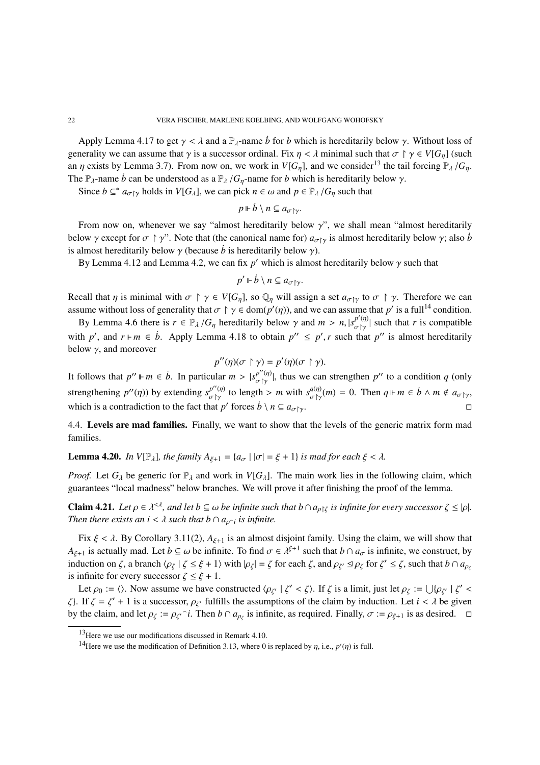Apply Lemma 4.17 to get $\gamma < \lambda$ and a $\mathbb{P}_\lambda$-name $\dot{b}$ for $b$ which is hereditarily below $\gamma$. Without loss of generality we can assume that $\gamma$ is a successor ordinal. Fix $\eta < \lambda$ minimal such that $\sigma \restriction \gamma \in V[G_\eta]$ (such an $\eta$ exists by Lemma 3.7). From now on, we work in $V[G_\eta]$, and we consider[13] the tail forcing $\mathbb{P}_\lambda / G_\eta$. The $\mathbb{P}_\lambda$-name $\dot{b}$ can be understood as a $\mathbb{P}_\lambda / G_\eta$-name for $b$ which is hereditarily below $\gamma$.

Since $b \subseteq^* a_{\sigma\restriction\gamma}$ holds in $V[G_\lambda]$, we can pick $n \in \omega$ and $p \in \mathbb{P}_\lambda / G_\eta$ such that

$$p \Vdash \dot{b} \setminus n \subseteq a_{\sigma\restriction\gamma}.$$

From now on, whenever we say "almost hereditarily below $\gamma$", we shall mean "almost hereditarily below $\gamma$ except for $\sigma \restriction \gamma$". Note that (the canonical name for) $a_{\sigma\restriction\gamma}$ is almost hereditarily below $\gamma$; also $\dot{b}$ is almost hereditarily below $\gamma$ (because $\dot{b}$ is hereditarily below $\gamma$).

By Lemma 4.12 and Lemma 4.2, we can fix $p'$ which is almost hereditarily below $\gamma$ such that

$$p' \Vdash \dot{b} \setminus n \subseteq a_{\sigma\restriction\gamma}.$$

Recall that $\eta$ is minimal with $\sigma \restriction \gamma \in V[G_\eta]$, so $\mathbb{Q}_\eta$ will assign a set $a_{\sigma\restriction\gamma}$ to $\sigma \restriction \gamma$. Therefore we can assume without loss of generality that $\sigma \restriction \gamma \in \mathrm{dom}(p'(\eta))$, and we can assume that $p'$ is a full[14] condition.

By Lemma 4.6 there is $r \in \mathbb{P}_\lambda / G_\eta$ hereditarily below $\gamma$ and $m > n, |s^{p'(\eta)}_{\sigma\restriction\gamma}|$ such that $r$ is compatible with $p'$, and $r \Vdash m \in \dot{b}$. Apply Lemma 4.18 to obtain $p'' \leq p', r$ such that $p''$ is almost hereditarily below $\gamma$, and moreover

$$p''(\eta)(\sigma \restriction \gamma) = p'(\eta)(\sigma \restriction \gamma).$$

It follows that $p'' \Vdash m \in \dot{b}$. In particular $m > |s^{p''(\eta)}_{\sigma\restriction\gamma}|$, thus we can strengthen $p''$ to a condition $q$ (only strengthening $p''(\eta)$) by extending $s^{p''(\eta)}_{\sigma\restriction\gamma}$ to length $> m$ with $s^{q(\eta)}_{\sigma\restriction\gamma}(m) = 0$. Then $q \Vdash m \in \dot{b} \wedge m \notin a_{\sigma\restriction\gamma}$, which is a contradiction to the fact that $p'$ forces $\dot{b} \setminus n \subseteq a_{\sigma\restriction\gamma}$. □

## 4.4. Levels are mad families.

Finally, we want to show that the levels of the generic matrix form mad families.

**Lemma 4.20.** *In $V[\mathbb{P}_\lambda]$, the family $A_{\xi+1} = \{a_\sigma \mid |\sigma| = \xi + 1\}$ is mad for each $\xi < \lambda$.*

*Proof.* Let $G_\lambda$ be generic for $\mathbb{P}_\lambda$ and work in $V[G_\lambda]$. The main work lies in the following claim, which guarantees "local madness" below branches. We will prove it after finishing the proof of the lemma.

**Claim 4.21.** *Let $\rho \in \lambda^{<\lambda}$, and let $b \subseteq \omega$ be infinite such that $b \cap a_{\rho\restriction\zeta}$ is infinite for every successor $\zeta \leq |\rho|$. Then there exists an $i < \lambda$ such that $b \cap a_{\rho^\frown i}$ is infinite.*

Fix $\xi < \lambda$. By Corollary 3.11(2), $A_{\xi+1}$ is an almost disjoint family. Using the claim, we will show that $A_{\xi+1}$ is actually mad. Let $b \subseteq \omega$ be infinite. To find $\sigma \in \lambda^{\xi+1}$ such that $b \cap a_\sigma$ is infinite, we construct, by induction on $\zeta$, a branch $\langle \rho_\zeta \mid \zeta \leq \xi + 1 \rangle$ with $|\rho_\zeta| = \zeta$ for each $\zeta$, and $\rho_{\zeta'} \trianglelefteq \rho_\zeta$ for $\zeta' \leq \zeta$, such that $b \cap a_{\rho_\zeta}$ is infinite for every successor $\zeta \leq \xi + 1$.

Let $\rho_0 := \langle\rangle$. Now assume we have constructed $\langle \rho_{\zeta'} \mid \zeta' < \zeta \rangle$. If $\zeta$ is a limit, just let $\rho_\zeta := \bigcup\{\rho_{\zeta'} \mid \zeta' < \zeta\}$. If $\zeta = \zeta' + 1$ is a successor, $\rho_{\zeta'}$ fulfills the assumptions of the claim by induction. Let $i < \lambda$ be given by the claim, and let $\rho_\zeta := \rho_{\zeta'}{}^\frown i$. Then $b \cap a_{\rho_\zeta}$ is infinite, as required. Finally, $\sigma := \rho_{\xi+1}$ is as desired. □

[13] Here we use our modifications discussed in Remark 4.10.

[14] Here we use the modification of Definition 3.13, where 0 is replaced by $\eta$, i.e., $p'(\eta)$ is full.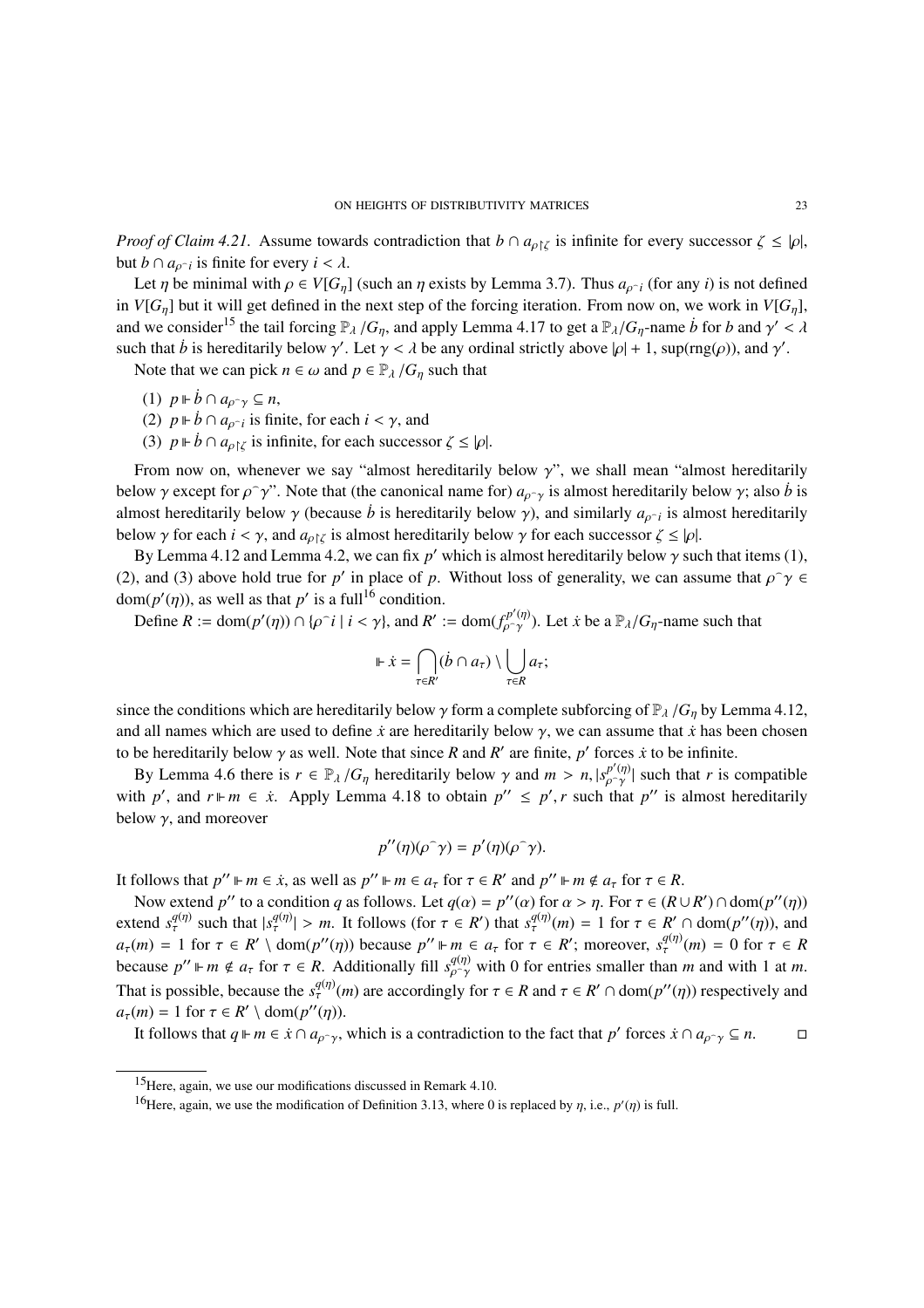*Proof of Claim 4.21.* Assume towards contradiction that $b \cap a_{\rho\restriction\zeta}$ is infinite for every successor $\zeta \leq |\rho|$, but $b \cap a_{\rho^\frown i}$ is finite for every $i < \lambda$.

Let $\eta$ be minimal with $\rho \in V[G_\eta]$ (such an $\eta$ exists by Lemma 3.7). Thus $a_{\rho^\frown i}$ (for any $i$) is not defined in $V[G_\eta]$ but it will get defined in the next step of the forcing iteration. From now on, we work in $V[G_\eta]$, and we consider[15] the tail forcing $\mathbb{P}_\lambda/G_\eta$, and apply Lemma 4.17 to get a $\mathbb{P}_\lambda/G_\eta$-name $\dot{b}$ for $b$ and $\gamma' < \lambda$ such that $\dot{b}$ is hereditarily below $\gamma'$. Let $\gamma < \lambda$ be any ordinal strictly above $|\rho| + 1$, $\sup(\mathrm{rng}(\rho))$, and $\gamma'$.

Note that we can pick $n \in \omega$ and $p \in \mathbb{P}_\lambda/G_\eta$ such that

(1) $p \Vdash \dot{b} \cap a_{\rho^\frown\gamma} \subseteq n$,
(2) $p \Vdash \dot{b} \cap a_{\rho^\frown i}$ is finite, for each $i < \gamma$, and
(3) $p \Vdash \dot{b} \cap a_{\rho\restriction\zeta}$ is infinite, for each successor $\zeta \leq |\rho|$.

From now on, whenever we say "almost hereditarily below $\gamma$", we shall mean "almost hereditarily below $\gamma$ except for $\rho^\frown\gamma$". Note that (the canonical name for) $a_{\rho^\frown\gamma}$ is almost hereditarily below $\gamma$; also $\dot{b}$ is almost hereditarily below $\gamma$ (because $\dot{b}$ is hereditarily below $\gamma$), and similarly $a_{\rho^\frown i}$ is almost hereditarily below $\gamma$ for each $i < \gamma$, and $a_{\rho\restriction\zeta}$ is almost hereditarily below $\gamma$ for each successor $\zeta \leq |\rho|$.

By Lemma 4.12 and Lemma 4.2, we can fix $p'$ which is almost hereditarily below $\gamma$ such that items (1), (2), and (3) above hold true for $p'$ in place of $p$. Without loss of generality, we can assume that $\rho^\frown\gamma \in \mathrm{dom}(p'(\eta))$, as well as that $p'$ is a full[16] condition.

Define $R := \mathrm{dom}(p'(\eta)) \cap \{\rho^\frown i \mid i < \gamma\}$, and $R' := \mathrm{dom}(f^{p'(\eta)}_{\rho^\frown\gamma})$. Let $\dot{x}$ be a $\mathbb{P}_\lambda/G_\eta$-name such that

$$\Vdash \dot{x} = \bigcap_{\tau \in R'} (\dot{b} \cap a_\tau) \setminus \bigcup_{\tau \in R} a_\tau;$$

since the conditions which are hereditarily below $\gamma$ form a complete subforcing of $\mathbb{P}_\lambda/G_\eta$ by Lemma 4.12, and all names which are used to define $\dot{x}$ are hereditarily below $\gamma$, we can assume that $\dot{x}$ has been chosen to be hereditarily below $\gamma$ as well. Note that since $R$ and $R'$ are finite, $p'$ forces $\dot{x}$ to be infinite.

By Lemma 4.6 there is $r \in \mathbb{P}_\lambda/G_\eta$ hereditarily below $\gamma$ and $m > n, |s^{p'(\eta)}_{\rho^\frown\gamma}|$ such that $r$ is compatible with $p'$, and $r \Vdash m \in \dot{x}$. Apply Lemma 4.18 to obtain $p'' \leq p', r$ such that $p''$ is almost hereditarily below $\gamma$, and moreover

$$p''(\eta)(\rho^\frown\gamma) = p'(\eta)(\rho^\frown\gamma).$$

It follows that $p'' \Vdash m \in \dot{x}$, as well as $p'' \Vdash m \in a_\tau$ for $\tau \in R'$ and $p'' \Vdash m \notin a_\tau$ for $\tau \in R$.

Now extend $p''$ to a condition $q$ as follows. Let $q(\alpha) = p''(\alpha)$ for $\alpha > \eta$. For $\tau \in (R \cup R') \cap \mathrm{dom}(p''(\eta))$ extend $s^{q(\eta)}_\tau$ such that $|s^{q(\eta)}_\tau| > m$. It follows (for $\tau \in R'$) that $s^{q(\eta)}_\tau(m) = 1$ for $\tau \in R' \cap \mathrm{dom}(p''(\eta))$, and $a_\tau(m) = 1$ for $\tau \in R' \setminus \mathrm{dom}(p''(\eta))$ because $p'' \Vdash m \in a_\tau$ for $\tau \in R'$; moreover, $s^{q(\eta)}_\tau(m) = 0$ for $\tau \in R$ because $p'' \Vdash m \notin a_\tau$ for $\tau \in R$. Additionally fill $s^{q(\eta)}_{\rho^\frown\gamma}$ with 0 for entries smaller than $m$ and with 1 at $m$. That is possible, because the $s^{q(\eta)}_\tau(m)$ are accordingly for $\tau \in R$ and $\tau \in R' \cap \mathrm{dom}(p''(\eta))$ respectively and $a_\tau(m) = 1$ for $\tau \in R' \setminus \mathrm{dom}(p''(\eta))$.

It follows that $q \Vdash m \in \dot{x} \cap a_{\rho^\frown\gamma}$, which is a contradiction to the fact that $p'$ forces $\dot{x} \cap a_{\rho^\frown\gamma} \subseteq n$. $\square$

---

[15] Here, again, we use our modifications discussed in Remark 4.10.

[16] Here, again, we use the modification of Definition 3.13, where 0 is replaced by $\eta$, i.e., $p'(\eta)$ is full.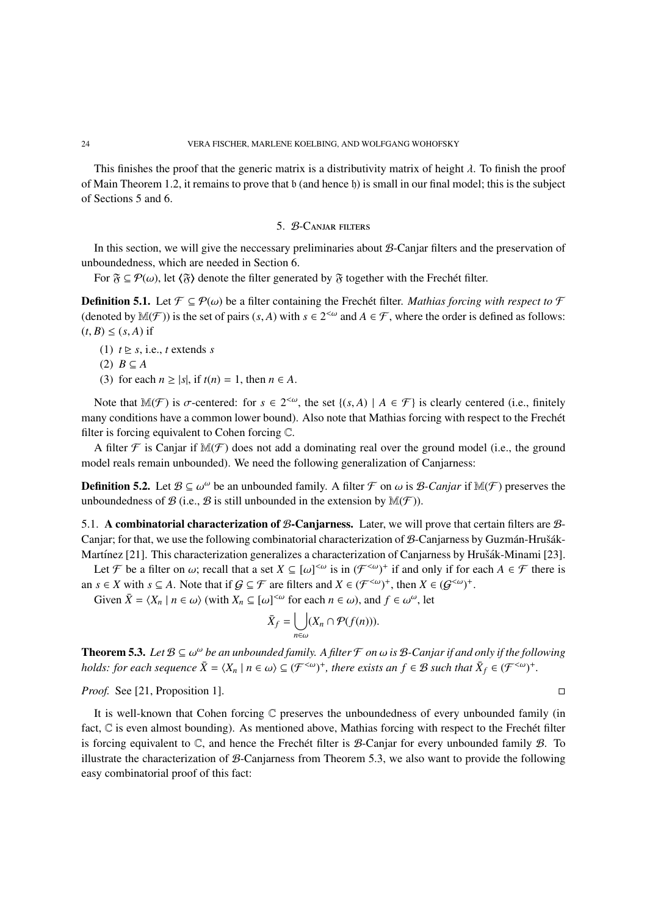This finishes the proof that the generic matrix is a distributivity matrix of height $\lambda$. To finish the proof of Main Theorem 1.2, it remains to prove that $\mathfrak{b}$ (and hence $\mathfrak{h}$) is small in our final model; this is the subject of Sections 5 and 6.

## 5. $\mathcal{B}$-Canjar filters

In this section, we will give the neccessary preliminaries about $\mathcal{B}$-Canjar filters and the preservation of unboundedness, which are needed in Section 6.

For $\mathfrak{F} \subseteq \mathcal{P}(\omega)$, let $\langle \mathfrak{F} \rangle$ denote the filter generated by $\mathfrak{F}$ together with the Frechét filter.

**Definition 5.1.** Let $\mathcal{F} \subseteq \mathcal{P}(\omega)$ be a filter containing the Frechét filter. *Mathias forcing with respect to $\mathcal{F}$* (denoted by $\mathbb{M}(\mathcal{F})$) is the set of pairs $(s, A)$ with $s \in 2^{<\omega}$ and $A \in \mathcal{F}$, where the order is defined as follows: $(t, B) \leq (s, A)$ if

(1) $t \trianglerighteq s$, i.e., $t$ extends $s$
(2) $B \subseteq A$
(3) for each $n \geq |s|$, if $t(n) = 1$, then $n \in A$.

Note that $\mathbb{M}(\mathcal{F})$ is $\sigma$-centered: for $s \in 2^{<\omega}$, the set $\{(s, A) \mid A \in \mathcal{F}\}$ is clearly centered (i.e., finitely many conditions have a common lower bound). Also note that Mathias forcing with respect to the Frechét filter is forcing equivalent to Cohen forcing $\mathbb{C}$.

A filter $\mathcal{F}$ is Canjar if $\mathbb{M}(\mathcal{F})$ does not add a dominating real over the ground model (i.e., the ground model reals remain unbounded). We need the following generalization of Canjarness:

**Definition 5.2.** Let $\mathcal{B} \subseteq \omega^\omega$ be an unbounded family. A filter $\mathcal{F}$ on $\omega$ is *$\mathcal{B}$-Canjar* if $\mathbb{M}(\mathcal{F})$ preserves the unboundedness of $\mathcal{B}$ (i.e., $\mathcal{B}$ is still unbounded in the extension by $\mathbb{M}(\mathcal{F})$).

### 5.1. A combinatorial characterization of $\mathcal{B}$-Canjarness.

Later, we will prove that certain filters are $\mathcal{B}$-Canjar; for that, we use the following combinatorial characterization of $\mathcal{B}$-Canjarness by Guzmán-Hrušák-Martínez [21]. This characterization generalizes a characterization of Canjarness by Hrušák-Minami [23].

Let $\mathcal{F}$ be a filter on $\omega$; recall that a set $X \subseteq [\omega]^{<\omega}$ is in $(\mathcal{F}^{<\omega})^+$ if and only if for each $A \in \mathcal{F}$ there is an $s \in X$ with $s \subseteq A$. Note that if $\mathcal{G} \subseteq \mathcal{F}$ are filters and $X \in (\mathcal{F}^{<\omega})^+$, then $X \in (\mathcal{G}^{<\omega})^+$.

Given $\bar{X} = \langle X_n \mid n \in \omega \rangle$ (with $X_n \subseteq [\omega]^{<\omega}$ for each $n \in \omega$), and $f \in \omega^\omega$, let

$$\bar{X}_f = \bigcup_{n \in \omega} (X_n \cap \mathcal{P}(f(n))).$$

**Theorem 5.3.** *Let $\mathcal{B} \subseteq \omega^\omega$ be an unbounded family. A filter $\mathcal{F}$ on $\omega$ is $\mathcal{B}$-Canjar if and only if the following holds: for each sequence $\bar{X} = \langle X_n \mid n \in \omega \rangle \subseteq (\mathcal{F}^{<\omega})^+$, there exists an $f \in \mathcal{B}$ such that $\bar{X}_f \in (\mathcal{F}^{<\omega})^+$.*

*Proof.* See [21, Proposition 1]. ◻

It is well-known that Cohen forcing $\mathbb{C}$ preserves the unboundedness of every unbounded family (in fact, $\mathbb{C}$ is even almost bounding). As mentioned above, Mathias forcing with respect to the Frechét filter is forcing equivalent to $\mathbb{C}$, and hence the Frechét filter is $\mathcal{B}$-Canjar for every unbounded family $\mathcal{B}$. To illustrate the characterization of $\mathcal{B}$-Canjarness from Theorem 5.3, we also want to provide the following easy combinatorial proof of this fact: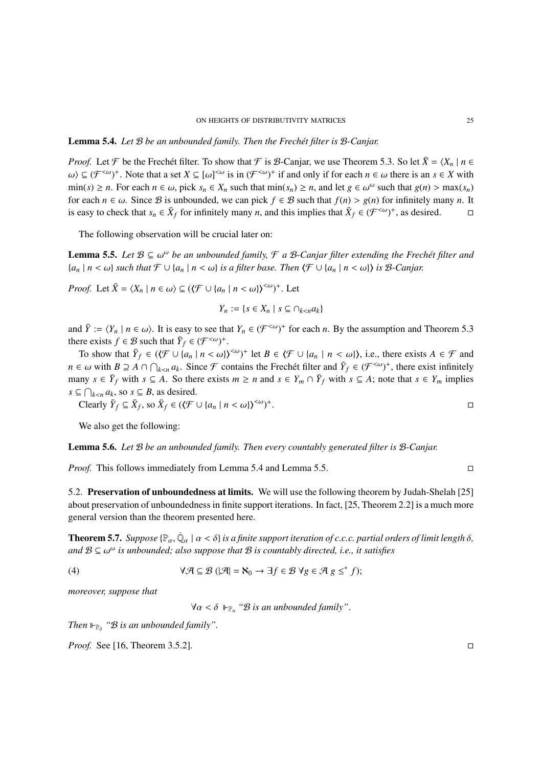**Lemma 5.4.** *Let $\mathcal{B}$ be an unbounded family. Then the Frechét filter is $\mathcal{B}$-Canjar.*

*Proof.* Let $\mathcal{F}$ be the Frechét filter. To show that $\mathcal{F}$ is $\mathcal{B}$-Canjar, we use Theorem 5.3. So let $\bar{X} = \langle X_n \mid n \in \omega \rangle \subseteq (\mathcal{F}^{<\omega})^+$. Note that a set $X \subseteq [\omega]^{<\omega}$ is in $(\mathcal{F}^{<\omega})^+$ if and only if for each $n \in \omega$ there is an $s \in X$ with $\min(s) \geq n$. For each $n \in \omega$, pick $s_n \in X_n$ such that $\min(s_n) \geq n$, and let $g \in \omega^\omega$ such that $g(n) > \max(s_n)$ for each $n \in \omega$. Since $\mathcal{B}$ is unbounded, we can pick $f \in \mathcal{B}$ such that $f(n) > g(n)$ for infinitely many $n$. It is easy to check that $s_n \in \bar{X}_f$ for infinitely many $n$, and this implies that $\bar{X}_f \in (\mathcal{F}^{<\omega})^+$, as desired. □

The following observation will be crucial later on:

**Lemma 5.5.** *Let $\mathcal{B} \subseteq \omega^\omega$ be an unbounded family, $\mathcal{F}$ a $\mathcal{B}$-Canjar filter extending the Frechét filter and $\{a_n \mid n < \omega\}$ such that $\mathcal{F} \cup \{a_n \mid n < \omega\}$ is a filter base. Then $\langle \mathcal{F} \cup \{a_n \mid n < \omega\} \rangle$ is $\mathcal{B}$-Canjar.*

*Proof.* Let $\bar{X} = \langle X_n \mid n \in \omega \rangle \subseteq (\langle \mathcal{F} \cup \{a_n \mid n < \omega\} \rangle^{<\omega})^+$. Let

$$Y_n := \{s \in X_n \mid s \subseteq \cap_{k<n} a_k\}$$

and $\bar{Y} := \langle Y_n \mid n \in \omega \rangle$. It is easy to see that $Y_n \in (\mathcal{F}^{<\omega})^+$ for each $n$. By the assumption and Theorem 5.3 there exists $f \in \mathcal{B}$ such that $\bar{Y}_f \in (\mathcal{F}^{<\omega})^+$.

To show that $\bar{Y}_f \in (\langle \mathcal{F} \cup \{a_n \mid n < \omega\} \rangle^{<\omega})^+$ let $B \in \langle \mathcal{F} \cup \{a_n \mid n < \omega\} \rangle$, i.e., there exists $A \in \mathcal{F}$ and $n \in \omega$ with $B \supseteq A \cap \bigcap_{k<n} a_k$. Since $\mathcal{F}$ contains the Frechét filter and $\bar{Y}_f \in (\mathcal{F}^{<\omega})^+$, there exist infinitely many $s \in \bar{Y}_f$ with $s \subseteq A$. So there exists $m \geq n$ and $s \in Y_m \cap \bar{Y}_f$ with $s \subseteq A$; note that $s \in Y_m$ implies $s \subseteq \bigcap_{k<n} a_k$, so $s \subseteq B$, as desired.

Clearly $\bar{Y}_f \subseteq \bar{X}_f$, so $\bar{X}_f \in (\langle \mathcal{F} \cup \{a_n \mid n < \omega\} \rangle^{<\omega})^+$. □

We also get the following:

**Lemma 5.6.** *Let $\mathcal{B}$ be an unbounded family. Then every countably generated filter is $\mathcal{B}$-Canjar.*

*Proof.* This follows immediately from Lemma 5.4 and Lemma 5.5. □

### 5.2. Preservation of unboundedness at limits.

We will use the following theorem by Judah-Shelah [25] about preservation of unboundedness in finite support iterations. In fact, [25, Theorem 2.2] is a much more general version than the theorem presented here.

**Theorem 5.7.** *Suppose $\{\mathbb{P}_\alpha, \dot{\mathbb{Q}}_\alpha \mid \alpha < \delta\}$ is a finite support iteration of c.c.c. partial orders of limit length $\delta$, and $\mathcal{B} \subseteq \omega^\omega$ is unbounded; also suppose that $\mathcal{B}$ is countably directed, i.e., it satisfies*

$$\forall \mathcal{A} \subseteq \mathcal{B} \; (|\mathcal{A}| = \aleph_0 \rightarrow \exists f \in \mathcal{B} \; \forall g \in \mathcal{A} \; g \leq^* f); \tag{4}$$

*moreover, suppose that*

$$\forall \alpha < \delta \Vdash_{\mathbb{P}_\alpha} \text{“}\mathcal{B} \text{ is an unbounded family”}.$$

*Then $\Vdash_{\mathbb{P}_\delta}$ “$\mathcal{B}$ is an unbounded family”.*

*Proof.* See [16, Theorem 3.5.2]. □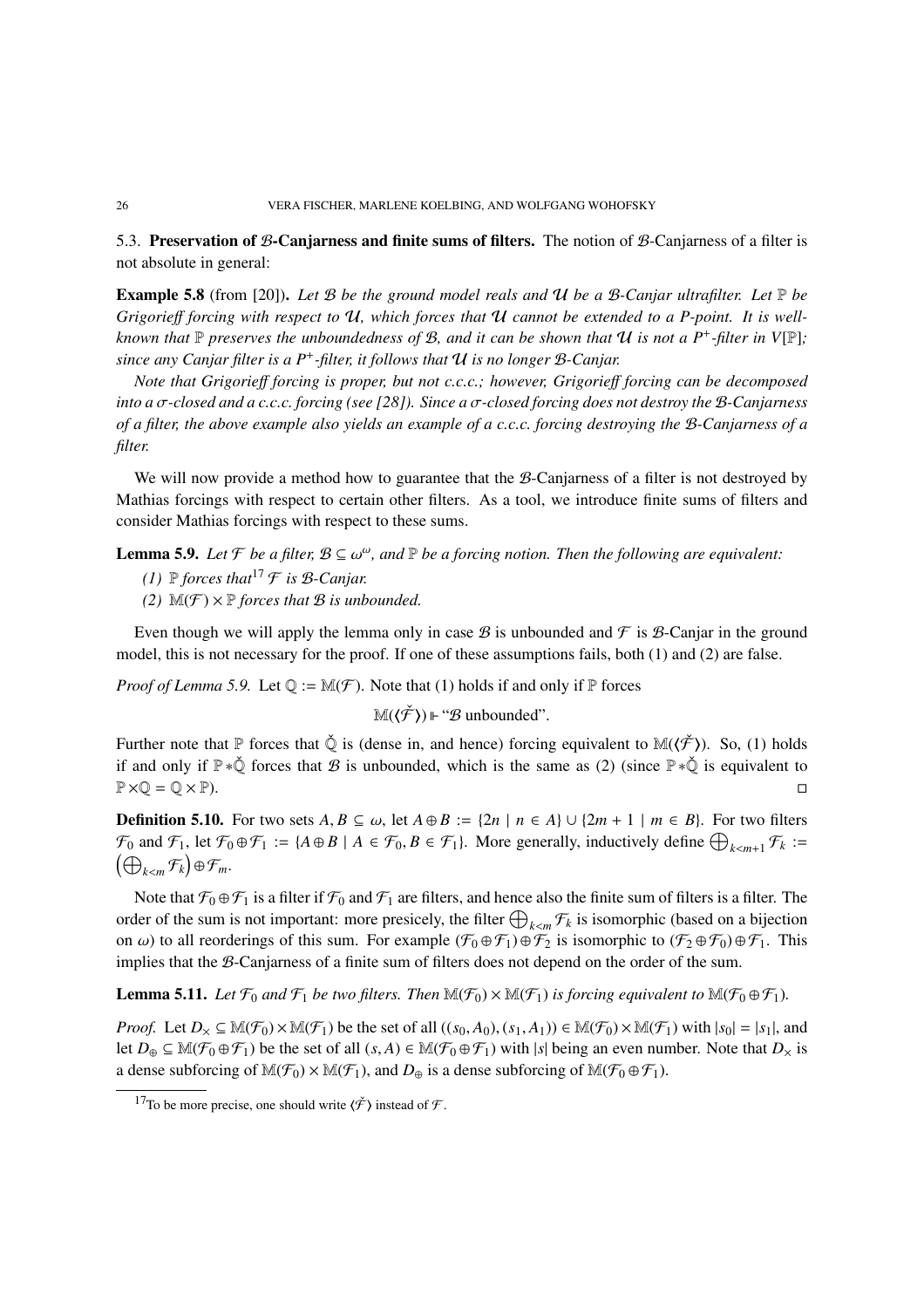### 5.3. Preservation of $\mathcal{B}$-Canjarness and finite sums of filters.

The notion of $\mathcal{B}$-Canjarness of a filter is not absolute in general:

**Example 5.8** (from [20])**.** *Let $\mathcal{B}$ be the ground model reals and $\mathcal{U}$ be a $\mathcal{B}$-Canjar ultrafilter. Let $\mathbb{P}$ be Grigorieff forcing with respect to $\mathcal{U}$, which forces that $\mathcal{U}$ cannot be extended to a P-point. It is well-known that $\mathbb{P}$ preserves the unboundedness of $\mathcal{B}$, and it can be shown that $\mathcal{U}$ is not a $P^+$-filter in $V[\mathbb{P}]$; since any Canjar filter is a $P^+$-filter, it follows that $\mathcal{U}$ is no longer $\mathcal{B}$-Canjar.*

*Note that Grigorieff forcing is proper, but not c.c.c.; however, Grigorieff forcing can be decomposed into a $\sigma$-closed and a c.c.c. forcing (see [28]). Since a $\sigma$-closed forcing does not destroy the $\mathcal{B}$-Canjarness of a filter, the above example also yields an example of a c.c.c. forcing destroying the $\mathcal{B}$-Canjarness of a filter.*

We will now provide a method how to guarantee that the $\mathcal{B}$-Canjarness of a filter is not destroyed by Mathias forcings with respect to certain other filters. As a tool, we introduce finite sums of filters and consider Mathias forcings with respect to these sums.

**Lemma 5.9.** *Let $\mathcal{F}$ be a filter, $\mathcal{B} \subseteq \omega^\omega$, and $\mathbb{P}$ be a forcing notion. Then the following are equivalent:*

*(1) $\mathbb{P}$ forces that[17] $\mathcal{F}$ is $\mathcal{B}$-Canjar.*

*(2) $\mathbb{M}(\mathcal{F}) \times \mathbb{P}$ forces that $\mathcal{B}$ is unbounded.*

Even though we will apply the lemma only in case $\mathcal{B}$ is unbounded and $\mathcal{F}$ is $\mathcal{B}$-Canjar in the ground model, this is not necessary for the proof. If one of these assumptions fails, both (1) and (2) are false.

*Proof of Lemma 5.9.* Let $\mathbb{Q} := \mathbb{M}(\mathcal{F})$. Note that (1) holds if and only if $\mathbb{P}$ forces

$$\mathbb{M}(\langle \check{\mathcal{F}} \rangle) \Vdash \text{"}\mathcal{B} \text{ unbounded"}.$$

Further note that $\mathbb{P}$ forces that $\check{\mathbb{Q}}$ is (dense in, and hence) forcing equivalent to $\mathbb{M}(\langle \check{\mathcal{F}} \rangle)$. So, (1) holds if and only if $\mathbb{P} * \check{\mathbb{Q}}$ forces that $\mathcal{B}$ is unbounded, which is the same as (2) (since $\mathbb{P} * \check{\mathbb{Q}}$ is equivalent to $\mathbb{P} \times \mathbb{Q} = \mathbb{Q} \times \mathbb{P}$). □

**Definition 5.10.** For two sets $A, B \subseteq \omega$, let $A \oplus B := \{2n \mid n \in A\} \cup \{2m+1 \mid m \in B\}$. For two filters $\mathcal{F}_0$ and $\mathcal{F}_1$, let $\mathcal{F}_0 \oplus \mathcal{F}_1 := \{A \oplus B \mid A \in \mathcal{F}_0, B \in \mathcal{F}_1\}$. More generally, inductively define $\bigoplus_{k<m+1} \mathcal{F}_k := \left(\bigoplus_{k<m} \mathcal{F}_k\right) \oplus \mathcal{F}_m$.

Note that $\mathcal{F}_0 \oplus \mathcal{F}_1$ is a filter if $\mathcal{F}_0$ and $\mathcal{F}_1$ are filters, and hence also the finite sum of filters is a filter. The order of the sum is not important: more presicely, the filter $\bigoplus_{k<m} \mathcal{F}_k$ is isomorphic (based on a bijection on $\omega$) to all reorderings of this sum. For example $(\mathcal{F}_0 \oplus \mathcal{F}_1) \oplus \mathcal{F}_2$ is isomorphic to $(\mathcal{F}_2 \oplus \mathcal{F}_0) \oplus \mathcal{F}_1$. This implies that the $\mathcal{B}$-Canjarness of a finite sum of filters does not depend on the order of the sum.

**Lemma 5.11.** *Let $\mathcal{F}_0$ and $\mathcal{F}_1$ be two filters. Then $\mathbb{M}(\mathcal{F}_0) \times \mathbb{M}(\mathcal{F}_1)$ is forcing equivalent to $\mathbb{M}(\mathcal{F}_0 \oplus \mathcal{F}_1)$.*

*Proof.* Let $D_\times \subseteq \mathbb{M}(\mathcal{F}_0) \times \mathbb{M}(\mathcal{F}_1)$ be the set of all $((s_0, A_0), (s_1, A_1)) \in \mathbb{M}(\mathcal{F}_0) \times \mathbb{M}(\mathcal{F}_1)$ with $|s_0| = |s_1|$, and let $D_\oplus \subseteq \mathbb{M}(\mathcal{F}_0 \oplus \mathcal{F}_1)$ be the set of all $(s, A) \in \mathbb{M}(\mathcal{F}_0 \oplus \mathcal{F}_1)$ with $|s|$ being an even number. Note that $D_\times$ is a dense subforcing of $\mathbb{M}(\mathcal{F}_0) \times \mathbb{M}(\mathcal{F}_1)$, and $D_\oplus$ is a dense subforcing of $\mathbb{M}(\mathcal{F}_0 \oplus \mathcal{F}_1)$.

[17] To be more precise, one should write $\langle \check{\mathcal{F}} \rangle$ instead of $\mathcal{F}$.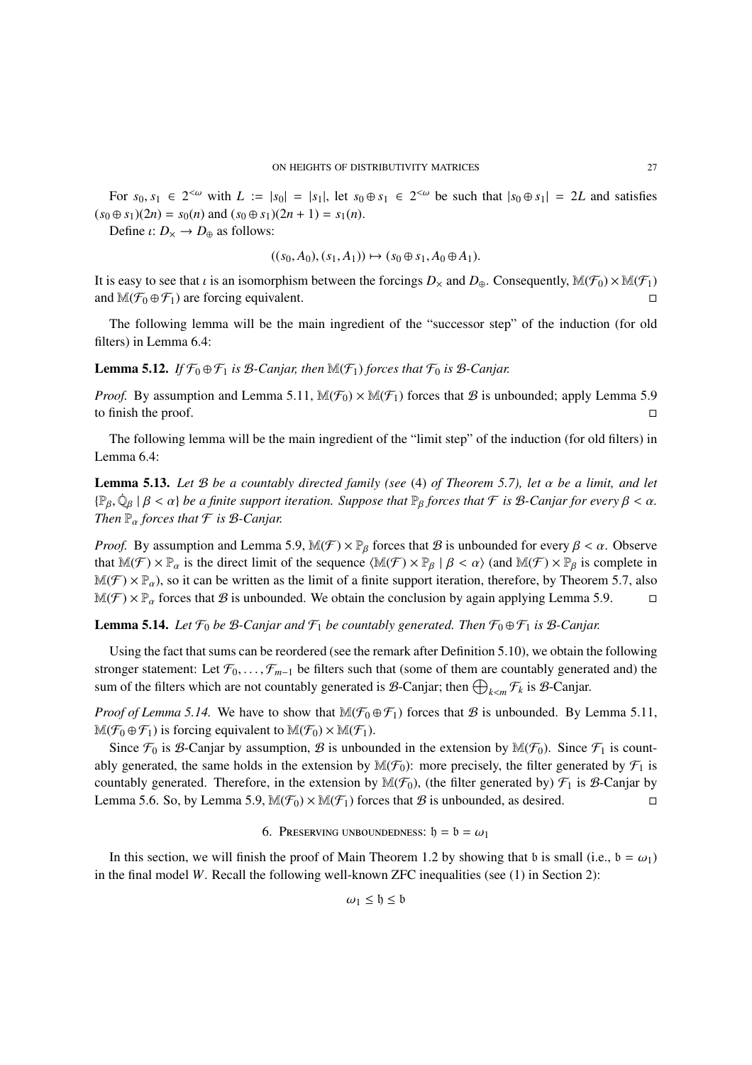For $s_0, s_1 \in 2^{<\omega}$ with $L := |s_0| = |s_1|$, let $s_0 \oplus s_1 \in 2^{<\omega}$ be such that $|s_0 \oplus s_1| = 2L$ and satisfies $(s_0 \oplus s_1)(2n) = s_0(n)$ and $(s_0 \oplus s_1)(2n+1) = s_1(n)$.

Define $\iota\colon D_\times \to D_\oplus$ as follows:

$$((s_0, A_0), (s_1, A_1)) \mapsto (s_0 \oplus s_1, A_0 \oplus A_1).$$

It is easy to see that $\iota$ is an isomorphism between the forcings $D_\times$ and $D_\oplus$. Consequently, $\mathbb{M}(\mathcal{F}_0) \times \mathbb{M}(\mathcal{F}_1)$ and $\mathbb{M}(\mathcal{F}_0 \oplus \mathcal{F}_1)$ are forcing equivalent. □

The following lemma will be the main ingredient of the "successor step" of the induction (for old filters) in Lemma 6.4:

**Lemma 5.12.** *If $\mathcal{F}_0 \oplus \mathcal{F}_1$ is $\mathcal{B}$-Canjar, then $\mathbb{M}(\mathcal{F}_1)$ forces that $\mathcal{F}_0$ is $\mathcal{B}$-Canjar.*

*Proof.* By assumption and Lemma 5.11, $\mathbb{M}(\mathcal{F}_0) \times \mathbb{M}(\mathcal{F}_1)$ forces that $\mathcal{B}$ is unbounded; apply Lemma 5.9 to finish the proof. □

The following lemma will be the main ingredient of the "limit step" of the induction (for old filters) in Lemma 6.4:

**Lemma 5.13.** *Let $\mathcal{B}$ be a countably directed family (see* (4) *of Theorem 5.7), let $\alpha$ be a limit, and let $\{\mathbb{P}_\beta, \dot{\mathbb{Q}}_\beta \mid \beta < \alpha\}$ be a finite support iteration. Suppose that $\mathbb{P}_\beta$ forces that $\mathcal{F}$ is $\mathcal{B}$-Canjar for every $\beta < \alpha$. Then $\mathbb{P}_\alpha$ forces that $\mathcal{F}$ is $\mathcal{B}$-Canjar.*

*Proof.* By assumption and Lemma 5.9, $\mathbb{M}(\mathcal{F}) \times \mathbb{P}_\beta$ forces that $\mathcal{B}$ is unbounded for every $\beta < \alpha$. Observe that $\mathbb{M}(\mathcal{F}) \times \mathbb{P}_\alpha$ is the direct limit of the sequence $\langle \mathbb{M}(\mathcal{F}) \times \mathbb{P}_\beta \mid \beta < \alpha \rangle$ (and $\mathbb{M}(\mathcal{F}) \times \mathbb{P}_\beta$ is complete in $\mathbb{M}(\mathcal{F}) \times \mathbb{P}_\alpha$), so it can be written as the limit of a finite support iteration, therefore, by Theorem 5.7, also $\mathbb{M}(\mathcal{F}) \times \mathbb{P}_\alpha$ forces that $\mathcal{B}$ is unbounded. We obtain the conclusion by again applying Lemma 5.9. □

**Lemma 5.14.** *Let $\mathcal{F}_0$ be $\mathcal{B}$-Canjar and $\mathcal{F}_1$ be countably generated. Then $\mathcal{F}_0 \oplus \mathcal{F}_1$ is $\mathcal{B}$-Canjar.*

Using the fact that sums can be reordered (see the remark after Definition 5.10), we obtain the following stronger statement: Let $\mathcal{F}_0, \dots, \mathcal{F}_{m-1}$ be filters such that (some of them are countably generated and) the sum of the filters which are not countably generated is $\mathcal{B}$-Canjar; then $\bigoplus_{k<m} \mathcal{F}_k$ is $\mathcal{B}$-Canjar.

*Proof of Lemma 5.14.* We have to show that $\mathbb{M}(\mathcal{F}_0 \oplus \mathcal{F}_1)$ forces that $\mathcal{B}$ is unbounded. By Lemma 5.11, $\mathbb{M}(\mathcal{F}_0 \oplus \mathcal{F}_1)$ is forcing equivalent to $\mathbb{M}(\mathcal{F}_0) \times \mathbb{M}(\mathcal{F}_1)$.

Since $\mathcal{F}_0$ is $\mathcal{B}$-Canjar by assumption, $\mathcal{B}$ is unbounded in the extension by $\mathbb{M}(\mathcal{F}_0)$. Since $\mathcal{F}_1$ is countably generated, the same holds in the extension by $\mathbb{M}(\mathcal{F}_0)$: more precisely, the filter generated by $\mathcal{F}_1$ is countably generated. Therefore, in the extension by $\mathbb{M}(\mathcal{F}_0)$, (the filter generated by) $\mathcal{F}_1$ is $\mathcal{B}$-Canjar by Lemma 5.6. So, by Lemma 5.9, $\mathbb{M}(\mathcal{F}_0) \times \mathbb{M}(\mathcal{F}_1)$ forces that $\mathcal{B}$ is unbounded, as desired. □

## 6. Preserving unboundedness: $\mathfrak{h} = \mathfrak{b} = \omega_1$

In this section, we will finish the proof of Main Theorem 1.2 by showing that $\mathfrak{b}$ is small (i.e., $\mathfrak{b} = \omega_1$) in the final model $W$. Recall the following well-known ZFC inequalities (see (1) in Section 2):

$$\omega_1 \leq \mathfrak{h} \leq \mathfrak{b}$$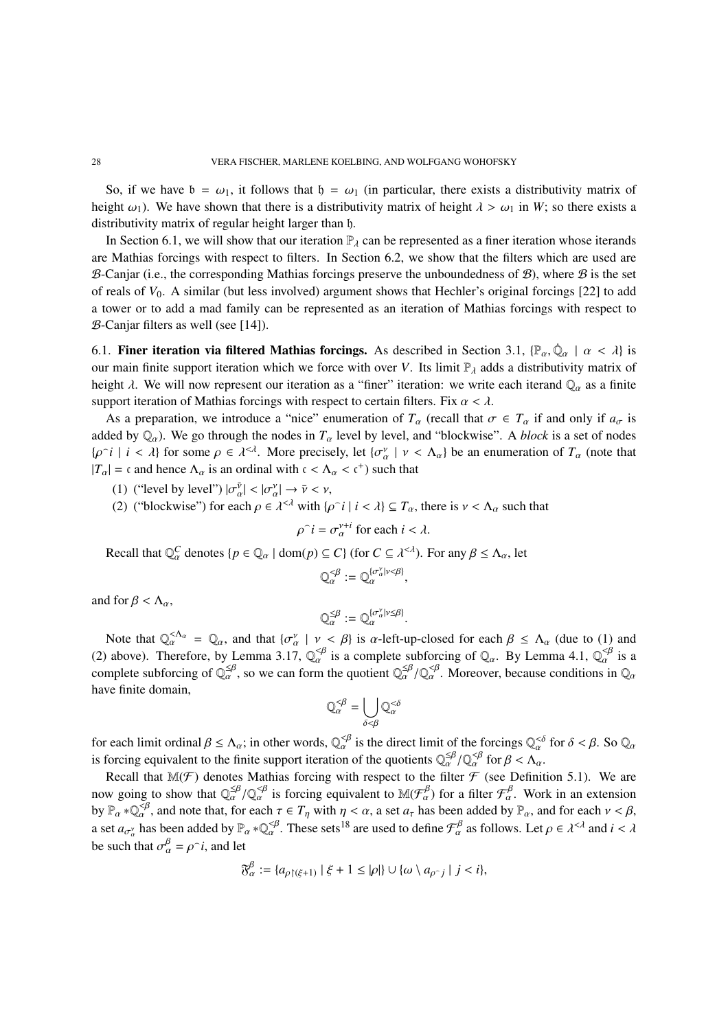So, if we have $\mathfrak{b} = \omega_1$, it follows that $\mathfrak{h} = \omega_1$ (in particular, there exists a distributivity matrix of height $\omega_1$). We have shown that there is a distributivity matrix of height $\lambda > \omega_1$ in $W$; so there exists a distributivity matrix of regular height larger than $\mathfrak{h}$.

In Section 6.1, we will show that our iteration $\mathbb{P}_\lambda$ can be represented as a finer iteration whose iterands are Mathias forcings with respect to filters. In Section 6.2, we show that the filters which are used are $\mathcal{B}$-Canjar (i.e., the corresponding Mathias forcings preserve the unboundedness of $\mathcal{B}$), where $\mathcal{B}$ is the set of reals of $V_0$. A similar (but less involved) argument shows that Hechler's original forcings [22] to add a tower or to add a mad family can be represented as an iteration of Mathias forcings with respect to $\mathcal{B}$-Canjar filters as well (see [14]).

6.1. **Finer iteration via filtered Mathias forcings.** As described in Section 3.1, $\{\mathbb{P}_\alpha, \dot{\mathbb{Q}}_\alpha \mid \alpha < \lambda\}$ is our main finite support iteration which we force with over $V$. Its limit $\mathbb{P}_\lambda$ adds a distributivity matrix of height $\lambda$. We will now represent our iteration as a "finer" iteration: we write each iterand $\mathbb{Q}_\alpha$ as a finite support iteration of Mathias forcings with respect to certain filters. Fix $\alpha < \lambda$.

As a preparation, we introduce a "nice" enumeration of $T_\alpha$ (recall that $\sigma \in T_\alpha$ if and only if $a_\sigma$ is added by $\mathbb{Q}_\alpha$). We go through the nodes in $T_\alpha$ level by level, and "blockwise". A *block* is a set of nodes $\{\rho^\frown i \mid i < \lambda\}$ for some $\rho \in \lambda^{<\lambda}$. More precisely, let $\{\sigma_\alpha^\nu \mid \nu < \Lambda_\alpha\}$ be an enumeration of $T_\alpha$ (note that $|T_\alpha| = \mathfrak{c}$ and hence $\Lambda_\alpha$ is an ordinal with $\mathfrak{c} < \Lambda_\alpha < \mathfrak{c}^+$) such that

(1) ("level by level") $|\sigma_\alpha^{\bar{\nu}}| < |\sigma_\alpha^\nu| \rightarrow \bar{\nu} < \nu$,
(2) ("blockwise") for each $\rho \in \lambda^{<\lambda}$ with $\{\rho^\frown i \mid i < \lambda\} \subseteq T_\alpha$, there is $\nu < \Lambda_\alpha$ such that

$$\rho^\frown i = \sigma_\alpha^{\nu+i} \text{ for each } i < \lambda.$$

Recall that $\mathbb{Q}_\alpha^C$ denotes $\{p \in \mathbb{Q}_\alpha \mid \mathrm{dom}(p) \subseteq C\}$ (for $C \subseteq \lambda^{<\lambda}$). For any $\beta \leq \Lambda_\alpha$, let

$$\mathbb{Q}_\alpha^{<\beta} := \mathbb{Q}_\alpha^{\{\sigma_\alpha^\nu \mid \nu < \beta\}},$$

and for $\beta < \Lambda_\alpha$,

$$\mathbb{Q}_\alpha^{\leq\beta} := \mathbb{Q}_\alpha^{\{\sigma_\alpha^\nu \mid \nu \leq \beta\}}.$$

Note that $\mathbb{Q}_\alpha^{<\Lambda_\alpha} = \mathbb{Q}_\alpha$, and that $\{\sigma_\alpha^\nu \mid \nu < \beta\}$ is $\alpha$-left-up-closed for each $\beta \leq \Lambda_\alpha$ (due to (1) and (2) above). Therefore, by Lemma 3.17, $\mathbb{Q}_\alpha^{<\beta}$ is a complete subforcing of $\mathbb{Q}_\alpha$. By Lemma 4.1, $\mathbb{Q}_\alpha^{<\beta}$ is a complete subforcing of $\mathbb{Q}_\alpha^{\leq\beta}$, so we can form the quotient $\mathbb{Q}_\alpha^{\leq\beta}/\mathbb{Q}_\alpha^{<\beta}$. Moreover, because conditions in $\mathbb{Q}_\alpha$ have finite domain,

$$\mathbb{Q}_\alpha^{<\beta} = \bigcup_{\delta<\beta} \mathbb{Q}_\alpha^{<\delta}$$

for each limit ordinal $\beta \leq \Lambda_\alpha$; in other words, $\mathbb{Q}_\alpha^{<\beta}$ is the direct limit of the forcings $\mathbb{Q}_\alpha^{<\delta}$ for $\delta < \beta$. So $\mathbb{Q}_\alpha$ is forcing equivalent to the finite support iteration of the quotients $\mathbb{Q}_\alpha^{\leq\beta}/\mathbb{Q}_\alpha^{<\beta}$ for $\beta < \Lambda_\alpha$.

Recall that $\mathbb{M}(\mathcal{F})$ denotes Mathias forcing with respect to the filter $\mathcal{F}$ (see Definition 5.1). We are now going to show that $\mathbb{Q}_\alpha^{\leq\beta}/\mathbb{Q}_\alpha^{<\beta}$ is forcing equivalent to $\mathbb{M}(\mathcal{F}_\alpha^\beta)$ for a filter $\mathcal{F}_\alpha^\beta$. Work in an extension by $\mathbb{P}_\alpha * \mathbb{Q}_\alpha^{<\beta}$, and note that, for each $\tau \in T_\eta$ with $\eta < \alpha$, a set $a_\tau$ has been added by $\mathbb{P}_\alpha$, and for each $\nu < \beta$, a set $a_{\sigma_\alpha^\nu}$ has been added by $\mathbb{P}_\alpha * \mathbb{Q}_\alpha^{<\beta}$. These sets[18] are used to define $\mathcal{F}_\alpha^\beta$ as follows. Let $\rho \in \lambda^{<\lambda}$ and $i < \lambda$ be such that $\sigma_\alpha^\beta = \rho^\frown i$, and let

$$\mathfrak{F}_\alpha^\beta := \{a_{\rho\restriction(\xi+1)} \mid \xi + 1 \leq |\rho|\} \cup \{\omega \setminus a_{\rho^\frown j} \mid j < i\},$$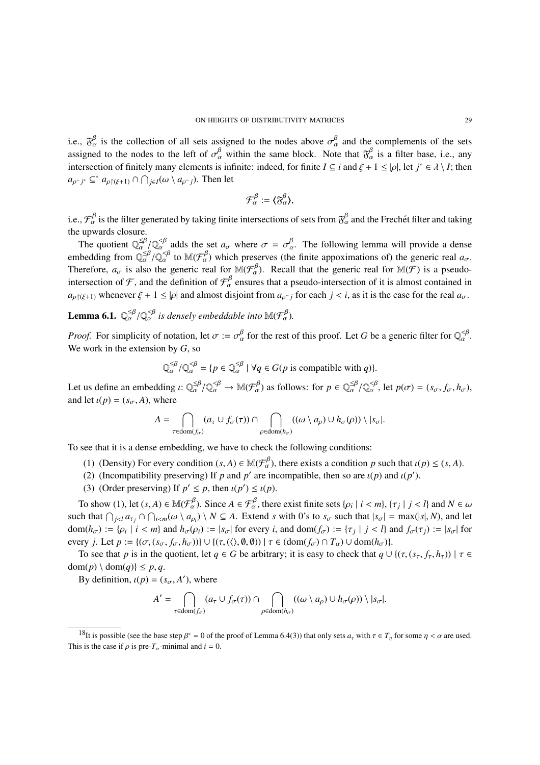i.e., $\mathfrak{F}_\alpha^\beta$ is the collection of all sets assigned to the nodes above $\sigma_\alpha^\beta$ and the complements of the sets assigned to the nodes to the left of $\sigma_\alpha^\beta$ within the same block. Note that $\mathfrak{F}_\alpha^\beta$ is a filter base, i.e., any intersection of finitely many elements is infinite: indeed, for finite $I \subseteq i$ and $\xi + 1 \leq |\rho|$, let $j^* \in \lambda \setminus I$; then $a_{\rho^\frown j^*} \subseteq^* a_{\rho\restriction(\xi+1)} \cap \bigcap_{j \in I}(\omega \setminus a_{\rho^\frown j})$. Then let

$$\mathcal{F}_\alpha^\beta := \langle \mathfrak{F}_\alpha^\beta \rangle,$$

i.e., $\mathcal{F}_\alpha^\beta$ is the filter generated by taking finite intersections of sets from $\mathfrak{F}_\alpha^\beta$ and the Frechét filter and taking the upwards closure.

The quotient $\mathbb{Q}_\alpha^{\leq\beta}/\mathbb{Q}_\alpha^{<\beta}$ adds the set $a_\sigma$ where $\sigma = \sigma_\alpha^\beta$. The following lemma will provide a dense embedding from $\mathbb{Q}_\alpha^{\leq\beta}/\mathbb{Q}_\alpha^{<\beta}$ to $\mathbb{M}(\mathcal{F}_\alpha^\beta)$ which preserves (the finite appoximations of) the generic real $a_\sigma$. Therefore, $a_\sigma$ is also the generic real for $\mathbb{M}(\mathcal{F}_\alpha^\beta)$. Recall that the generic real for $\mathbb{M}(\mathcal{F})$ is a pseudo-intersection of $\mathcal{F}$, and the definition of $\mathcal{F}_\alpha^\beta$ ensures that a pseudo-intersection of it is almost contained in $a_{\rho\restriction(\xi+1)}$ whenever $\xi + 1 \leq |\rho|$ and almost disjoint from $a_{\rho^\frown j}$ for each $j < i$, as it is the case for the real $a_\sigma$.

**Lemma 6.1.** *$\mathbb{Q}_\alpha^{\leq\beta}/\mathbb{Q}_\alpha^{<\beta}$ is densely embeddable into $\mathbb{M}(\mathcal{F}_\alpha^\beta)$.*

*Proof.* For simplicity of notation, let $\sigma := \sigma_\alpha^\beta$ for the rest of this proof. Let $G$ be a generic filter for $\mathbb{Q}_\alpha^{<\beta}$. We work in the extension by $G$, so

$$\mathbb{Q}_\alpha^{\leq\beta}/\mathbb{Q}_\alpha^{<\beta} = \{p \in \mathbb{Q}_\alpha^{\leq\beta} \mid \forall q \in G (p \text{ is compatible with } q)\}.$$

Let us define an embedding $\iota\colon \mathbb{Q}_\alpha^{\leq\beta}/\mathbb{Q}_\alpha^{<\beta} \to \mathbb{M}(\mathcal{F}_\alpha^\beta)$ as follows: for $p \in \mathbb{Q}_\alpha^{\leq\beta}/\mathbb{Q}_\alpha^{<\beta}$, let $p(\sigma) = (s_\sigma, f_\sigma, h_\sigma)$, and let $\iota(p) = (s_\sigma, A)$, where

$$A = \bigcap_{\tau \in \operatorname{dom}(f_\sigma)} (a_\tau \cup f_\sigma(\tau)) \cap \bigcap_{\rho \in \operatorname{dom}(h_\sigma)} ((\omega \setminus a_\rho) \cup h_\sigma(\rho)) \setminus |s_\sigma|.$$

To see that it is a dense embedding, we have to check the following conditions:

(1) (Density) For every condition $(s, A) \in \mathbb{M}(\mathcal{F}_\alpha^\beta)$, there exists a condition $p$ such that $\iota(p) \leq (s, A)$.
(2) (Incompatibility preserving) If $p$ and $p'$ are incompatible, then so are $\iota(p)$ and $\iota(p')$.
(3) (Order preserving) If $p' \leq p$, then $\iota(p') \leq \iota(p)$.

To show (1), let $(s, A) \in \mathbb{M}(\mathcal{F}_\alpha^\beta)$. Since $A \in \mathcal{F}_\alpha^\beta$, there exist finite sets $\{\rho_i \mid i < m\}$, $\{\tau_j \mid j < l\}$ and $N \in \omega$ such that $\bigcap_{j<l} a_{\tau_j} \cap \bigcap_{i<m}(\omega \setminus a_{\rho_i}) \setminus N \subseteq A$. Extend $s$ with 0's to $s_\sigma$ such that $|s_\sigma| = \max(|s|, N)$, and let $\operatorname{dom}(h_\sigma) := \{\rho_i \mid i < m\}$ and $h_\sigma(\rho_i) := |s_\sigma|$ for every $i$, and $\operatorname{dom}(f_\sigma) := \{\tau_j \mid j < l\}$ and $f_\sigma(\tau_j) := |s_\sigma|$ for every $j$. Let $p := \{(\sigma, (s_\sigma, f_\sigma, h_\sigma))\} \cup \{(\tau, (\langle\rangle, \emptyset, \emptyset)) \mid \tau \in (\operatorname{dom}(f_\sigma) \cap T_\alpha) \cup \operatorname{dom}(h_\sigma)\}$.

To see that $p$ is in the quotient, let $q \in G$ be arbitrary; it is easy to check that $q \cup \{(\tau, (s_\tau, f_\tau, h_\tau)) \mid \tau \in \operatorname{dom}(p) \setminus \operatorname{dom}(q)\} \leq p, q$.

By definition, $\iota(p) = (s_\sigma, A')$, where

$$A' = \bigcap_{\tau \in \operatorname{dom}(f_\sigma)} (a_\tau \cup f_\sigma(\tau)) \cap \bigcap_{\rho \in \operatorname{dom}(h_\sigma)} ((\omega \setminus a_\rho) \cup h_\sigma(\rho)) \setminus |s_\sigma|.$$

[18] It is possible (see the base step $\beta^* = 0$ of the proof of Lemma 6.4(3)) that only sets $a_\tau$ with $\tau \in T_\eta$ for some $\eta < \alpha$ are used. This is the case if $\rho$ is pre-$T_\alpha$-minimal and $i = 0$.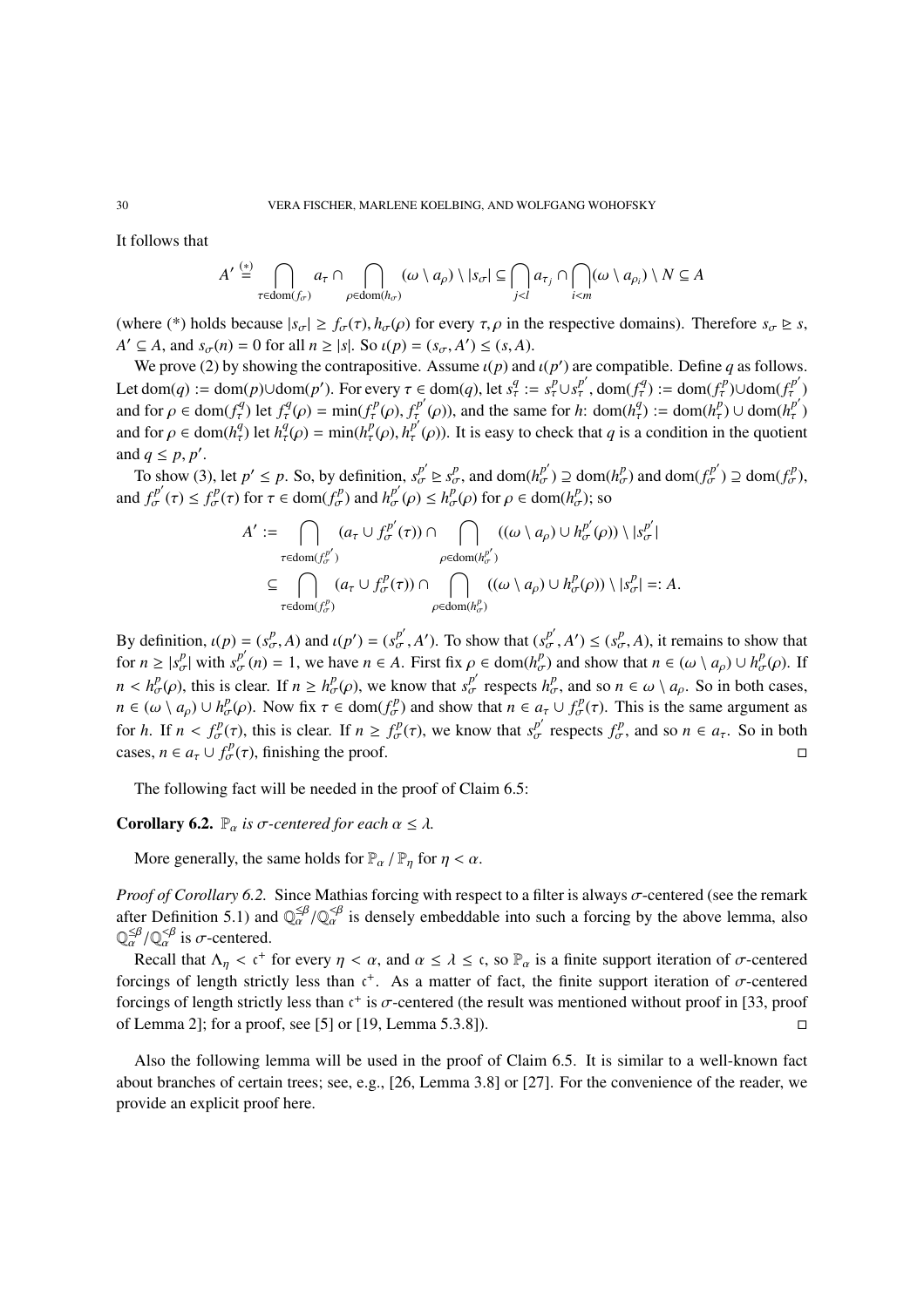It follows that

$$A' \overset{(*)}{=} \bigcap_{\tau \in \operatorname{dom}(f_\sigma)} a_\tau \cap \bigcap_{\rho \in \operatorname{dom}(h_\sigma)} (\omega \setminus a_\rho) \setminus |s_\sigma| \subseteq \bigcap_{j<l} a_{\tau_j} \cap \bigcap_{i<m} (\omega \setminus a_{\rho_i}) \setminus N \subseteq A$$

(where (\*) holds because $|s_\sigma| \geq f_\sigma(\tau), h_\sigma(\rho)$ for every $\tau, \rho$ in the respective domains). Therefore $s_\sigma \trianglerighteq s$, $A' \subseteq A$, and $s_\sigma(n) = 0$ for all $n \geq |s|$. So $\iota(p) = (s_\sigma, A') \leq (s, A)$.

We prove (2) by showing the contrapositive. Assume $\iota(p)$ and $\iota(p')$ are compatible. Define $q$ as follows. Let $\operatorname{dom}(q) := \operatorname{dom}(p) \cup \operatorname{dom}(p')$. For every $\tau \in \operatorname{dom}(q)$, let $s^q_\tau := s^p_\tau \cup s^{p'}_\tau$, $\operatorname{dom}(f^q_\tau) := \operatorname{dom}(f^p_\tau) \cup \operatorname{dom}(f^{p'}_\tau)$ and for $\rho \in \operatorname{dom}(f^q_\tau)$ let $f^q_\tau(\rho) = \min(f^p_\tau(\rho), f^{p'}_\tau(\rho))$, and the same for $h$: $\operatorname{dom}(h^q_\tau) := \operatorname{dom}(h^p_\tau) \cup \operatorname{dom}(h^{p'}_\tau)$ and for $\rho \in \operatorname{dom}(h^q_\tau)$ let $h^q_\tau(\rho) = \min(h^p_\tau(\rho), h^{p'}_\tau(\rho))$. It is easy to check that $q$ is a condition in the quotient and $q \leq p, p'$.

To show (3), let $p' \leq p$. So, by definition, $s^{p'}_\sigma \trianglerighteq s^p_\sigma$, and $\operatorname{dom}(h^{p'}_\sigma) \supseteq \operatorname{dom}(h^p_\sigma)$ and $\operatorname{dom}(f^{p'}_\sigma) \supseteq \operatorname{dom}(f^p_\sigma)$, and $f^{p'}_\sigma(\tau) \leq f^p_\sigma(\tau)$ for $\tau \in \operatorname{dom}(f^p_\sigma)$ and $h^{p'}_\sigma(\rho) \leq h^p_\sigma(\rho)$ for $\rho \in \operatorname{dom}(h^p_\sigma)$; so

$$\begin{aligned} A' &:= \bigcap_{\tau \in \operatorname{dom}(f^{p'}_\sigma)} (a_\tau \cup f^{p'}_\sigma(\tau)) \cap \bigcap_{\rho \in \operatorname{dom}(h^{p'}_\sigma)} ((\omega \setminus a_\rho) \cup h^{p'}_\sigma(\rho)) \setminus |s^{p'}_\sigma| \\ &\subseteq \bigcap_{\tau \in \operatorname{dom}(f^p_\sigma)} (a_\tau \cup f^p_\sigma(\tau)) \cap \bigcap_{\rho \in \operatorname{dom}(h^p_\sigma)} ((\omega \setminus a_\rho) \cup h^p_\sigma(\rho)) \setminus |s^p_\sigma| =: A. \end{aligned}$$

By definition, $\iota(p) = (s^p_\sigma, A)$ and $\iota(p') = (s^{p'}_\sigma, A')$. To show that $(s^{p'}_\sigma, A') \leq (s^p_\sigma, A)$, it remains to show that for $n \geq |s^p_\sigma|$ with $s^{p'}_\sigma(n) = 1$, we have $n \in A$. First fix $\rho \in \operatorname{dom}(h^p_\sigma)$ and show that $n \in (\omega \setminus a_\rho) \cup h^p_\sigma(\rho)$. If $n < h^p_\sigma(\rho)$, this is clear. If $n \geq h^p_\sigma(\rho)$, we know that $s^{p'}_\sigma$ respects $h^p_\sigma$, and so $n \in \omega \setminus a_\rho$. So in both cases, $n \in (\omega \setminus a_\rho) \cup h^p_\sigma(\rho)$. Now fix $\tau \in \operatorname{dom}(f^p_\sigma)$ and show that $n \in a_\tau \cup f^p_\sigma(\tau)$. This is the same argument as for $h$. If $n < f^p_\sigma(\tau)$, this is clear. If $n \geq f^p_\sigma(\tau)$, we know that $s^{p'}_\sigma$ respects $f^p_\sigma$, and so $n \in a_\tau$. So in both cases, $n \in a_\tau \cup f^p_\sigma(\tau)$, finishing the proof. □

The following fact will be needed in the proof of Claim 6.5:

**Corollary 6.2.** *$\mathbb{P}_\alpha$ is $\sigma$-centered for each $\alpha \leq \lambda$.*

More generally, the same holds for $\mathbb{P}_\alpha / \mathbb{P}_\eta$ for $\eta < \alpha$.

*Proof of Corollary 6.2.* Since Mathias forcing with respect to a filter is always $\sigma$-centered (see the remark after Definition 5.1) and $\mathbb{Q}^{\leq\beta}_\alpha / \mathbb{Q}^{<\beta}_\alpha$ is densely embeddable into such a forcing by the above lemma, also $\mathbb{Q}^{\leq\beta}_\alpha / \mathbb{Q}^{<\beta}_\alpha$ is $\sigma$-centered.

Recall that $\Lambda_\eta < \mathfrak{c}^+$ for every $\eta < \alpha$, and $\alpha \leq \lambda \leq \mathfrak{c}$, so $\mathbb{P}_\alpha$ is a finite support iteration of $\sigma$-centered forcings of length strictly less than $\mathfrak{c}^+$. As a matter of fact, the finite support iteration of $\sigma$-centered forcings of length strictly less than $\mathfrak{c}^+$ is $\sigma$-centered (the result was mentioned without proof in [33, proof of Lemma 2]; for a proof, see [5] or [19, Lemma 5.3.8]). □

Also the following lemma will be used in the proof of Claim 6.5. It is similar to a well-known fact about branches of certain trees; see, e.g., [26, Lemma 3.8] or [27]. For the convenience of the reader, we provide an explicit proof here.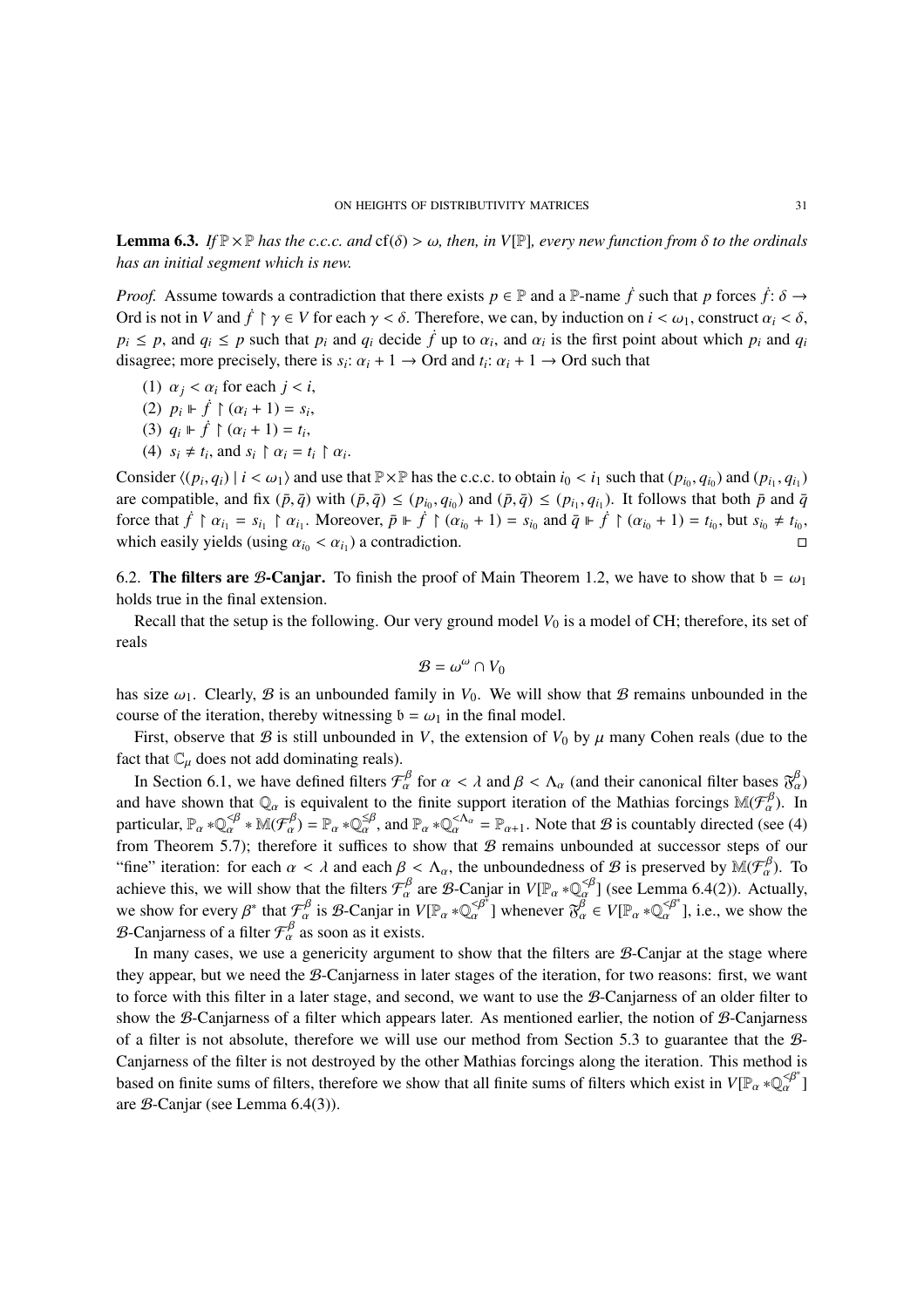**Lemma 6.3.** *If $\mathbb{P} \times \mathbb{P}$ has the c.c.c. and $\mathrm{cf}(\delta) > \omega$, then, in $V[\mathbb{P}]$, every new function from $\delta$ to the ordinals has an initial segment which is new.*

*Proof.* Assume towards a contradiction that there exists $p \in \mathbb{P}$ and a $\mathbb{P}$-name $\dot{f}$ such that $p$ forces $\dot{f} \colon \delta \to \mathrm{Ord}$ is not in $V$ and $\dot{f} \restriction \gamma \in V$ for each $\gamma < \delta$. Therefore, we can, by induction on $i < \omega_1$, construct $\alpha_i < \delta$, $p_i \leq p$, and $q_i \leq p$ such that $p_i$ and $q_i$ decide $\dot{f}$ up to $\alpha_i$, and $\alpha_i$ is the first point about which $p_i$ and $q_i$ disagree; more precisely, there is $s_i \colon \alpha_i + 1 \to \mathrm{Ord}$ and $t_i \colon \alpha_i + 1 \to \mathrm{Ord}$ such that

(1) $\alpha_j < \alpha_i$ for each $j < i$,
(2) $p_i \Vdash \dot{f} \restriction (\alpha_i + 1) = s_i$,
(3) $q_i \Vdash \dot{f} \restriction (\alpha_i + 1) = t_i$,
(4) $s_i \neq t_i$, and $s_i \restriction \alpha_i = t_i \restriction \alpha_i$.

Consider $\langle (p_i, q_i) \mid i < \omega_1 \rangle$ and use that $\mathbb{P} \times \mathbb{P}$ has the c.c.c. to obtain $i_0 < i_1$ such that $(p_{i_0}, q_{i_0})$ and $(p_{i_1}, q_{i_1})$ are compatible, and fix $(\bar{p}, \bar{q})$ with $(\bar{p}, \bar{q}) \leq (p_{i_0}, q_{i_0})$ and $(\bar{p}, \bar{q}) \leq (p_{i_1}, q_{i_1})$. It follows that both $\bar{p}$ and $\bar{q}$ force that $\dot{f} \restriction \alpha_{i_1} = s_{i_1} \restriction \alpha_{i_1}$. Moreover, $\bar{p} \Vdash \dot{f} \restriction (\alpha_{i_0} + 1) = s_{i_0}$ and $\bar{q} \Vdash \dot{f} \restriction (\alpha_{i_0} + 1) = t_{i_0}$, but $s_{i_0} \neq t_{i_0}$, which easily yields (using $\alpha_{i_0} < \alpha_{i_1}$) a contradiction. $\square$

## 6.2. The filters are $\mathcal{B}$-Canjar.

To finish the proof of Main Theorem 1.2, we have to show that $\mathfrak{b} = \omega_1$ holds true in the final extension.

Recall that the setup is the following. Our very ground model $V_0$ is a model of CH; therefore, its set of reals

$$\mathcal{B} = \omega^\omega \cap V_0$$

has size $\omega_1$. Clearly, $\mathcal{B}$ is an unbounded family in $V_0$. We will show that $\mathcal{B}$ remains unbounded in the course of the iteration, thereby witnessing $\mathfrak{b} = \omega_1$ in the final model.

First, observe that $\mathcal{B}$ is still unbounded in $V$, the extension of $V_0$ by $\mu$ many Cohen reals (due to the fact that $\mathbb{C}_\mu$ does not add dominating reals).

In Section 6.1, we have defined filters $\mathcal{F}^\beta_\alpha$ for $\alpha < \lambda$ and $\beta < \Lambda_\alpha$ (and their canonical filter bases $\mathfrak{F}^\beta_\alpha$) and have shown that $\mathbb{Q}_\alpha$ is equivalent to the finite support iteration of the Mathias forcings $\mathbb{M}(\mathcal{F}^\beta_\alpha)$. In particular, $\mathbb{P}_\alpha * \mathbb{Q}^{<\beta}_\alpha * \mathbb{M}(\mathcal{F}^\beta_\alpha) = \mathbb{P}_\alpha * \mathbb{Q}^{\leq\beta}_\alpha$, and $\mathbb{P}_\alpha * \mathbb{Q}^{<\Lambda_\alpha}_\alpha = \mathbb{P}_{\alpha+1}$. Note that $\mathcal{B}$ is countably directed (see (4) from Theorem 5.7); therefore it suffices to show that $\mathcal{B}$ remains unbounded at successor steps of our "fine" iteration: for each $\alpha < \lambda$ and each $\beta < \Lambda_\alpha$, the unboundedness of $\mathcal{B}$ is preserved by $\mathbb{M}(\mathcal{F}^\beta_\alpha)$. To achieve this, we will show that the filters $\mathcal{F}^\beta_\alpha$ are $\mathcal{B}$-Canjar in $V[\mathbb{P}_\alpha * \mathbb{Q}^{<\beta}_\alpha]$ (see Lemma 6.4(2)). Actually, we show for every $\beta^*$ that $\mathcal{F}^\beta_\alpha$ is $\mathcal{B}$-Canjar in $V[\mathbb{P}_\alpha * \mathbb{Q}^{<\beta^*}_\alpha]$ whenever $\mathfrak{F}^\beta_\alpha \in V[\mathbb{P}_\alpha * \mathbb{Q}^{<\beta^*}_\alpha]$, i.e., we show the $\mathcal{B}$-Canjarness of a filter $\mathcal{F}^\beta_\alpha$ as soon as it exists.

In many cases, we use a genericity argument to show that the filters are $\mathcal{B}$-Canjar at the stage where they appear, but we need the $\mathcal{B}$-Canjarness in later stages of the iteration, for two reasons: first, we want to force with this filter in a later stage, and second, we want to use the $\mathcal{B}$-Canjarness of an older filter to show the $\mathcal{B}$-Canjarness of a filter which appears later. As mentioned earlier, the notion of $\mathcal{B}$-Canjarness of a filter is not absolute, therefore we will use our method from Section 5.3 to guarantee that the $\mathcal{B}$-Canjarness of the filter is not destroyed by the other Mathias forcings along the iteration. This method is based on finite sums of filters, therefore we show that all finite sums of filters which exist in $V[\mathbb{P}_\alpha * \mathbb{Q}^{<\beta^*}_\alpha]$ are $\mathcal{B}$-Canjar (see Lemma 6.4(3)).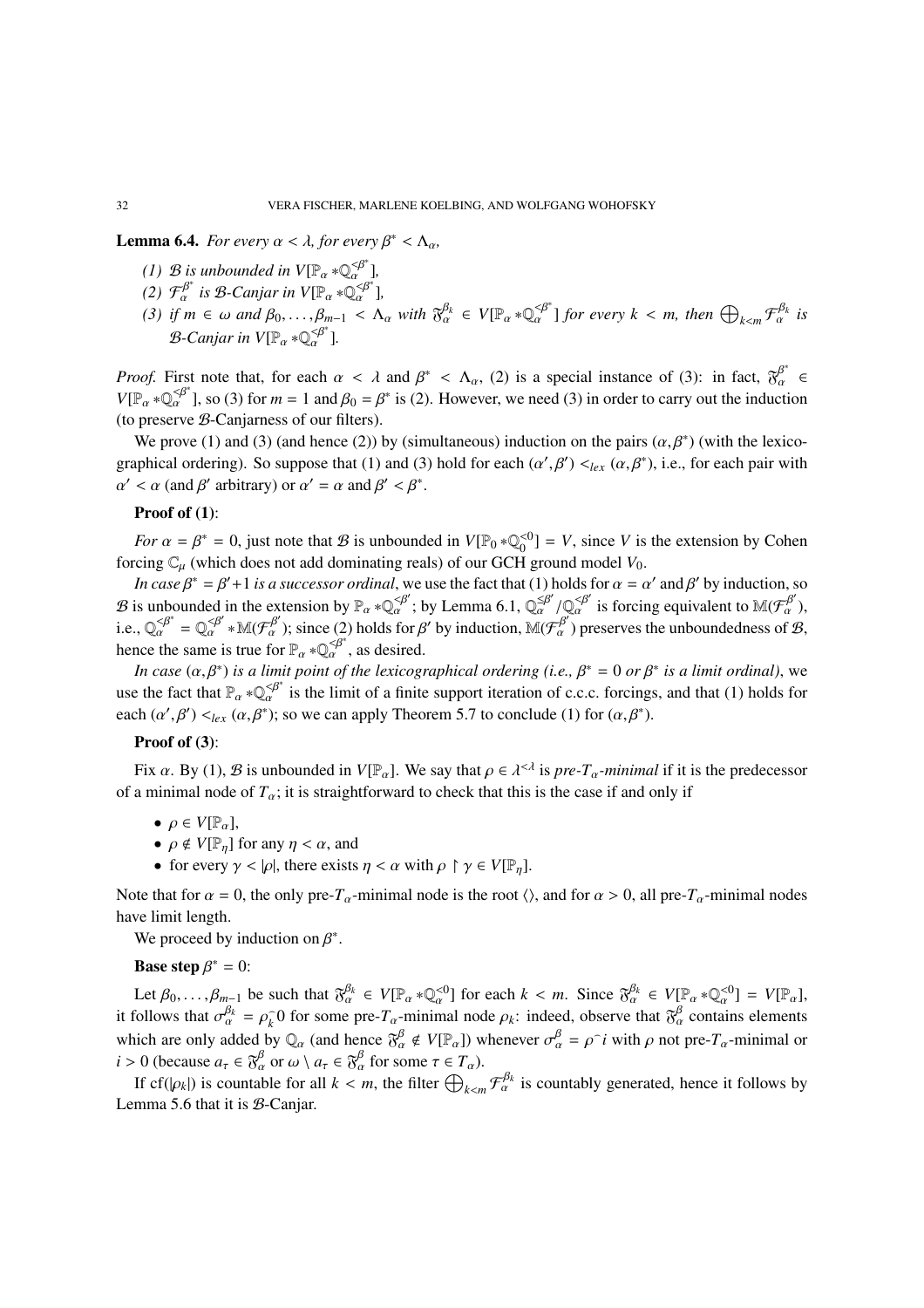**Lemma 6.4.** *For every $\alpha < \lambda$, for every $\beta^* < \Lambda_\alpha$,*

1. *$\mathcal{B}$ is unbounded in $V[\mathbb{P}_\alpha * \mathbb{Q}_\alpha^{<\beta^*}]$,*
2. *$\mathcal{F}_\alpha^{\beta^*}$ is $\mathcal{B}$-Canjar in $V[\mathbb{P}_\alpha * \mathbb{Q}_\alpha^{<\beta^*}]$,*
3. *if $m \in \omega$ and $\beta_0, \dots, \beta_{m-1} < \Lambda_\alpha$ with $\mathfrak{F}_\alpha^{\beta_k} \in V[\mathbb{P}_\alpha * \mathbb{Q}_\alpha^{<\beta^*}]$ for every $k < m$, then $\bigoplus_{k<m} \mathcal{F}_\alpha^{\beta_k}$ is $\mathcal{B}$-Canjar in $V[\mathbb{P}_\alpha * \mathbb{Q}_\alpha^{<\beta^*}]$.*

*Proof.* First note that, for each $\alpha < \lambda$ and $\beta^* < \Lambda_\alpha$, (2) is a special instance of (3): in fact, $\mathfrak{F}_\alpha^{\beta^*} \in V[\mathbb{P}_\alpha * \mathbb{Q}_\alpha^{<\beta^*}]$, so (3) for $m = 1$ and $\beta_0 = \beta^*$ is (2). However, we need (3) in order to carry out the induction (to preserve $\mathcal{B}$-Canjarness of our filters).

We prove (1) and (3) (and hence (2)) by (simultaneous) induction on the pairs $(\alpha, \beta^*)$ (with the lexicographical ordering). So suppose that (1) and (3) hold for each $(\alpha', \beta') <_{lex} (\alpha, \beta^*)$, i.e., for each pair with $\alpha' < \alpha$ (and $\beta'$ arbitrary) or $\alpha' = \alpha$ and $\beta' < \beta^*$.

**Proof of (1)**:

*For $\alpha = \beta^* = 0$*, just note that $\mathcal{B}$ is unbounded in $V[\mathbb{P}_0 * \mathbb{Q}_0^{<0}] = V$, since $V$ is the extension by Cohen forcing $\mathbb{C}_\mu$ (which does not add dominating reals) of our GCH ground model $V_0$.

*In case $\beta^* = \beta' + 1$ is a successor ordinal*, we use the fact that (1) holds for $\alpha = \alpha'$ and $\beta'$ by induction, so $\mathcal{B}$ is unbounded in the extension by $\mathbb{P}_\alpha * \mathbb{Q}_\alpha^{<\beta'}$; by Lemma 6.1, $\mathbb{Q}_\alpha^{\leq\beta'} / \mathbb{Q}_\alpha^{<\beta'}$ is forcing equivalent to $\mathbb{M}(\mathcal{F}_\alpha^{\beta'})$, i.e., $\mathbb{Q}_\alpha^{<\beta^*} = \mathbb{Q}_\alpha^{<\beta'} * \mathbb{M}(\mathcal{F}_\alpha^{\beta'})$; since (2) holds for $\beta'$ by induction, $\mathbb{M}(\mathcal{F}_\alpha^{\beta'})$ preserves the unboundedness of $\mathcal{B}$, hence the same is true for $\mathbb{P}_\alpha * \mathbb{Q}_\alpha^{<\beta^*}$, as desired.

*In case $(\alpha, \beta^*)$ is a limit point of the lexicographical ordering (i.e., $\beta^* = 0$ or $\beta^*$ is a limit ordinal)*, we use the fact that $\mathbb{P}_\alpha * \mathbb{Q}_\alpha^{<\beta^*}$ is the limit of a finite support iteration of c.c.c. forcings, and that (1) holds for each $(\alpha', \beta') <_{lex} (\alpha, \beta^*)$; so we can apply Theorem 5.7 to conclude (1) for $(\alpha, \beta^*)$.

**Proof of (3)**:

Fix $\alpha$. By (1), $\mathcal{B}$ is unbounded in $V[\mathbb{P}_\alpha]$. We say that $\rho \in \lambda^{<\lambda}$ is *pre-$T_\alpha$-minimal* if it is the predecessor of a minimal node of $T_\alpha$; it is straightforward to check that this is the case if and only if

- $\rho \in V[\mathbb{P}_\alpha]$,
- $\rho \notin V[\mathbb{P}_\eta]$ for any $\eta < \alpha$, and
- for every $\gamma < |\rho|$, there exists $\eta < \alpha$ with $\rho \restriction \gamma \in V[\mathbb{P}_\eta]$.

Note that for $\alpha = 0$, the only pre-$T_\alpha$-minimal node is the root $\langle\rangle$, and for $\alpha > 0$, all pre-$T_\alpha$-minimal nodes have limit length.

We proceed by induction on $\beta^*$.

**Base step $\beta^* = 0$**:

Let $\beta_0, \dots, \beta_{m-1}$ be such that $\mathfrak{F}_\alpha^{\beta_k} \in V[\mathbb{P}_\alpha * \mathbb{Q}_\alpha^{<0}]$ for each $k < m$. Since $\mathfrak{F}_\alpha^{\beta_k} \in V[\mathbb{P}_\alpha * \mathbb{Q}_\alpha^{<0}] = V[\mathbb{P}_\alpha]$, it follows that $\sigma_\alpha^{\beta_k} = \rho_k^\frown 0$ for some pre-$T_\alpha$-minimal node $\rho_k$: indeed, observe that $\mathfrak{F}_\alpha^{\beta}$ contains elements which are only added by $\mathbb{Q}_\alpha$ (and hence $\mathfrak{F}_\alpha^{\beta} \notin V[\mathbb{P}_\alpha]$) whenever $\sigma_\alpha^\beta = \rho^\frown i$ with $\rho$ not pre-$T_\alpha$-minimal or $i > 0$ (because $a_\tau \in \mathfrak{F}_\alpha^\beta$ or $\omega \setminus a_\tau \in \mathfrak{F}_\alpha^\beta$ for some $\tau \in T_\alpha$).

If $\mathrm{cf}(|\rho_k|)$ is countable for all $k < m$, the filter $\bigoplus_{k<m} \mathcal{F}_\alpha^{\beta_k}$ is countably generated, hence it follows by Lemma 5.6 that it is $\mathcal{B}$-Canjar.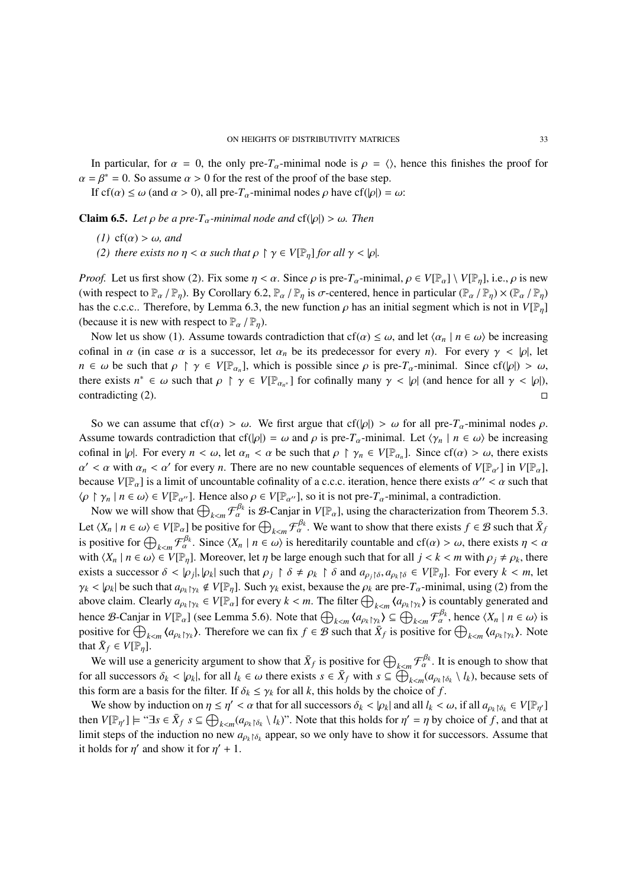In particular, for $\alpha = 0$, the only pre-$T_\alpha$-minimal node is $\rho = \langle\rangle$, hence this finishes the proof for $\alpha = \beta^* = 0$. So assume $\alpha > 0$ for the rest of the proof of the base step.

If $\mathrm{cf}(\alpha) \leq \omega$ (and $\alpha > 0$), all pre-$T_\alpha$-minimal nodes $\rho$ have $\mathrm{cf}(|\rho|) = \omega$:

**Claim 6.5.** *Let $\rho$ be a pre-$T_\alpha$-minimal node and $\mathrm{cf}(|\rho|) > \omega$. Then*

*(1) $\mathrm{cf}(\alpha) > \omega$, and*

*(2) there exists no $\eta < \alpha$ such that $\rho \upharpoonright \gamma \in V[\mathbb{P}_\eta]$ for all $\gamma < |\rho|$.*

*Proof.* Let us first show (2). Fix some $\eta < \alpha$. Since $\rho$ is pre-$T_\alpha$-minimal, $\rho \in V[\mathbb{P}_\alpha] \setminus V[\mathbb{P}_\eta]$, i.e., $\rho$ is new (with respect to $\mathbb{P}_\alpha / \mathbb{P}_\eta$). By Corollary 6.2, $\mathbb{P}_\alpha / \mathbb{P}_\eta$ is $\sigma$-centered, hence in particular $(\mathbb{P}_\alpha / \mathbb{P}_\eta) \times (\mathbb{P}_\alpha / \mathbb{P}_\eta)$ has the c.c.c.. Therefore, by Lemma 6.3, the new function $\rho$ has an initial segment which is not in $V[\mathbb{P}_\eta]$ (because it is new with respect to $\mathbb{P}_\alpha / \mathbb{P}_\eta$).

Now let us show (1). Assume towards contradiction that $\mathrm{cf}(\alpha) \leq \omega$, and let $\langle \alpha_n \mid n \in \omega \rangle$ be increasing cofinal in $\alpha$ (in case $\alpha$ is a successor, let $\alpha_n$ be its predecessor for every $n$). For every $\gamma < |\rho|$, let $n \in \omega$ be such that $\rho \upharpoonright \gamma \in V[\mathbb{P}_{\alpha_n}]$, which is possible since $\rho$ is pre-$T_\alpha$-minimal. Since $\mathrm{cf}(|\rho|) > \omega$, there exists $n^* \in \omega$ such that $\rho \upharpoonright \gamma \in V[\mathbb{P}_{\alpha_{n^*}}]$ for cofinally many $\gamma < |\rho|$ (and hence for all $\gamma < |\rho|$), contradicting (2). $\square$

So we can assume that $\mathrm{cf}(\alpha) > \omega$. We first argue that $\mathrm{cf}(|\rho|) > \omega$ for all pre-$T_\alpha$-minimal nodes $\rho$. Assume towards contradiction that $\mathrm{cf}(|\rho|) = \omega$ and $\rho$ is pre-$T_\alpha$-minimal. Let $\langle \gamma_n \mid n \in \omega \rangle$ be increasing cofinal in $|\rho|$. For every $n < \omega$, let $\alpha_n < \alpha$ be such that $\rho \upharpoonright \gamma_n \in V[\mathbb{P}_{\alpha_n}]$. Since $\mathrm{cf}(\alpha) > \omega$, there exists $\alpha' < \alpha$ with $\alpha_n < \alpha'$ for every $n$. There are no new countable sequences of elements of $V[\mathbb{P}_{\alpha'}]$ in $V[\mathbb{P}_\alpha]$, because $V[\mathbb{P}_\alpha]$ is a limit of uncountable cofinality of a c.c.c. iteration, hence there exists $\alpha'' < \alpha$ such that $\langle \rho \upharpoonright \gamma_n \mid n \in \omega \rangle \in V[\mathbb{P}_{\alpha''}]$. Hence also $\rho \in V[\mathbb{P}_{\alpha''}]$, so it is not pre-$T_\alpha$-minimal, a contradiction.

Now we will show that $\bigoplus_{k<m} \mathcal{F}_\alpha^{\beta_k}$ is $\mathcal{B}$-Canjar in $V[\mathbb{P}_\alpha]$, using the characterization from Theorem 5.3. Let $\langle X_n \mid n \in \omega \rangle \in V[\mathbb{P}_\alpha]$ be positive for $\bigoplus_{k<m} \mathcal{F}_\alpha^{\beta_k}$. We want to show that there exists $f \in \mathcal{B}$ such that $\bar{X}_f$ is positive for $\bigoplus_{k<m} \mathcal{F}_\alpha^{\beta_k}$. Since $\langle X_n \mid n \in \omega \rangle$ is hereditarily countable and $\mathrm{cf}(\alpha) > \omega$, there exists $\eta < \alpha$ with $\langle X_n \mid n \in \omega \rangle \in V[\mathbb{P}_\eta]$. Moreover, let $\eta$ be large enough such that for all $j < k < m$ with $\rho_j \neq \rho_k$, there exists a successor $\delta < |\rho_j|, |\rho_k|$ such that $\rho_j \upharpoonright \delta \neq \rho_k \upharpoonright \delta$ and $a_{\rho_j \upharpoonright \delta}, a_{\rho_k \upharpoonright \delta} \in V[\mathbb{P}_\eta]$. For every $k < m$, let $\gamma_k < |\rho_k|$ be such that $a_{\rho_k \upharpoonright \gamma_k} \notin V[\mathbb{P}_\eta]$. Such $\gamma_k$ exist, bexause the $\rho_k$ are pre-$T_\alpha$-minimal, using (2) from the above claim. Clearly $a_{\rho_k \upharpoonright \gamma_k} \in V[\mathbb{P}_\alpha]$ for every $k < m$. The filter $\bigoplus_{k<m} \langle a_{\rho_k \upharpoonright \gamma_k} \rangle$ is countably generated and hence $\mathcal{B}$-Canjar in $V[\mathbb{P}_\alpha]$ (see Lemma 5.6). Note that $\bigoplus_{k<m} \langle a_{\rho_k \upharpoonright \gamma_k} \rangle \subseteq \bigoplus_{k<m} \mathcal{F}_\alpha^{\beta_k}$, hence $\langle X_n \mid n \in \omega \rangle$ is positive for $\bigoplus_{k<m} \langle a_{\rho_k \upharpoonright \gamma_k} \rangle$. Therefore we can fix $f \in \mathcal{B}$ such that $\bar{X}_f$ is positive for $\bigoplus_{k<m} \langle a_{\rho_k \upharpoonright \gamma_k} \rangle$. Note that $\bar{X}_f \in V[\mathbb{P}_\eta]$.

We will use a genericity argument to show that $\bar{X}_f$ is positive for $\bigoplus_{k<m} \mathcal{F}_\alpha^{\beta_k}$. It is enough to show that for all successors $\delta_k < |\rho_k|$, for all $l_k \in \omega$ there exists $s \in \bar{X}_f$ with $s \subseteq \bigoplus_{k<m} (a_{\rho_k \upharpoonright \delta_k} \setminus l_k)$, because sets of this form are a basis for the filter. If $\delta_k \leq \gamma_k$ for all $k$, this holds by the choice of $f$.

We show by induction on $\eta \leq \eta' < \alpha$ that for all successors $\delta_k < |\rho_k|$ and all $l_k < \omega$, if all $a_{\rho_k \upharpoonright \delta_k} \in V[\mathbb{P}_{\eta'}]$ then $V[\mathbb{P}_{\eta'}] \models$ "$\exists s \in \bar{X}_f \ s \subseteq \bigoplus_{k<m} (a_{\rho_k \upharpoonright \delta_k} \setminus l_k)$". Note that this holds for $\eta' = \eta$ by choice of $f$, and that at limit steps of the induction no new $a_{\rho_k \upharpoonright \delta_k}$ appear, so we only have to show it for successors. Assume that it holds for $\eta'$ and show it for $\eta' + 1$.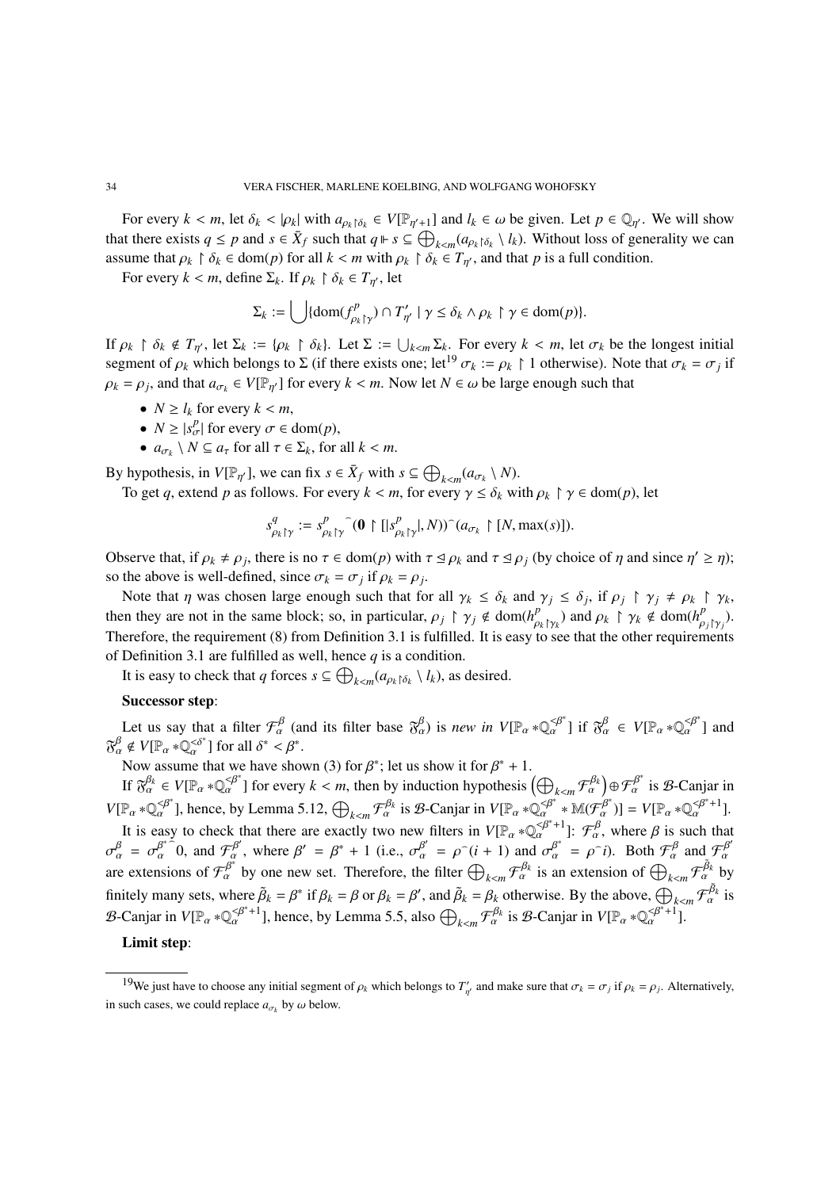For every $k < m$, let $\delta_k < |\rho_k|$ with $a_{\rho_k \restriction \delta_k} \in V[\mathbb{P}_{\eta'+1}]$ and $l_k \in \omega$ be given. Let $p \in \mathbb{Q}_{\eta'}$. We will show that there exists $q \leq p$ and $s \in \bar{X}_f$ such that $q \Vdash s \subseteq \bigoplus_{k<m}(a_{\rho_k \restriction \delta_k} \setminus l_k)$. Without loss of generality we can assume that $\rho_k \restriction \delta_k \in \text{dom}(p)$ for all $k < m$ with $\rho_k \restriction \delta_k \in T_{\eta'}$, and that $p$ is a full condition.

For every $k < m$, define $\Sigma_k$. If $\rho_k \restriction \delta_k \in T_{\eta'}$, let

$$\Sigma_k := \bigcup \{\text{dom}(f^p_{\rho_k \restriction \gamma}) \cap T'_{\eta'} \mid \gamma \leq \delta_k \wedge \rho_k \restriction \gamma \in \text{dom}(p)\}.$$

If $\rho_k \restriction \delta_k \notin T_{\eta'}$, let $\Sigma_k := \{\rho_k \restriction \delta_k\}$. Let $\Sigma := \bigcup_{k<m} \Sigma_k$. For every $k < m$, let $\sigma_k$ be the longest initial segment of $\rho_k$ which belongs to $\Sigma$ (if there exists one; let[19] $\sigma_k := \rho_k \restriction 1$ otherwise). Note that $\sigma_k = \sigma_j$ if $\rho_k = \rho_j$, and that $a_{\sigma_k} \in V[\mathbb{P}_{\eta'}]$ for every $k < m$. Now let $N \in \omega$ be large enough such that

- $N \geq l_k$ for every $k < m$,
- $N \geq |s^p_\sigma|$ for every $\sigma \in \text{dom}(p)$,
- $a_{\sigma_k} \setminus N \subseteq a_\tau$ for all $\tau \in \Sigma_k$, for all $k < m$.

By hypothesis, in $V[\mathbb{P}_{\eta'}]$, we can fix $s \in \bar{X}_f$ with $s \subseteq \bigoplus_{k<m}(a_{\sigma_k} \setminus N)$.

To get $q$, extend $p$ as follows. For every $k < m$, for every $\gamma \leq \delta_k$ with $\rho_k \restriction \gamma \in \text{dom}(p)$, let

$$s^q_{\rho_k \restriction \gamma} := s^p_{\rho_k \restriction \gamma} {}^\frown (\mathbf{0} \restriction [|s^p_{\rho_k \restriction \gamma}|, N)) {}^\frown (a_{\sigma_k} \restriction [N, \max(s)]).$$

Observe that, if $\rho_k \neq \rho_j$, there is no $\tau \in \text{dom}(p)$ with $\tau \trianglelefteq \rho_k$ and $\tau \trianglelefteq \rho_j$ (by choice of $\eta$ and since $\eta' \geq \eta$); so the above is well-defined, since $\sigma_k = \sigma_j$ if $\rho_k = \rho_j$.

Note that $\eta$ was chosen large enough such that for all $\gamma_k \leq \delta_k$ and $\gamma_j \leq \delta_j$, if $\rho_j \restriction \gamma_j \neq \rho_k \restriction \gamma_k$, then they are not in the same block; so, in particular, $\rho_j \restriction \gamma_j \notin \text{dom}(h^p_{\rho_k \restriction \gamma_k})$ and $\rho_k \restriction \gamma_k \notin \text{dom}(h^p_{\rho_j \restriction \gamma_j})$. Therefore, the requirement (8) from Definition 3.1 is fulfilled. It is easy to see that the other requirements of Definition 3.1 are fulfilled as well, hence $q$ is a condition.

It is easy to check that $q$ forces $s \subseteq \bigoplus_{k<m}(a_{\rho_k \restriction \delta_k} \setminus l_k)$, as desired.

**Successor step**:

Let us say that a filter $\mathcal{F}^\beta_\alpha$ (and its filter base $\mathfrak{F}^\beta_\alpha$) is *new in* $V[\mathbb{P}_\alpha * \mathbb{Q}^{<\beta^*}_\alpha]$ if $\mathfrak{F}^\beta_\alpha \in V[\mathbb{P}_\alpha * \mathbb{Q}^{<\beta^*}_\alpha]$ and $\mathfrak{F}^\beta_\alpha \notin V[\mathbb{P}_\alpha * \mathbb{Q}^{<\delta^*}_\alpha]$ for all $\delta^* < \beta^*$.

Now assume that we have shown (3) for $\beta^*$; let us show it for $\beta^* + 1$.

If $\mathfrak{F}^{\beta_k}_\alpha \in V[\mathbb{P}_\alpha * \mathbb{Q}^{<\beta^*}_\alpha]$ for every $k < m$, then by induction hypothesis $\left(\bigoplus_{k<m} \mathcal{F}^{\beta_k}_\alpha\right) \oplus \mathcal{F}^{\beta^*}_\alpha$ is $\mathcal{B}$-Canjar in $V[\mathbb{P}_\alpha * \mathbb{Q}^{<\beta^*}_\alpha]$, hence, by Lemma 5.12, $\bigoplus_{k<m} \mathcal{F}^{\beta_k}_\alpha$ is $\mathcal{B}$-Canjar in $V[\mathbb{P}_\alpha * \mathbb{Q}^{<\beta^*}_\alpha * \mathbb{M}(\mathcal{F}^{\beta^*}_\alpha)] = V[\mathbb{P}_\alpha * \mathbb{Q}^{<\beta^*+1}_\alpha]$.

It is easy to check that there are exactly two new filters in $V[\mathbb{P}_\alpha * \mathbb{Q}^{<\beta^*+1}_\alpha]$: $\mathcal{F}^\beta_\alpha$, where $\beta$ is such that $\sigma^\beta_\alpha = \sigma^{\beta^*}_\alpha {}^\frown 0$, and $\mathcal{F}^{\beta'}_\alpha$, where $\beta' = \beta^* + 1$ (i.e., $\sigma^{\beta'}_\alpha = \rho^\frown(i+1)$ and $\sigma^{\beta^*}_\alpha = \rho^\frown i$). Both $\mathcal{F}^\beta_\alpha$ and $\mathcal{F}^{\beta'}_\alpha$ are extensions of $\mathcal{F}^{\beta^*}_\alpha$ by one new set. Therefore, the filter $\bigoplus_{k<m} \mathcal{F}^{\beta_k}_\alpha$ is an extension of $\bigoplus_{k<m} \mathcal{F}^{\tilde{\beta}_k}_\alpha$ by finitely many sets, where $\tilde{\beta}_k = \beta^*$ if $\beta_k = \beta$ or $\beta_k = \beta'$, and $\tilde{\beta}_k = \beta_k$ otherwise. By the above, $\bigoplus_{k<m} \mathcal{F}^{\tilde{\beta}_k}_\alpha$ is $\mathcal{B}$-Canjar in $V[\mathbb{P}_\alpha * \mathbb{Q}^{<\beta^*+1}_\alpha]$, hence, by Lemma 5.5, also $\bigoplus_{k<m} \mathcal{F}^{\beta_k}_\alpha$ is $\mathcal{B}$-Canjar in $V[\mathbb{P}_\alpha * \mathbb{Q}^{<\beta^*+1}_\alpha]$.

**Limit step**:

[19] We just have to choose any initial segment of $\rho_k$ which belongs to $T'_{\eta'}$ and make sure that $\sigma_k = \sigma_j$ if $\rho_k = \rho_j$. Alternatively, in such cases, we could replace $a_{\sigma_k}$ by $\omega$ below.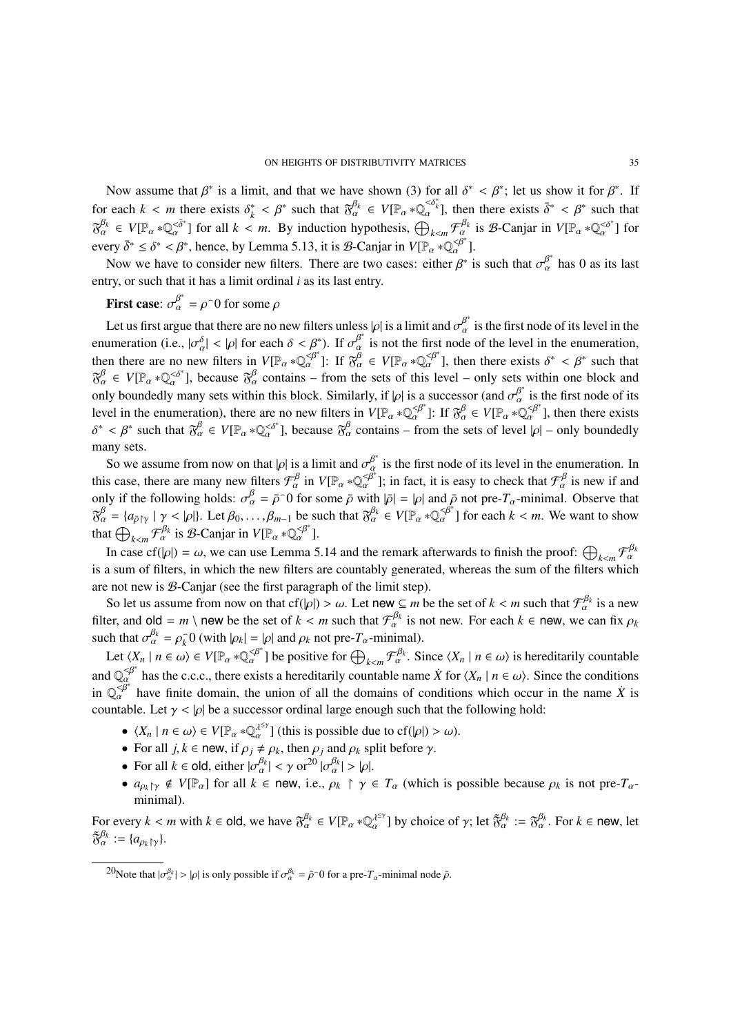Now assume that $\beta^*$ is a limit, and that we have shown (3) for all $\delta^* < \beta^*$; let us show it for $\beta^*$. If for each $k < m$ there exists $\delta^*_k < \beta^*$ such that $\mathfrak{F}^{\beta_k}_\alpha \in V[\mathbb{P}_\alpha * \mathbb{Q}^{<\delta^*_k}_\alpha]$, then there exists $\bar{\delta}^* < \beta^*$ such that $\mathfrak{F}^{\beta_k}_\alpha \in V[\mathbb{P}_\alpha * \mathbb{Q}^{\leq \bar{\delta}^*}_\alpha]$ for all $k < m$. By induction hypothesis, $\bigoplus_{k<m} \mathcal{F}^{\beta_k}_\alpha$ is $\mathcal{B}$-Canjar in $V[\mathbb{P}_\alpha * \mathbb{Q}^{<\delta^*}_\alpha]$ for every $\bar{\delta}^* \leq \delta^* < \beta^*$, hence, by Lemma 5.13, it is $\mathcal{B}$-Canjar in $V[\mathbb{P}_\alpha * \mathbb{Q}^{<\beta^*}_\alpha]$.

Now we have to consider new filters. There are two cases: either $\beta^*$ is such that $\sigma^{\beta^*}_\alpha$ has 0 as its last entry, or such that it has a limit ordinal $i$ as its last entry.

**First case**: $\sigma^{\beta^*}_\alpha = \rho^\frown 0$ for some $\rho$

Let us first argue that there are no new filters unless $|\rho|$ is a limit and $\sigma^{\beta^*}_\alpha$ is the first node of its level in the enumeration (i.e., $|\sigma^\delta_\alpha| < |\rho|$ for each $\delta < \beta^*$). If $\sigma^{\beta^*}_\alpha$ is not the first node of the level in the enumeration, then there are no new filters in $V[\mathbb{P}_\alpha * \mathbb{Q}^{<\beta^*}_\alpha]$: If $\mathfrak{F}^\beta_\alpha \in V[\mathbb{P}_\alpha * \mathbb{Q}^{<\beta^*}_\alpha]$, then there exists $\delta^* < \beta^*$ such that $\mathfrak{F}^\beta_\alpha \in V[\mathbb{P}_\alpha * \mathbb{Q}^{<\delta^*}_\alpha]$, because $\mathfrak{F}^\beta_\alpha$ contains – from the sets of this level – only sets within one block and only boundedly many sets within this block. Similarly, if $|\rho|$ is a successor (and $\sigma^{\beta^*}_\alpha$ is the first node of its level in the enumeration), there are no new filters in $V[\mathbb{P}_\alpha * \mathbb{Q}^{<\beta^*}_\alpha]$: If $\mathfrak{F}^\beta_\alpha \in V[\mathbb{P}_\alpha * \mathbb{Q}^{<\beta^*}_\alpha]$, then there exists $\delta^* < \beta^*$ such that $\mathfrak{F}^\beta_\alpha \in V[\mathbb{P}_\alpha * \mathbb{Q}^{<\delta^*}_\alpha]$, because $\mathfrak{F}^\beta_\alpha$ contains – from the sets of level $|\rho|$ – only boundedly many sets.

So we assume from now on that $|\rho|$ is a limit and $\sigma^{\beta^*}_\alpha$ is the first node of its level in the enumeration. In this case, there are many new filters $\mathcal{F}^\beta_\alpha$ in $V[\mathbb{P}_\alpha * \mathbb{Q}^{<\beta^*}_\alpha]$; in fact, it is easy to check that $\mathcal{F}^\beta_\alpha$ is new if and only if the following holds: $\sigma^\beta_\alpha = \bar{\rho}^\frown 0$ for some $\bar{\rho}$ with $|\bar{\rho}| = |\rho|$ and $\bar{\rho}$ not pre-$T_\alpha$-minimal. Observe that $\mathfrak{F}^\beta_\alpha = \{a_{\bar{\rho}\restriction\gamma} \mid \gamma < |\rho|\}$. Let $\beta_0, \ldots, \beta_{m-1}$ be such that $\mathfrak{F}^{\beta_k}_\alpha \in V[\mathbb{P}_\alpha * \mathbb{Q}^{<\beta^*}_\alpha]$ for each $k < m$. We want to show that $\bigoplus_{k<m} \mathcal{F}^{\beta_k}_\alpha$ is $\mathcal{B}$-Canjar in $V[\mathbb{P}_\alpha * \mathbb{Q}^{<\beta^*}_\alpha]$.

In case $\mathrm{cf}(|\rho|) = \omega$, we can use Lemma 5.14 and the remark afterwards to finish the proof: $\bigoplus_{k<m} \mathcal{F}^{\beta_k}_\alpha$ is a sum of filters, in which the new filters are countably generated, whereas the sum of the filters which are not new is $\mathcal{B}$-Canjar (see the first paragraph of the limit step).

So let us assume from now on that $\mathrm{cf}(|\rho|) > \omega$. Let $\mathsf{new} \subseteq m$ be the set of $k < m$ such that $\mathcal{F}^{\beta_k}_\alpha$ is a new filter, and $\mathsf{old} = m \setminus \mathsf{new}$ be the set of $k < m$ such that $\mathcal{F}^{\beta_k}_\alpha$ is not new. For each $k \in \mathsf{new}$, we can fix $\rho_k$ such that $\sigma^{\beta_k}_\alpha = \rho_k^\frown 0$ (with $|\rho_k| = |\rho|$ and $\rho_k$ not pre-$T_\alpha$-minimal).

Let $\langle X_n \mid n \in \omega \rangle \in V[\mathbb{P}_\alpha * \mathbb{Q}^{<\beta^*}_\alpha]$ be positive for $\bigoplus_{k<m} \mathcal{F}^{\beta_k}_\alpha$. Since $\langle X_n \mid n \in \omega \rangle$ is hereditarily countable and $\mathbb{Q}^{<\beta^*}_\alpha$ has the c.c.c., there exists a hereditarily countable name $\dot{X}$ for $\langle X_n \mid n \in \omega \rangle$. Since the conditions in $\mathbb{Q}^{<\beta^*}_\alpha$ have finite domain, the union of all the domains of conditions which occur in the name $\dot{X}$ is countable. Let $\gamma < |\rho|$ be a successor ordinal large enough such that the following hold:

- $\langle X_n \mid n \in \omega \rangle \in V[\mathbb{P}_\alpha * \mathbb{Q}^{\lambda^{\leq\gamma}}_\alpha]$ (this is possible due to $\mathrm{cf}(|\rho|) > \omega$).
- For all $j, k \in \mathsf{new}$, if $\rho_j \neq \rho_k$, then $\rho_j$ and $\rho_k$ split before $\gamma$.
- For all $k \in \mathsf{old}$, either $|\sigma^{\beta_k}_\alpha| < \gamma$ or[20] $|\sigma^{\beta_k}_\alpha| > |\rho|$.
- $a_{\rho_k\restriction\gamma} \notin V[\mathbb{P}_\alpha]$ for all $k \in \mathsf{new}$, i.e., $\rho_k \restriction \gamma \in T_\alpha$ (which is possible because $\rho_k$ is not pre-$T_\alpha$-minimal).

For every $k < m$ with $k \in \mathsf{old}$, we have $\mathfrak{F}^{\beta_k}_\alpha \in V[\mathbb{P}_\alpha * \mathbb{Q}^{\lambda^{\leq\gamma}}_\alpha]$ by choice of $\gamma$; let $\tilde{\mathfrak{F}}^{\beta_k}_\alpha := \mathfrak{F}^{\beta_k}_\alpha$. For $k \in \mathsf{new}$, let $\tilde{\mathfrak{F}}^{\beta_k}_\alpha := \{a_{\rho_k\restriction\gamma}\}$.

[20] Note that $|\sigma^{\beta_k}_\alpha| > |\rho|$ is only possible if $\sigma^{\beta_k}_\alpha = \tilde{\rho}^\frown 0$ for a pre-$T_\alpha$-minimal node $\tilde{\rho}$.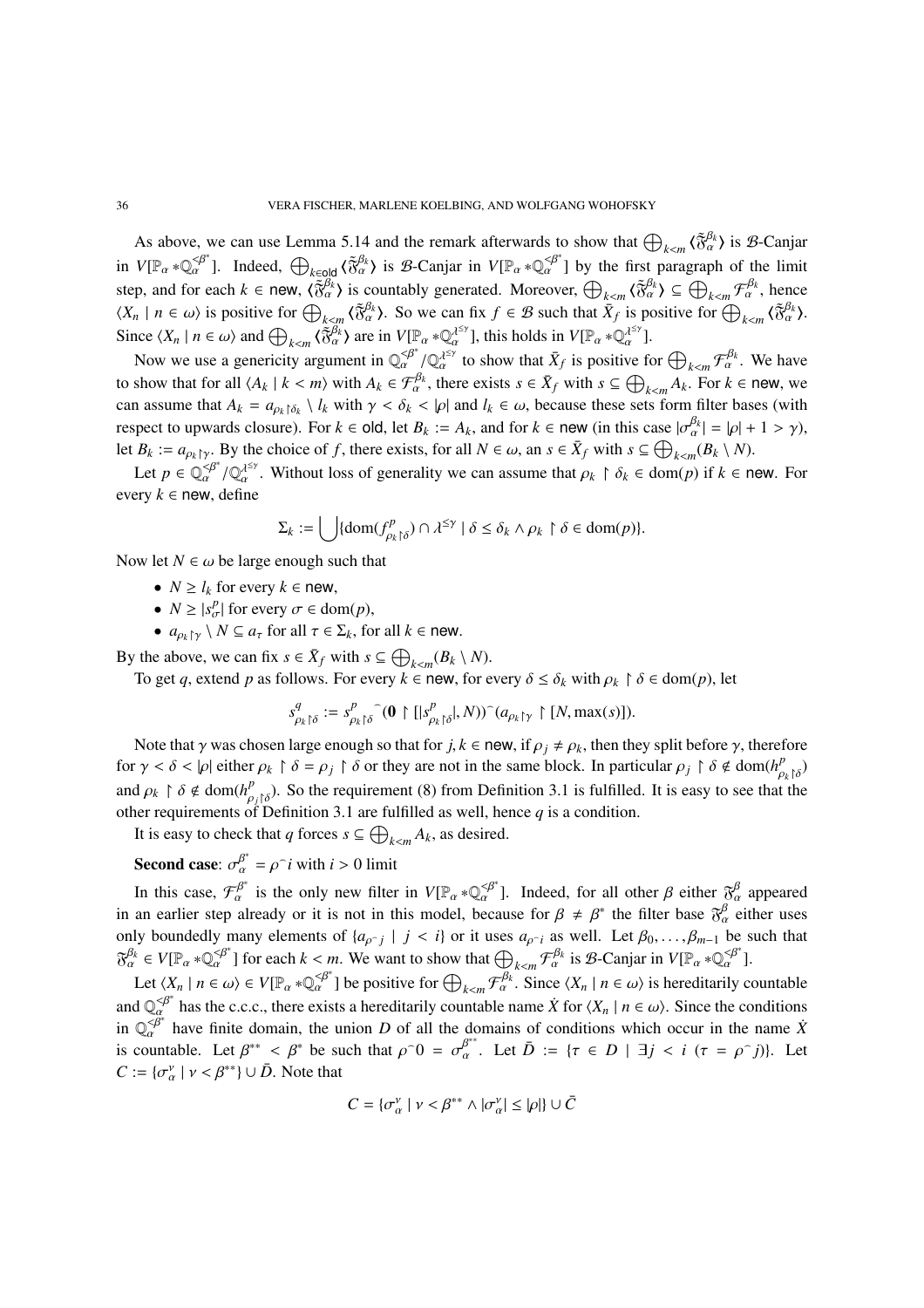As above, we can use Lemma 5.14 and the remark afterwards to show that $\bigoplus_{k<m} \langle \tilde{\mathfrak{F}}^{\beta_k}_\alpha \rangle$ is $\mathcal{B}$-Canjar in $V[\mathbb{P}_\alpha * \mathbb{Q}^{<\beta^*}_\alpha]$. Indeed, $\bigoplus_{k \in \mathsf{old}} \langle \tilde{\mathfrak{F}}^{\beta_k}_\alpha \rangle$ is $\mathcal{B}$-Canjar in $V[\mathbb{P}_\alpha * \mathbb{Q}^{<\beta^*}_\alpha]$ by the first paragraph of the limit step, and for each $k \in \mathsf{new}$, $\langle \tilde{\mathfrak{F}}^{\beta_k}_\alpha \rangle$ is countably generated. Moreover, $\bigoplus_{k<m} \langle \tilde{\mathfrak{F}}^{\beta_k}_\alpha \rangle \subseteq \bigoplus_{k<m} \mathcal{F}^{\beta_k}_\alpha$, hence $\langle X_n \mid n \in \omega \rangle$ is positive for $\bigoplus_{k<m} \langle \tilde{\mathfrak{F}}^{\beta_k}_\alpha \rangle$. So we can fix $f \in \mathcal{B}$ such that $\bar{X}_f$ is positive for $\bigoplus_{k<m} \langle \tilde{\mathfrak{F}}^{\beta_k}_\alpha \rangle$. Since $\langle X_n \mid n \in \omega \rangle$ and $\bigoplus_{k<m} \langle \tilde{\mathfrak{F}}^{\beta_k}_\alpha \rangle$ are in $V[\mathbb{P}_\alpha * \mathbb{Q}^{\lambda^{\leq \gamma}}_\alpha]$, this holds in $V[\mathbb{P}_\alpha * \mathbb{Q}^{\lambda^{\leq \gamma}}_\alpha]$.

Now we use a genericity argument in $\mathbb{Q}^{<\beta^*}_\alpha / \mathbb{Q}^{\lambda^{\leq \gamma}}_\alpha$ to show that $\bar{X}_f$ is positive for $\bigoplus_{k<m} \mathcal{F}^{\beta_k}_\alpha$. We have to show that for all $\langle A_k \mid k < m \rangle$ with $A_k \in \mathcal{F}^{\beta_k}_\alpha$, there exists $s \in \bar{X}_f$ with $s \subseteq \bigoplus_{k<m} A_k$. For $k \in \mathsf{new}$, we can assume that $A_k = a_{\rho_k \restriction \delta_k} \setminus l_k$ with $\gamma < \delta_k < |\rho|$ and $l_k \in \omega$, because these sets form filter bases (with respect to upwards closure). For $k \in \mathsf{old}$, let $B_k := A_k$, and for $k \in \mathsf{new}$ (in this case $|\sigma^{\beta_k}_\alpha| = |\rho| + 1 > \gamma$), let $B_k := a_{\rho_k \restriction \gamma}$. By the choice of $f$, there exists, for all $N \in \omega$, an $s \in \bar{X}_f$ with $s \subseteq \bigoplus_{k<m} (B_k \setminus N)$.

Let $p \in \mathbb{Q}^{<\beta^*}_\alpha / \mathbb{Q}^{\lambda^{\leq \gamma}}_\alpha$. Without loss of generality we can assume that $\rho_k \restriction \delta_k \in \mathrm{dom}(p)$ if $k \in \mathsf{new}$. For every $k \in \mathsf{new}$, define

$$\Sigma_k := \bigcup \{ \mathrm{dom}(f^p_{\rho_k \restriction \delta}) \cap \lambda^{\leq \gamma} \mid \delta \leq \delta_k \wedge \rho_k \restriction \delta \in \mathrm{dom}(p) \}.$$

Now let $N \in \omega$ be large enough such that

- $N \geq l_k$ for every $k \in \mathsf{new}$,
- $N \geq |s^p_\sigma|$ for every $\sigma \in \mathrm{dom}(p)$,
- $a_{\rho_k \restriction \gamma} \setminus N \subseteq a_\tau$ for all $\tau \in \Sigma_k$, for all $k \in \mathsf{new}$.

By the above, we can fix $s \in \bar{X}_f$ with $s \subseteq \bigoplus_{k<m} (B_k \setminus N)$.

To get $q$, extend $p$ as follows. For every $k \in \mathsf{new}$, for every $\delta \leq \delta_k$ with $\rho_k \restriction \delta \in \mathrm{dom}(p)$, let

$$s^q_{\rho_k \restriction \delta} := s^p_{\rho_k \restriction \delta} {}^\frown (\mathbf{0} \restriction [|s^p_{\rho_k \restriction \delta}|, N)) {}^\frown (a_{\rho_k \restriction \gamma} \restriction [N, \max(s)]).$$

Note that $\gamma$ was chosen large enough so that for $j, k \in \mathsf{new}$, if $\rho_j \neq \rho_k$, then they split before $\gamma$, therefore for $\gamma < \delta < |\rho|$ either $\rho_k \restriction \delta = \rho_j \restriction \delta$ or they are not in the same block. In particular $\rho_j \restriction \delta \notin \mathrm{dom}(h^p_{\rho_k \restriction \delta})$ and $\rho_k \restriction \delta \notin \mathrm{dom}(h^p_{\rho_j \restriction \delta})$. So the requirement (8) from Definition 3.1 is fulfilled. It is easy to see that the other requirements of Definition 3.1 are fulfilled as well, hence $q$ is a condition.

It is easy to check that $q$ forces $s \subseteq \bigoplus_{k<m} A_k$, as desired.

**Second case**: $\sigma^{\beta^*}_\alpha = \rho^\frown i$ with $i > 0$ limit

In this case, $\mathcal{F}^{\beta^*}_\alpha$ is the only new filter in $V[\mathbb{P}_\alpha * \mathbb{Q}^{<\beta^*}_\alpha]$. Indeed, for all other $\beta$ either $\mathfrak{F}^\beta_\alpha$ appeared in an earlier step already or it is not in this model, because for $\beta \neq \beta^*$ the filter base $\mathfrak{F}^\beta_\alpha$ either uses only boundedly many elements of $\{a_{\rho^\frown j} \mid j < i\}$ or it uses $a_{\rho^\frown i}$ as well. Let $\beta_0, \ldots, \beta_{m-1}$ be such that $\mathfrak{F}^{\beta_k}_\alpha \in V[\mathbb{P}_\alpha * \mathbb{Q}^{<\beta^*}_\alpha]$ for each $k < m$. We want to show that $\bigoplus_{k<m} \mathcal{F}^{\beta_k}_\alpha$ is $\mathcal{B}$-Canjar in $V[\mathbb{P}_\alpha * \mathbb{Q}^{<\beta^*}_\alpha]$.

Let $\langle X_n \mid n \in \omega \rangle \in V[\mathbb{P}_\alpha * \mathbb{Q}^{<\beta^*}_\alpha]$ be positive for $\bigoplus_{k<m} \mathcal{F}^{\beta_k}_\alpha$. Since $\langle X_n \mid n \in \omega \rangle$ is hereditarily countable and $\mathbb{Q}^{<\beta^*}_\alpha$ has the c.c.c., there exists a hereditarily countable name $\dot{X}$ for $\langle X_n \mid n \in \omega \rangle$. Since the conditions in $\mathbb{Q}^{<\beta^*}_\alpha$ have finite domain, the union $D$ of all the domains of conditions which occur in the name $\dot{X}$ is countable. Let $\beta^{**} < \beta^*$ be such that $\rho^\frown 0 = \sigma^{\beta^{**}}_\alpha$. Let $\bar{D} := \{ \tau \in D \mid \exists j < i \ (\tau = \rho^\frown j) \}$. Let $C := \{ \sigma^\nu_\alpha \mid \nu < \beta^{**} \} \cup \bar{D}$. Note that

$$C = \{ \sigma^\nu_\alpha \mid \nu < \beta^{**} \wedge |\sigma^\nu_\alpha| \leq |\rho| \} \cup \bar{C}$$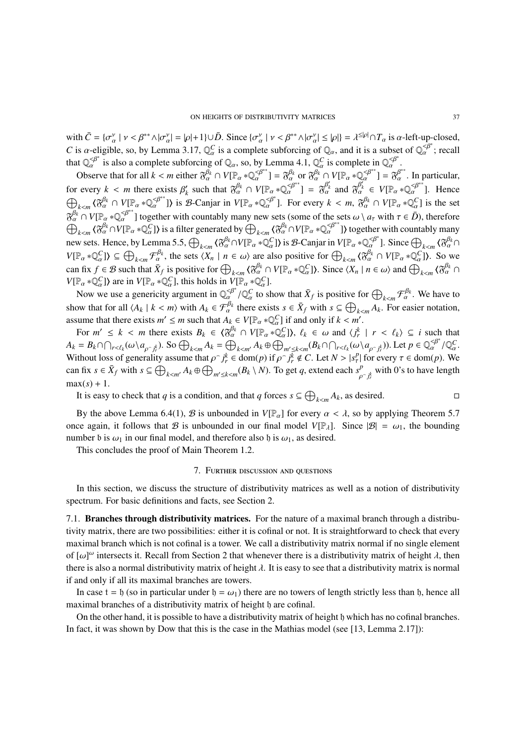with $\bar{C} = \{\sigma^\nu_\alpha \mid \nu < \beta^{**} \wedge |\sigma^\nu_\alpha| = |\rho|+1\} \cup \bar{D}$. Since $\{\sigma^\nu_\alpha \mid \nu < \beta^{**} \wedge |\sigma^\nu_\alpha| \leq |\rho|\} = \lambda^{\leq|\rho|} \cap T_\alpha$ is $\alpha$-left-up-closed, $C$ is $\alpha$-eligible, so, by Lemma 3.17, $\mathbb{Q}^C_\alpha$ is a complete subforcing of $\mathbb{Q}_\alpha$, and it is a subset of $\mathbb{Q}^{<\beta^*}_\alpha$; recall that $\mathbb{Q}^{<\beta^*}_\alpha$ is also a complete subforcing of $\mathbb{Q}_\alpha$, so, by Lemma 4.1, $\mathbb{Q}^C_\alpha$ is complete in $\mathbb{Q}^{<\beta^*}_\alpha$.

Observe that for all $k < m$ either $\mathfrak{F}^{\beta_k}_\alpha \cap V[\mathbb{P}_\alpha * \mathbb{Q}^{<\beta^{**}}_\alpha] = \mathfrak{F}^{\beta_k}_\alpha$ or $\mathfrak{F}^{\beta_k}_\alpha \cap V[\mathbb{P}_\alpha * \mathbb{Q}^{<\beta^{**}}_\alpha] = \mathfrak{F}^{\beta^{**}}_\alpha$. In particular, for every $k < m$ there exists $\beta'_k$ such that $\mathfrak{F}^{\beta_k}_\alpha \cap V[\mathbb{P}_\alpha * \mathbb{Q}^{<\beta^{**}}_\alpha] = \mathfrak{F}^{\beta'_k}_\alpha$ and $\mathfrak{F}^{\beta'_k}_\alpha \in V[\mathbb{P}_\alpha * \mathbb{Q}^{<\beta^{**}}_\alpha]$. Hence $\bigoplus_{k<m} \langle \mathfrak{F}^{\beta_k}_\alpha \cap V[\mathbb{P}_\alpha * \mathbb{Q}^{<\beta^{**}}_\alpha] \rangle$ is $\mathcal{B}$-Canjar in $V[\mathbb{P}_\alpha * \mathbb{Q}^{<\beta^*}_\alpha]$. For every $k < m$, $\mathfrak{F}^{\beta_k}_\alpha \cap V[\mathbb{P}_\alpha * \mathbb{Q}^C_\alpha]$ is the set $\mathfrak{F}^{\beta_k}_\alpha \cap V[\mathbb{P}_\alpha * \mathbb{Q}^{<\beta^{**}}_\alpha]$ together with countably many new sets (some of the sets $\omega \setminus a_\tau$ with $\tau \in \bar{D}$), therefore $\bigoplus_{k<m} \langle \mathfrak{F}^{\beta_k}_\alpha \cap V[\mathbb{P}_\alpha * \mathbb{Q}^C_\alpha] \rangle$ is a filter generated by $\bigoplus_{k<m} \langle \mathfrak{F}^{\beta_k}_\alpha \cap V[\mathbb{P}_\alpha * \mathbb{Q}^{<\beta^{**}}_\alpha] \rangle$ together with countably many new sets. Hence, by Lemma 5.5, $\bigoplus_{k<m} \langle \mathfrak{F}^{\beta_k}_\alpha \cap V[\mathbb{P}_\alpha * \mathbb{Q}^C_\alpha] \rangle$ is $\mathcal{B}$-Canjar in $V[\mathbb{P}_\alpha * \mathbb{Q}^{<\beta^*}_\alpha]$. Since $\bigoplus_{k<m} \langle \mathfrak{F}^{\beta_k}_\alpha \cap V[\mathbb{P}_\alpha * \mathbb{Q}^C_\alpha] \rangle \subseteq \bigoplus_{k<m} \mathcal{F}^{\beta_k}_\alpha$, the sets $\langle X_n \mid n \in \omega \rangle$ are also positive for $\bigoplus_{k<m} \langle \mathfrak{F}^{\beta_k}_\alpha \cap V[\mathbb{P}_\alpha * \mathbb{Q}^C_\alpha] \rangle$. So we can fix $f \in \mathcal{B}$ such that $\bar{X}_f$ is positive for $\bigoplus_{k<m} \langle \mathfrak{F}^{\beta_k}_\alpha \cap V[\mathbb{P}_\alpha * \mathbb{Q}^C_\alpha] \rangle$. Since $\langle X_n \mid n \in \omega \rangle$ and $\bigoplus_{k<m} \langle \mathfrak{F}^{\beta_k}_\alpha \cap V[\mathbb{P}_\alpha * \mathbb{Q}^C_\alpha] \rangle$ are in $V[\mathbb{P}_\alpha * \mathbb{Q}^C_\alpha]$, this holds in $V[\mathbb{P}_\alpha * \mathbb{Q}^C_\alpha]$.

Now we use a genericity argument in $\mathbb{Q}^{<\beta^*}_\alpha / \mathbb{Q}^C_\alpha$ to show that $\bar{X}_f$ is positive for $\bigoplus_{k<m} \mathcal{F}^{\beta_k}_\alpha$. We have to show that for all $\langle A_k \mid k < m \rangle$ with $A_k \in \mathcal{F}^{\beta_k}_\alpha$ there exists $s \in \bar{X}_f$ with $s \subseteq \bigoplus_{k<m} A_k$. For easier notation, assume that there exists $m' \leq m$ such that $A_k \in V[\mathbb{P}_\alpha * \mathbb{Q}^C_\alpha]$ if and only if $k < m'$.

For $m' \leq k < m$ there exists $B_k \in \langle \mathfrak{F}^{\beta_k}_\alpha \cap V[\mathbb{P}_\alpha * \mathbb{Q}^C_\alpha] \rangle$, $\ell_k \in \omega$ and $\langle j^k_r \mid r < \ell_k \rangle \subseteq i$ such that $A_k = B_k \cap \bigcap_{r<\ell_k} (\omega \setminus a_{\rho^\frown j^k_r})$. So $\bigoplus_{k<m} A_k = \bigoplus_{k<m'} A_k \oplus \bigoplus_{m' \leq k < m} (B_k \cap \bigcap_{r<\ell_k} (\omega \setminus a_{\rho^\frown j^k_r}))$. Let $p \in \mathbb{Q}^{<\beta^*}_\alpha / \mathbb{Q}^C_\alpha$. Without loss of generality assume that $\rho^\frown j^k_r \in \mathrm{dom}(p)$ if $\rho^\frown j^k_r \notin C$. Let $N > |s^p_\tau|$ for every $\tau \in \mathrm{dom}(p)$. We can fix $s \in \bar{X}_f$ with $s \subseteq \bigoplus_{k<m'} A_k \oplus \bigoplus_{m' \leq k < m} (B_k \setminus N)$. To get $q$, extend each $s^p_{\rho^\frown j^k_r}$ with 0's to have length $\max(s) + 1$.

It is easy to check that $q$ is a condition, and that $q$ forces $s \subseteq \bigoplus_{k<m} A_k$, as desired. $\square$

By the above Lemma 6.4(1), $\mathcal{B}$ is unbounded in $V[\mathbb{P}_\alpha]$ for every $\alpha < \lambda$, so by applying Theorem 5.7 once again, it follows that $\mathcal{B}$ is unbounded in our final model $V[\mathbb{P}_\lambda]$. Since $|\mathcal{B}| = \omega_1$, the bounding number $\mathfrak{b}$ is $\omega_1$ in our final model, and therefore also $\mathfrak{h}$ is $\omega_1$, as desired.

This concludes the proof of Main Theorem 1.2.

## 7. Further discussion and questions

In this section, we discuss the structure of distributivity matrices as well as a notion of distributivity spectrum. For basic definitions and facts, see Section 2.

### 7.1. Branches through distributivity matrices.

For the nature of a maximal branch through a distributivity matrix, there are two possibilities: either it is cofinal or not. It is straightforward to check that every maximal branch which is not cofinal is a tower. We call a distributivity matrix normal if no single element of $[\omega]^\omega$ intersects it. Recall from Section 2 that whenever there is a distributivity matrix of height $\lambda$, then there is also a normal distributivity matrix of height $\lambda$. It is easy to see that a distributivity matrix is normal if and only if all its maximal branches are towers.

In case $\mathfrak{t} = \mathfrak{h}$ (so in particular under $\mathfrak{h} = \omega_1$) there are no towers of length strictly less than $\mathfrak{h}$, hence all maximal branches of a distributivity matrix of height $\mathfrak{h}$ are cofinal.

On the other hand, it is possible to have a distributivity matrix of height $\mathfrak{h}$ which has no cofinal branches. In fact, it was shown by Dow that this is the case in the Mathias model (see [13, Lemma 2.17]):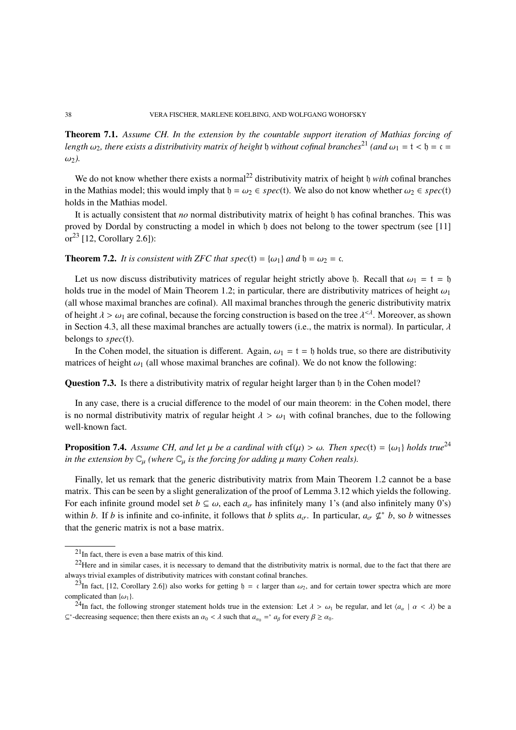**Theorem 7.1.** *Assume CH. In the extension by the countable support iteration of Mathias forcing of length $\omega_2$, there exists a distributivity matrix of height $\mathfrak{h}$ without cofinal branches*[21] *(and $\omega_1 = \mathfrak{t} < \mathfrak{h} = \mathfrak{c} = \omega_2$).*

We do not know whether there exists a normal[22] distributivity matrix of height $\mathfrak{h}$ *with* cofinal branches in the Mathias model; this would imply that $\mathfrak{h} = \omega_2 \in spec(\mathfrak{t})$. We also do not know whether $\omega_2 \in spec(\mathfrak{t})$ holds in the Mathias model.

It is actually consistent that *no* normal distributivity matrix of height $\mathfrak{h}$ has cofinal branches. This was proved by Dordal by constructing a model in which $\mathfrak{h}$ does not belong to the tower spectrum (see [11] or[23] [12, Corollary 2.6]):

**Theorem 7.2.** *It is consistent with ZFC that $spec(\mathfrak{t}) = \{\omega_1\}$ and $\mathfrak{h} = \omega_2 = \mathfrak{c}$.*

Let us now discuss distributivity matrices of regular height strictly above $\mathfrak{h}$. Recall that $\omega_1 = \mathfrak{t} = \mathfrak{h}$ holds true in the model of Main Theorem 1.2; in particular, there are distributivity matrices of height $\omega_1$ (all whose maximal branches are cofinal). All maximal branches through the generic distributivity matrix of height $\lambda > \omega_1$ are cofinal, because the forcing construction is based on the tree $\lambda^{<\lambda}$. Moreover, as shown in Section 4.3, all these maximal branches are actually towers (i.e., the matrix is normal). In particular, $\lambda$ belongs to $spec(\mathfrak{t})$.

In the Cohen model, the situation is different. Again, $\omega_1 = \mathfrak{t} = \mathfrak{h}$ holds true, so there are distributivity matrices of height $\omega_1$ (all whose maximal branches are cofinal). We do not know the following:

**Question 7.3.** Is there a distributivity matrix of regular height larger than $\mathfrak{h}$ in the Cohen model?

In any case, there is a crucial difference to the model of our main theorem: in the Cohen model, there is no normal distributivity matrix of regular height $\lambda > \omega_1$ with cofinal branches, due to the following well-known fact.

**Proposition 7.4.** *Assume CH, and let $\mu$ be a cardinal with $\mathrm{cf}(\mu) > \omega$. Then $spec(\mathfrak{t}) = \{\omega_1\}$ holds true*[24] *in the extension by $\mathbb{C}_\mu$ (where $\mathbb{C}_\mu$ is the forcing for adding $\mu$ many Cohen reals).*

Finally, let us remark that the generic distributivity matrix from Main Theorem 1.2 cannot be a base matrix. This can be seen by a slight generalization of the proof of Lemma 3.12 which yields the following. For each infinite ground model set $b \subseteq \omega$, each $a_\sigma$ has infinitely many 1's (and also infinitely many 0's) within $b$. If $b$ is infinite and co-infinite, it follows that $b$ splits $a_\sigma$. In particular, $a_\sigma \not\subseteq^* b$, so $b$ witnesses that the generic matrix is not a base matrix.

---

[21] In fact, there is even a base matrix of this kind.

[22] Here and in similar cases, it is necessary to demand that the distributivity matrix is normal, due to the fact that there are always trivial examples of distributivity matrices with constant cofinal branches.

[23] In fact, [12, Corollary 2.6]) also works for getting $\mathfrak{h} = \mathfrak{c}$ larger than $\omega_2$, and for certain tower spectra which are more complicated than $\{\omega_1\}$.

[24] In fact, the following stronger statement holds true in the extension: Let $\lambda > \omega_1$ be regular, and let $\langle a_\alpha \mid \alpha < \lambda \rangle$ be a $\subseteq^*$-decreasing sequence; then there exists an $\alpha_0 < \lambda$ such that $a_{\alpha_0} =^* a_\beta$ for every $\beta \geq \alpha_0$.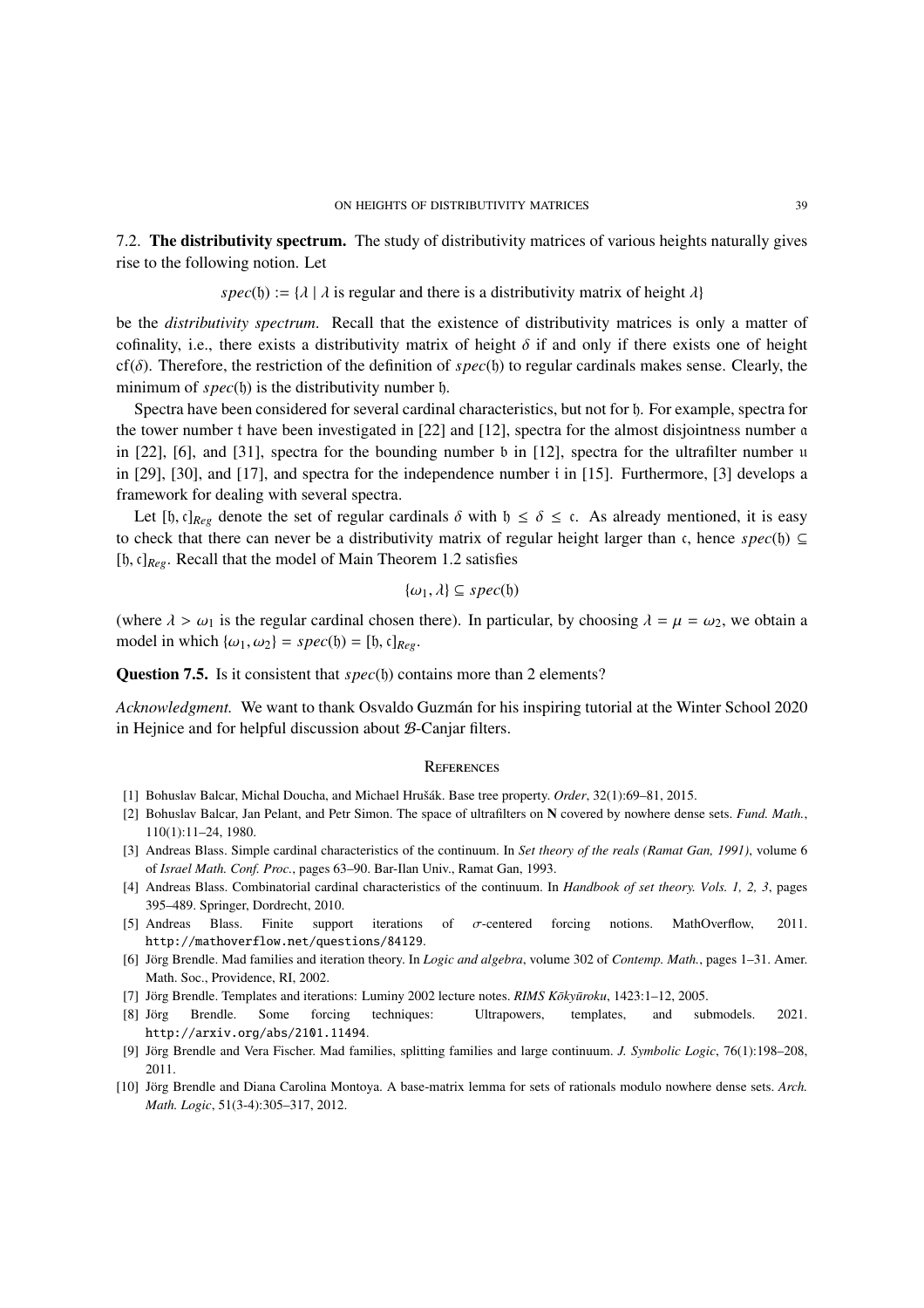### 7.2. The distributivity spectrum.

The study of distributivity matrices of various heights naturally gives rise to the following notion. Let

$$spec(\mathfrak{h}) := \{\lambda \mid \lambda \text{ is regular and there is a distributivity matrix of height } \lambda\}$$

be the *distributivity spectrum*. Recall that the existence of distributivity matrices is only a matter of cofinality, i.e., there exists a distributivity matrix of height $\delta$ if and only if there exists one of height $\mathrm{cf}(\delta)$. Therefore, the restriction of the definition of $spec(\mathfrak{h})$ to regular cardinals makes sense. Clearly, the minimum of $spec(\mathfrak{h})$ is the distributivity number $\mathfrak{h}$.

Spectra have been considered for several cardinal characteristics, but not for $\mathfrak{h}$. For example, spectra for the tower number $\mathfrak{t}$ have been investigated in [22] and [12], spectra for the almost disjointness number $\mathfrak{a}$ in [22], [6], and [31], spectra for the bounding number $\mathfrak{b}$ in [12], spectra for the ultrafilter number $\mathfrak{u}$ in [29], [30], and [17], and spectra for the independence number $\mathfrak{i}$ in [15]. Furthermore, [3] develops a framework for dealing with several spectra.

Let $[\mathfrak{h}, \mathfrak{c}]_{Reg}$ denote the set of regular cardinals $\delta$ with $\mathfrak{h} \leq \delta \leq \mathfrak{c}$. As already mentioned, it is easy to check that there can never be a distributivity matrix of regular height larger than $\mathfrak{c}$, hence $spec(\mathfrak{h}) \subseteq [\mathfrak{h}, \mathfrak{c}]_{Reg}$. Recall that the model of Main Theorem 1.2 satisfies

$$\{\omega_1, \lambda\} \subseteq spec(\mathfrak{h})$$

(where $\lambda > \omega_1$ is the regular cardinal chosen there). In particular, by choosing $\lambda = \mu = \omega_2$, we obtain a model in which $\{\omega_1, \omega_2\} = spec(\mathfrak{h}) = [\mathfrak{h}, \mathfrak{c}]_{Reg}$.

**Question 7.5.** Is it consistent that $spec(\mathfrak{h})$ contains more than 2 elements?

*Acknowledgment.* We want to thank Osvaldo Guzmán for his inspiring tutorial at the Winter School 2020 in Hejnice and for helpful discussion about $\mathcal{B}$-Canjar filters.

## References

[1] Bohuslav Balcar, Michal Doucha, and Michael Hrušák. Base tree property. *Order*, 32(1):69–81, 2015.

[2] Bohuslav Balcar, Jan Pelant, and Petr Simon. The space of ultrafilters on **N** covered by nowhere dense sets. *Fund. Math.*, 110(1):11–24, 1980.

[3] Andreas Blass. Simple cardinal characteristics of the continuum. In *Set theory of the reals (Ramat Gan, 1991)*, volume 6 of *Israel Math. Conf. Proc.*, pages 63–90. Bar-Ilan Univ., Ramat Gan, 1993.

[4] Andreas Blass. Combinatorial cardinal characteristics of the continuum. In *Handbook of set theory. Vols. 1, 2, 3*, pages 395–489. Springer, Dordrecht, 2010.

[5] Andreas Blass. Finite support iterations of $\sigma$-centered forcing notions. MathOverflow, 2011. http://mathoverflow.net/questions/84129.

[6] Jörg Brendle. Mad families and iteration theory. In *Logic and algebra*, volume 302 of *Contemp. Math.*, pages 1–31. Amer. Math. Soc., Providence, RI, 2002.

[7] Jörg Brendle. Templates and iterations: Luminy 2002 lecture notes. *RIMS Kōkyūroku*, 1423:1–12, 2005.

[8] Jörg Brendle. Some forcing techniques: Ultrapowers, templates, and submodels. 2021. http://arxiv.org/abs/2101.11494.

[9] Jörg Brendle and Vera Fischer. Mad families, splitting families and large continuum. *J. Symbolic Logic*, 76(1):198–208, 2011.

[10] Jörg Brendle and Diana Carolina Montoya. A base-matrix lemma for sets of rationals modulo nowhere dense sets. *Arch. Math. Logic*, 51(3-4):305–317, 2012.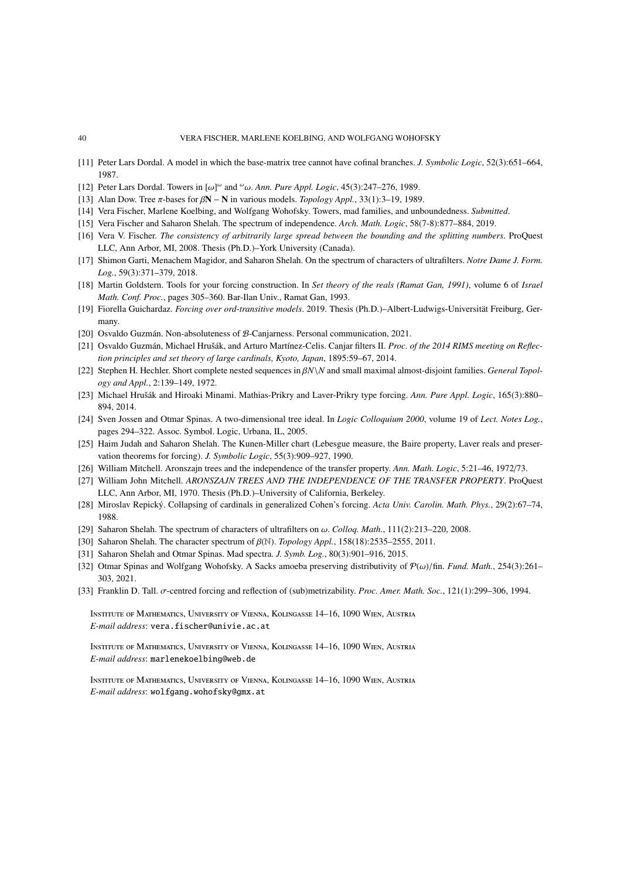[11] Peter Lars Dordal. A model in which the base-matrix tree cannot have cofinal branches. *J. Symbolic Logic*, 52(3):651–664, 1987.

[12] Peter Lars Dordal. Towers in $[\omega]^\omega$ and ${}^\omega\omega$. *Ann. Pure Appl. Logic*, 45(3):247–276, 1989.

[13] Alan Dow. Tree $\pi$-bases for $\beta\mathbf{N} - \mathbf{N}$ in various models. *Topology Appl.*, 33(1):3–19, 1989.

[14] Vera Fischer, Marlene Koelbing, and Wolfgang Wohofsky. Towers, mad families, and unboundedness. *Submitted*.

[15] Vera Fischer and Saharon Shelah. The spectrum of independence. *Arch. Math. Logic*, 58(7-8):877–884, 2019.

[16] Vera V. Fischer. *The consistency of arbitrarily large spread between the bounding and the splitting numbers*. ProQuest LLC, Ann Arbor, MI, 2008. Thesis (Ph.D.)–York University (Canada).

[17] Shimon Garti, Menachem Magidor, and Saharon Shelah. On the spectrum of characters of ultrafilters. *Notre Dame J. Form. Log.*, 59(3):371–379, 2018.

[18] Martin Goldstern. Tools for your forcing construction. In *Set theory of the reals (Ramat Gan, 1991)*, volume 6 of *Israel Math. Conf. Proc.*, pages 305–360. Bar-Ilan Univ., Ramat Gan, 1993.

[19] Fiorella Guichardaz. *Forcing over ord-transitive models*. 2019. Thesis (Ph.D.)–Albert-Ludwigs-Universität Freiburg, Germany.

[20] Osvaldo Guzmán. Non-absoluteness of $\mathcal{B}$-Canjarness. Personal communication, 2021.

[21] Osvaldo Guzmán, Michael Hrušák, and Arturo Martínez-Celis. Canjar filters II. *Proc. of the 2014 RIMS meeting on Reflection principles and set theory of large cardinals, Kyoto, Japan*, 1895:59–67, 2014.

[22] Stephen H. Hechler. Short complete nested sequences in $\beta N\backslash N$ and small maximal almost-disjoint families. *General Topology and Appl.*, 2:139–149, 1972.

[23] Michael Hrušák and Hiroaki Minami. Mathias-Prikry and Laver-Prikry type forcing. *Ann. Pure Appl. Logic*, 165(3):880–894, 2014.

[24] Sven Jossen and Otmar Spinas. A two-dimensional tree ideal. In *Logic Colloquium 2000*, volume 19 of *Lect. Notes Log.*, pages 294–322. Assoc. Symbol. Logic, Urbana, IL, 2005.

[25] Haim Judah and Saharon Shelah. The Kunen-Miller chart (Lebesgue measure, the Baire property, Laver reals and preservation theorems for forcing). *J. Symbolic Logic*, 55(3):909–927, 1990.

[26] William Mitchell. Aronszajn trees and the independence of the transfer property. *Ann. Math. Logic*, 5:21–46, 1972/73.

[27] William John Mitchell. *ARONSZAJN TREES AND THE INDEPENDENCE OF THE TRANSFER PROPERTY*. ProQuest LLC, Ann Arbor, MI, 1970. Thesis (Ph.D.)–University of California, Berkeley.

[28] Miroslav Repický. Collapsing of cardinals in generalized Cohen's forcing. *Acta Univ. Carolin. Math. Phys.*, 29(2):67–74, 1988.

[29] Saharon Shelah. The spectrum of characters of ultrafilters on $\omega$. *Colloq. Math.*, 111(2):213–220, 2008.

[30] Saharon Shelah. The character spectrum of $\beta(\mathbb{N})$. *Topology Appl.*, 158(18):2535–2555, 2011.

[31] Saharon Shelah and Otmar Spinas. Mad spectra. *J. Symb. Log.*, 80(3):901–916, 2015.

[32] Otmar Spinas and Wolfgang Wohofsky. A Sacks amoeba preserving distributivity of $\mathcal{P}(\omega)/\text{fin}$. *Fund. Math.*, 254(3):261–303, 2021.

[33] Franklin D. Tall. $\sigma$-centred forcing and reflection of (sub)metrizability. *Proc. Amer. Math. Soc.*, 121(1):299–306, 1994.

Institute of Mathematics, University of Vienna, Kolingasse 14–16, 1090 Wien, Austria
*E-mail address*: vera.fischer@univie.ac.at

Institute of Mathematics, University of Vienna, Kolingasse 14–16, 1090 Wien, Austria
*E-mail address*: marlenekoelbing@web.de

Institute of Mathematics, University of Vienna, Kolingasse 14–16, 1090 Wien, Austria
*E-mail address*: wolfgang.wohofsky@gmx.at